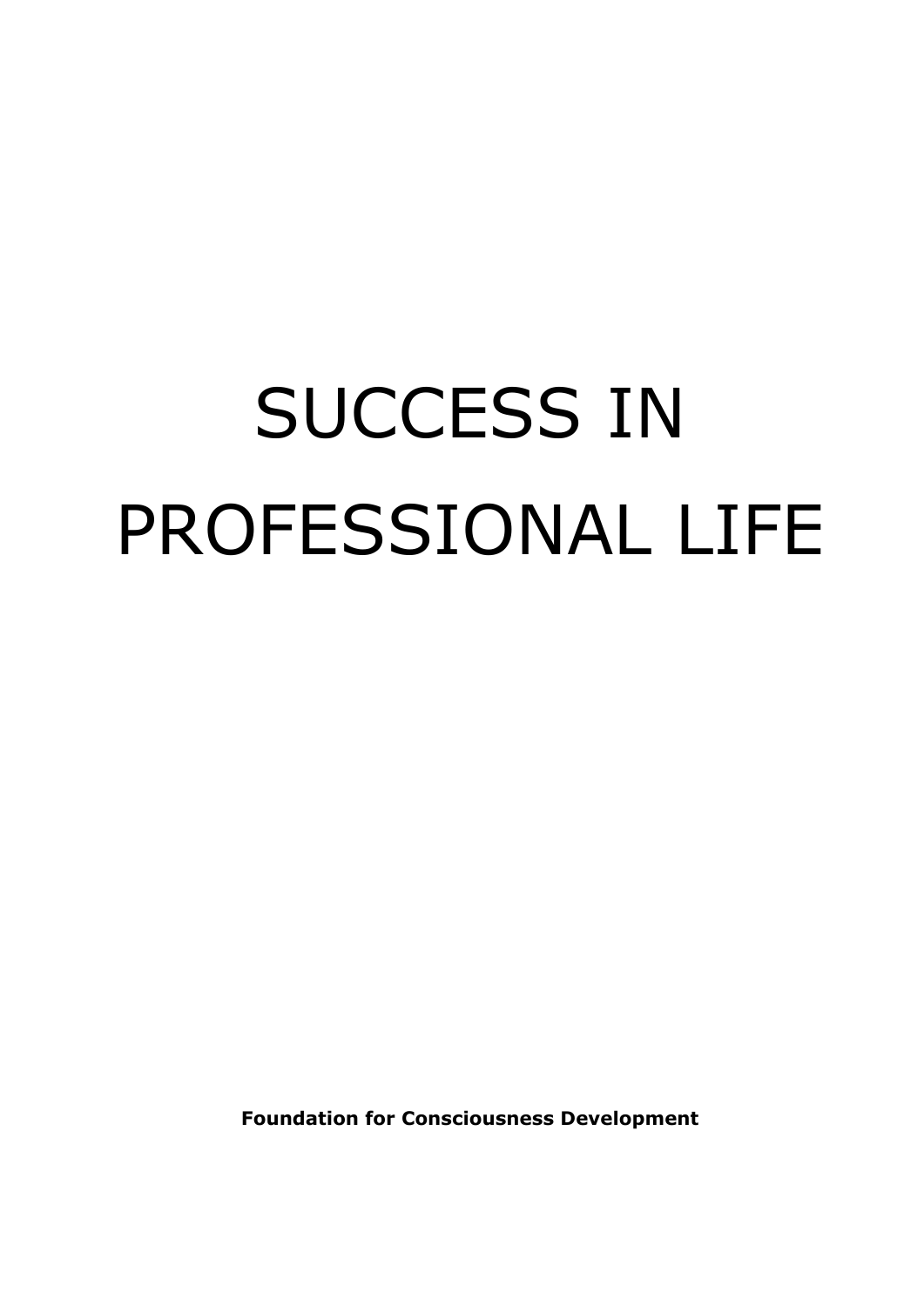# SUCCESS IN PROFESSIONAL LIFE

**Foundation for Consciousness Development**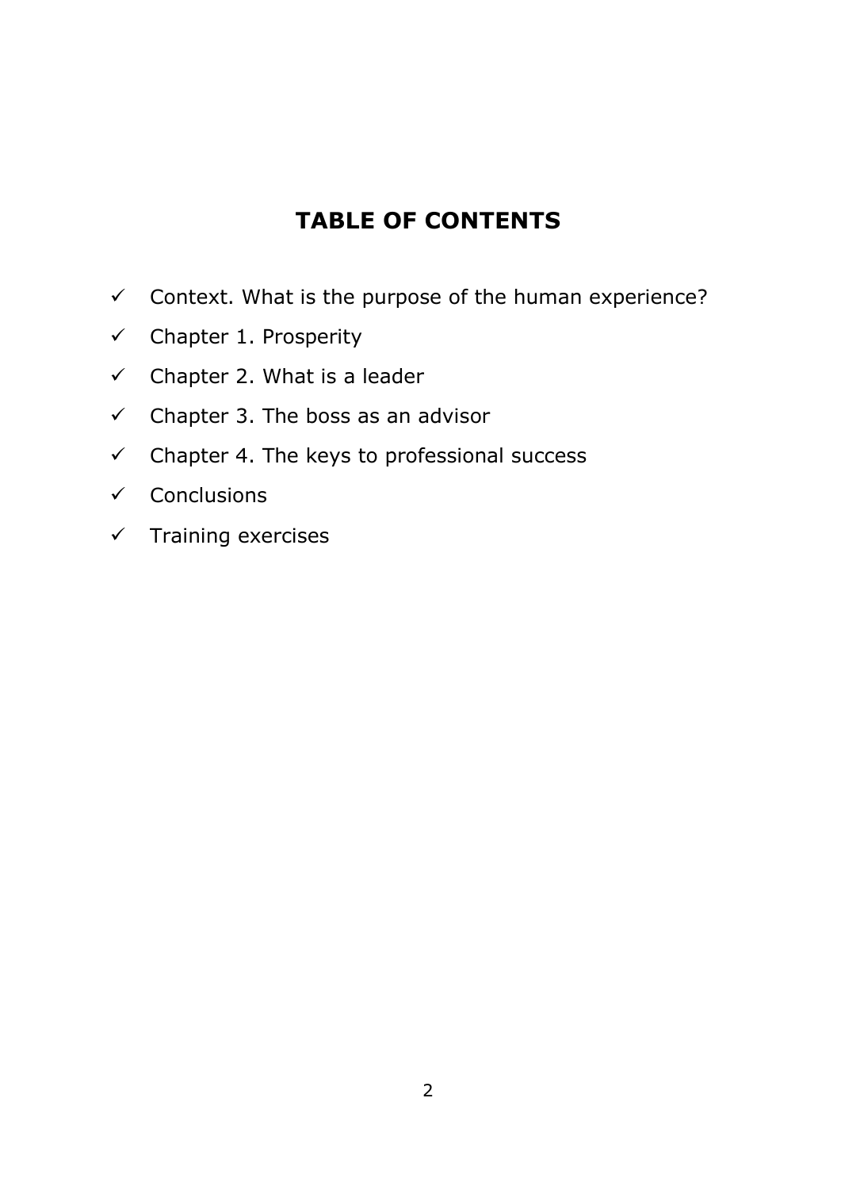# TABLE OF CONTENTS

- ✓ Context. What is the purpose of the human experience?
- ✓ Chapter 1. Prosperity
- ✓ Chapter 2. What is a leader
- ✓ Chapter 3. The boss as an advisor
- ✓ Chapter 4. The keys to professional success
- ✓ Conclusions
- ✓ Training exercises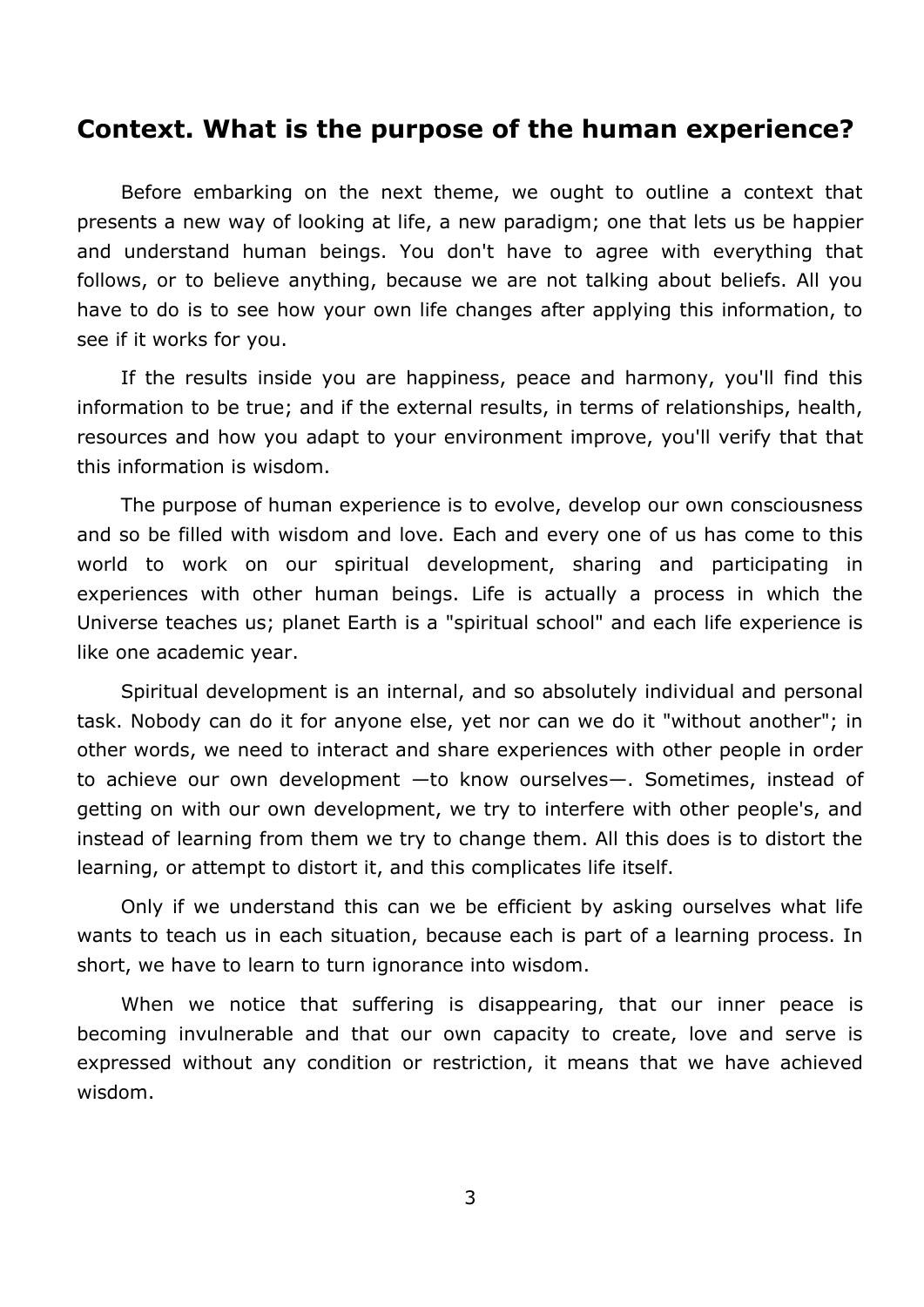## Context. What is the purpose of the human experience?

Before embarking on the next theme, we ought to outline a context that presents a new way of looking at life, a new paradigm; one that lets us be happier and understand human beings. You don't have to agree with everything that follows, or to believe anything, because we are not talking about beliefs. All you have to do is to see how your own life changes after applying this information, to see if it works for you.

If the results inside you are happiness, peace and harmony, you'll find this information to be true; and if the external results, in terms of relationships, health, resources and how you adapt to your environment improve, you'll verify that that this information is wisdom.

The purpose of human experience is to evolve, develop our own consciousness and so be filled with wisdom and love. Each and every one of us has come to this world to work on our spiritual development, sharing and participating in experiences with other human beings. Life is actually a process in which the Universe teaches us; planet Earth is a "spiritual school" and each life experience is like one academic year.

Spiritual development is an internal, and so absolutely individual and personal task. Nobody can do it for anyone else, yet nor can we do it "without another"; in other words, we need to interact and share experiences with other people in order to achieve our own development —to know ourselves—. Sometimes, instead of getting on with our own development, we try to interfere with other people's, and instead of learning from them we try to change them. All this does is to distort the learning, or attempt to distort it, and this complicates life itself.

Only if we understand this can we be efficient by asking ourselves what life wants to teach us in each situation, because each is part of a learning process. In short, we have to learn to turn ignorance into wisdom.

When we notice that suffering is disappearing, that our inner peace is becoming invulnerable and that our own capacity to create, love and serve is expressed without any condition or restriction, it means that we have achieved wisdom.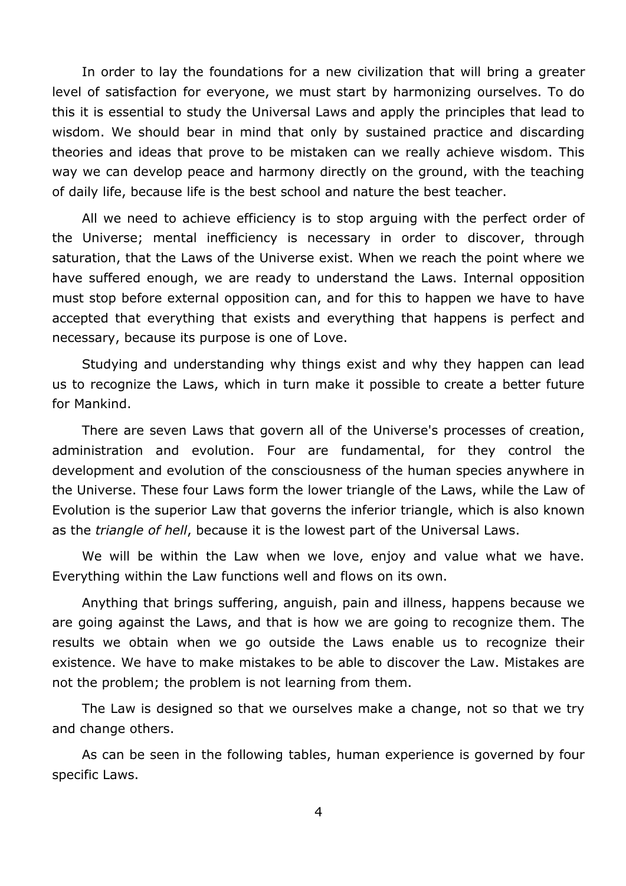In order to lay the foundations for a new civilization that will bring a greater level of satisfaction for everyone, we must start by harmonizing ourselves. To do this it is essential to study the Universal Laws and apply the principles that lead to wisdom. We should bear in mind that only by sustained practice and discarding theories and ideas that prove to be mistaken can we really achieve wisdom. This way we can develop peace and harmony directly on the ground, with the teaching of daily life, because life is the best school and nature the best teacher.

All we need to achieve efficiency is to stop arguing with the perfect order of the Universe; mental inefficiency is necessary in order to discover, through saturation, that the Laws of the Universe exist. When we reach the point where we have suffered enough, we are ready to understand the Laws. Internal opposition must stop before external opposition can, and for this to happen we have to have accepted that everything that exists and everything that happens is perfect and necessary, because its purpose is one of Love.

Studying and understanding why things exist and why they happen can lead us to recognize the Laws, which in turn make it possible to create a better future for Mankind.

There are seven Laws that govern all of the Universe's processes of creation, administration and evolution. Four are fundamental, for they control the development and evolution of the consciousness of the human species anywhere in the Universe. These four Laws form the lower triangle of the Laws, while the Law of Evolution is the superior Law that governs the inferior triangle, which is also known as the *triangle of hell*, because it is the lowest part of the Universal Laws.

We will be within the Law when we love, enjoy and value what we have. Everything within the Law functions well and flows on its own.

Anything that brings suffering, anguish, pain and illness, happens because we are going against the Laws, and that is how we are going to recognize them. The results we obtain when we go outside the Laws enable us to recognize their existence. We have to make mistakes to be able to discover the Law. Mistakes are not the problem; the problem is not learning from them.

The Law is designed so that we ourselves make a change, not so that we try and change others.

As can be seen in the following tables, human experience is governed by four specific Laws.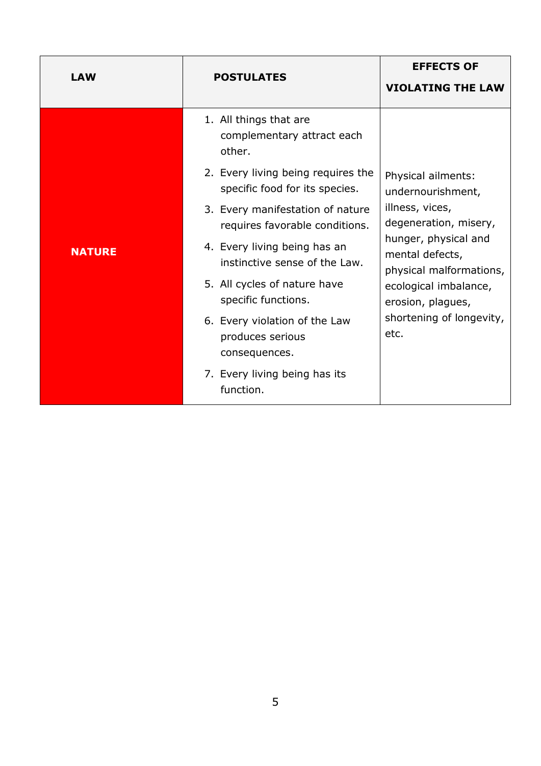| LAW | POSTULATES | EFFECTS OF VIOLATING THE LAW |
|---|---|---|
| **NATURE** | 1. All things that are complementary attract each other.<br>2. Every living being requires the specific food for its species.<br>3. Every manifestation of nature requires favorable conditions.<br>4. Every living being has an instinctive sense of the Law.<br>5. All cycles of nature have specific functions.<br>6. Every violation of the Law produces serious consequences.<br>7. Every living being has its function. | Physical ailments: undernourishment, illness, vices, degeneration, misery, hunger, physical and mental defects, physical malformations, ecological imbalance, erosion, plagues, shortening of longevity, etc. |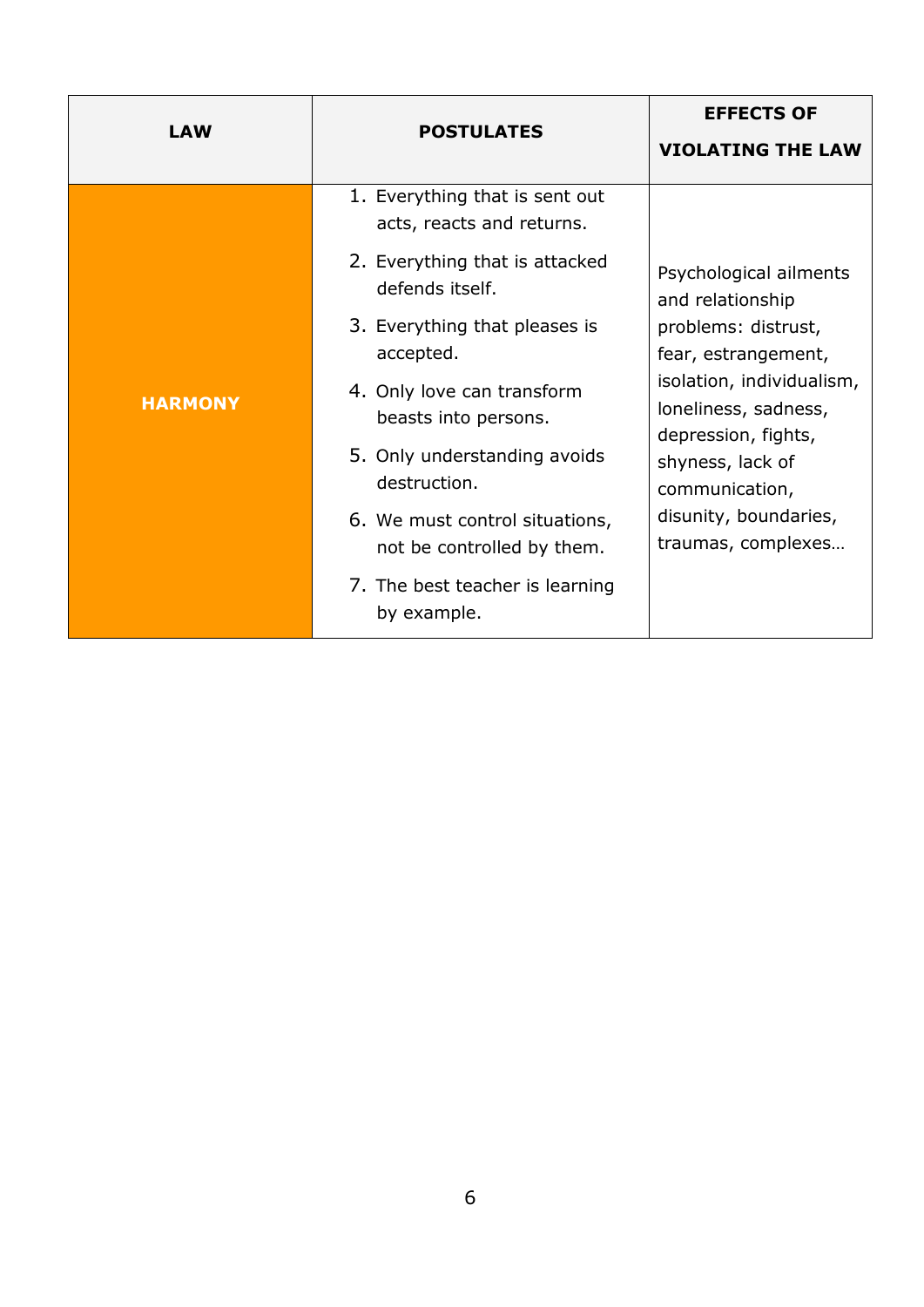| LAW | POSTULATES | EFFECTS OF VIOLATING THE LAW |
| --- | --- | --- |
| **HARMONY** | 1. Everything that is sent out acts, reacts and returns.<br>2. Everything that is attacked defends itself.<br>3. Everything that pleases is accepted.<br>4. Only love can transform beasts into persons.<br>5. Only understanding avoids destruction.<br>6. We must control situations, not be controlled by them.<br>7. The best teacher is learning by example. | Psychological ailments and relationship problems: distrust, fear, estrangement, isolation, individualism, loneliness, sadness, depression, fights, shyness, lack of communication, disunity, boundaries, traumas, complexes… |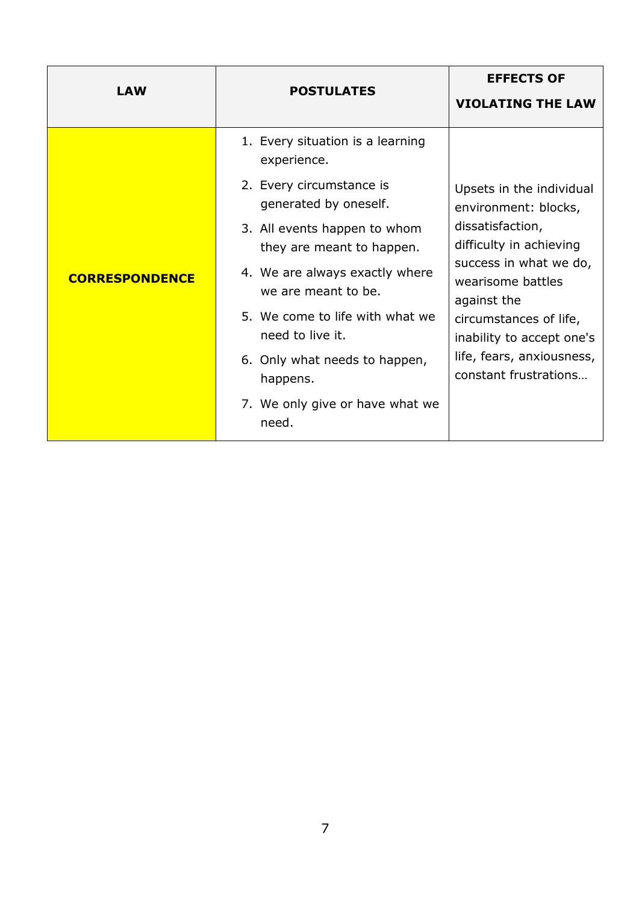| LAW | POSTULATES | EFFECTS OF VIOLATING THE LAW |
|---|---|---|
| **CORRESPONDENCE** | 1. Every situation is a learning experience.<br>2. Every circumstance is generated by oneself.<br>3. All events happen to whom they are meant to happen.<br>4. We are always exactly where we are meant to be.<br>5. We come to life with what we need to live it.<br>6. Only what needs to happen, happens.<br>7. We only give or have what we need. | Upsets in the individual environment: blocks, dissatisfaction, difficulty in achieving success in what we do, wearisome battles against the circumstances of life, inability to accept one's life, fears, anxiousness, constant frustrations… |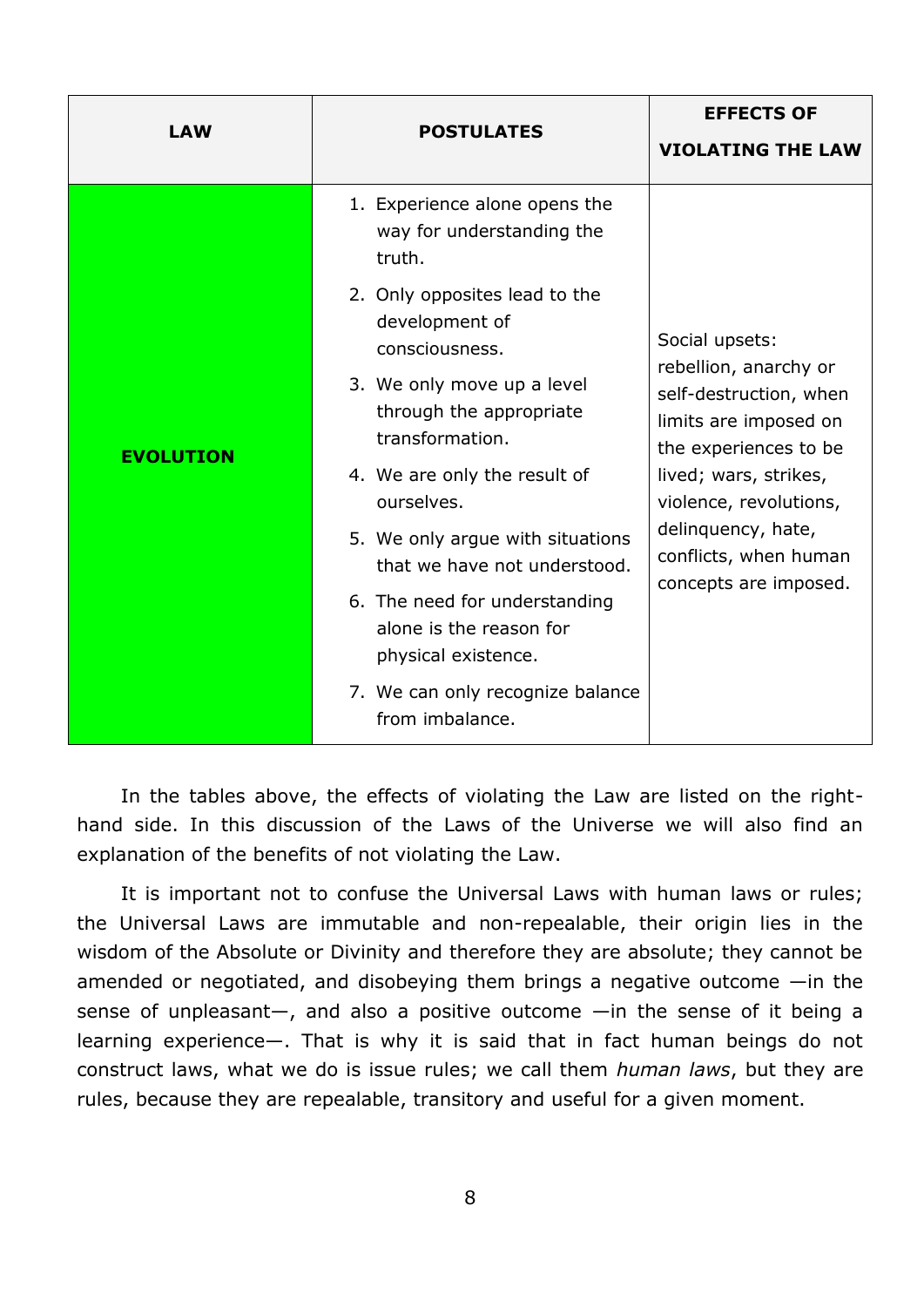| LAW | POSTULATES | EFFECTS OF VIOLATING THE LAW |
|---|---|---|
| **EVOLUTION** | 1. Experience alone opens the way for understanding the truth.<br>2. Only opposites lead to the development of consciousness.<br>3. We only move up a level through the appropriate transformation.<br>4. We are only the result of ourselves.<br>5. We only argue with situations that we have not understood.<br>6. The need for understanding alone is the reason for physical existence.<br>7. We can only recognize balance from imbalance. | Social upsets: rebellion, anarchy or self-destruction, when limits are imposed on the experiences to be lived; wars, strikes, violence, revolutions, delinquency, hate, conflicts, when human concepts are imposed. |

In the tables above, the effects of violating the Law are listed on the right-hand side. In this discussion of the Laws of the Universe we will also find an explanation of the benefits of not violating the Law.

It is important not to confuse the Universal Laws with human laws or rules; the Universal Laws are immutable and non-repealable, their origin lies in the wisdom of the Absolute or Divinity and therefore they are absolute; they cannot be amended or negotiated, and disobeying them brings a negative outcome —in the sense of unpleasant—, and also a positive outcome —in the sense of it being a learning experience—. That is why it is said that in fact human beings do not construct laws, what we do is issue rules; we call them *human laws*, but they are rules, because they are repealable, transitory and useful for a given moment.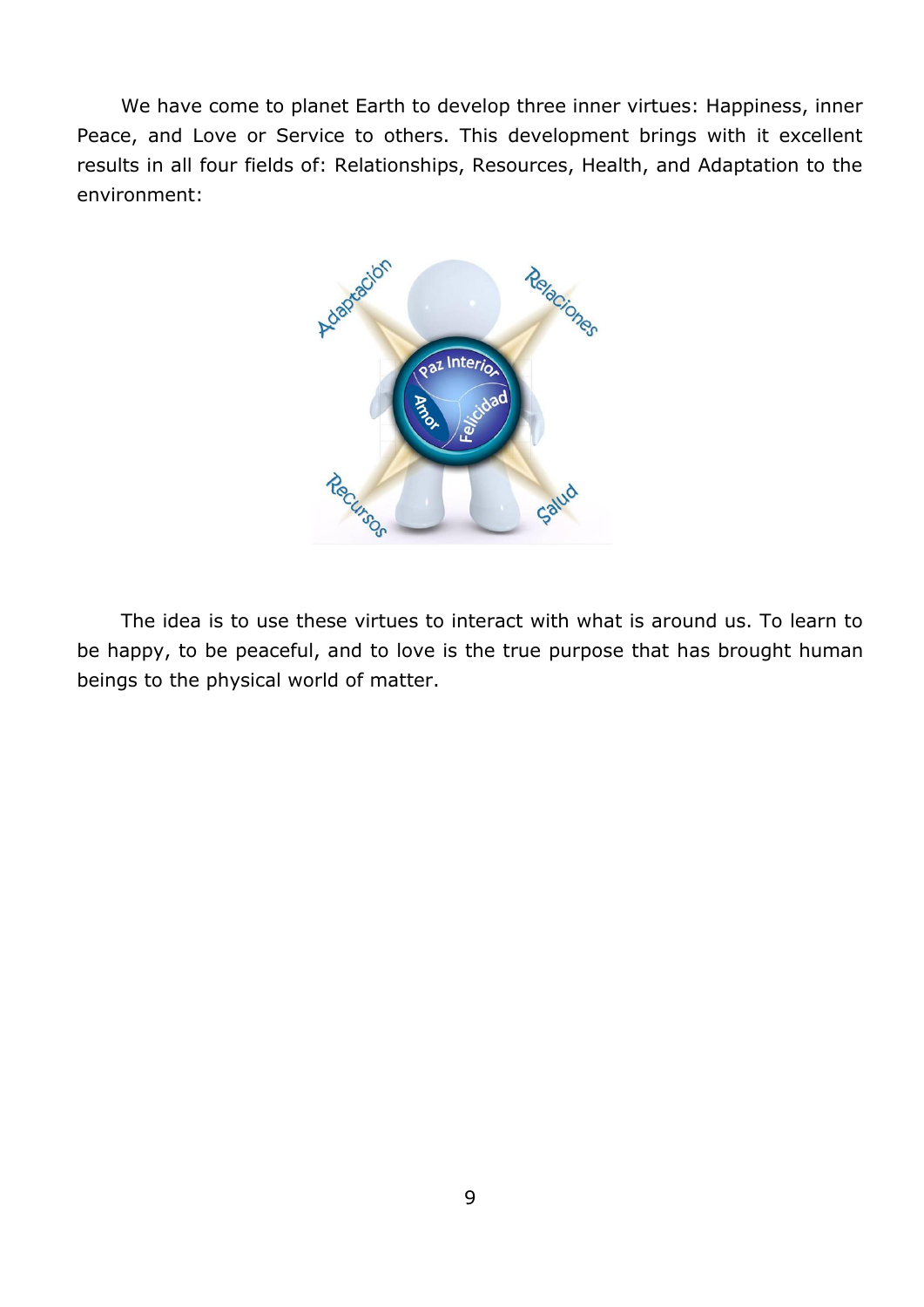We have come to planet Earth to develop three inner virtues: Happiness, inner Peace, and Love or Service to others. This development brings with it excellent results in all four fields of: Relationships, Resources, Health, and Adaptation to the environment:

Adaptación
Relaciones
Paz Interior
Amor
Felicidad
Recursos
Salud

The idea is to use these virtues to interact with what is around us. To learn to be happy, to be peaceful, and to love is the true purpose that has brought human beings to the physical world of matter.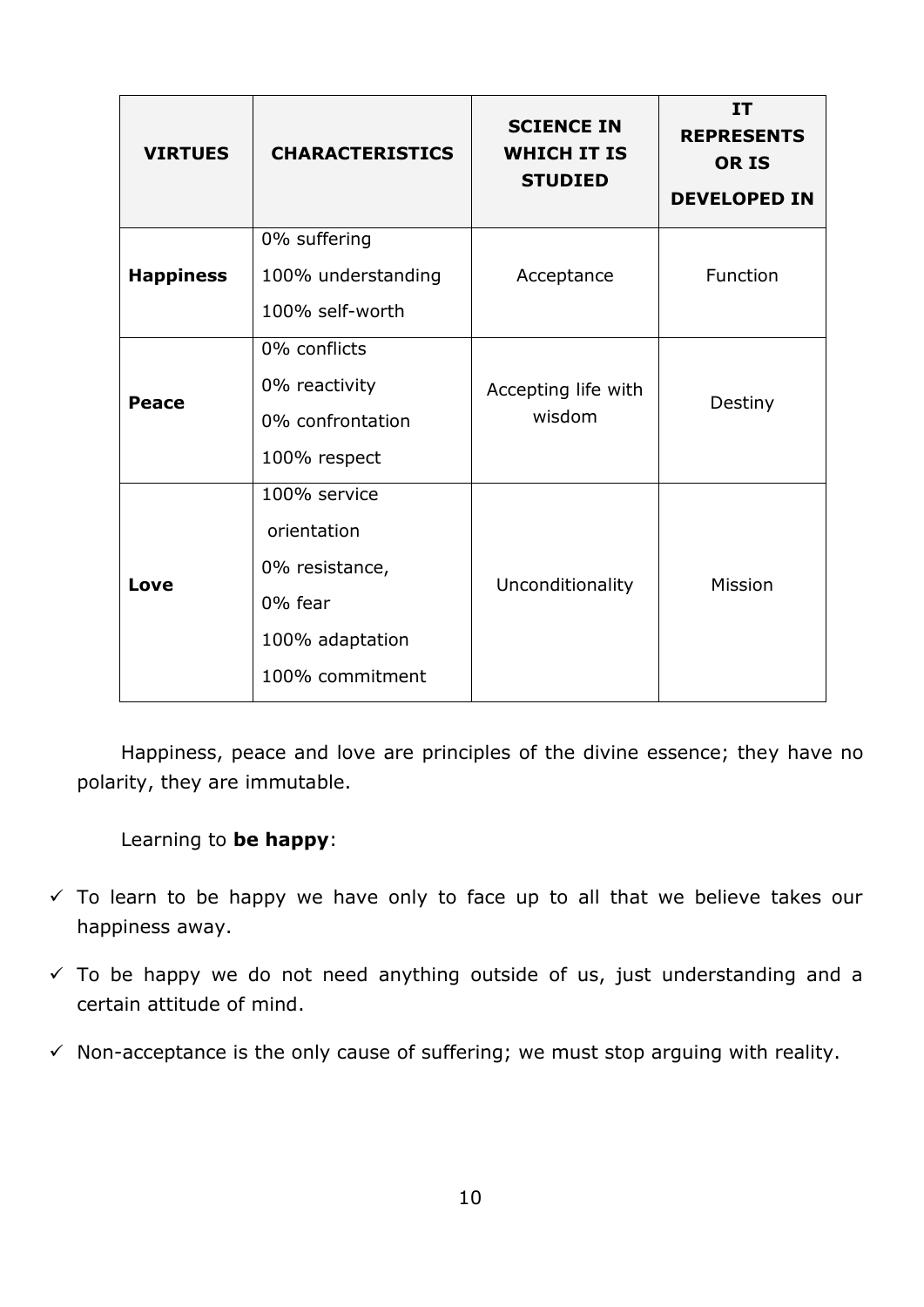| VIRTUES | CHARACTERISTICS | SCIENCE IN WHICH IT IS STUDIED | IT REPRESENTS OR IS DEVELOPED IN |
|---|---|---|---|
| **Happiness** | 0% suffering<br>100% understanding<br>100% self-worth | Acceptance | Function |
| **Peace** | 0% conflicts<br>0% reactivity<br>0% confrontation<br>100% respect | Accepting life with wisdom | Destiny |
| **Love** | 100% service orientation<br>0% resistance,<br>0% fear<br>100% adaptation<br>100% commitment | Unconditionality | Mission |

Happiness, peace and love are principles of the divine essence; they have no polarity, they are immutable.

Learning to **be happy**:

- ✓ To learn to be happy we have only to face up to all that we believe takes our happiness away.
- ✓ To be happy we do not need anything outside of us, just understanding and a certain attitude of mind.
- ✓ Non-acceptance is the only cause of suffering; we must stop arguing with reality.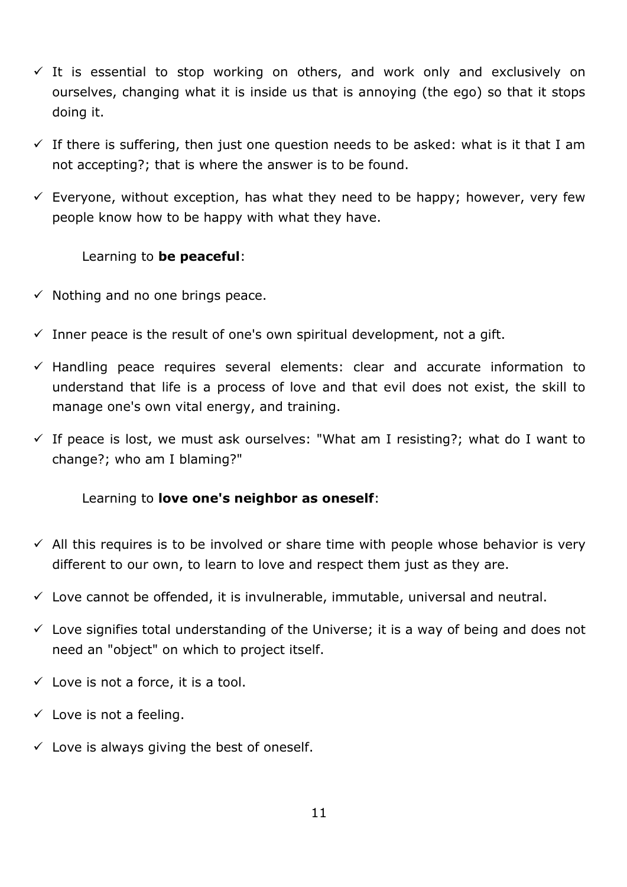- ✓ It is essential to stop working on others, and work only and exclusively on ourselves, changing what it is inside us that is annoying (the ego) so that it stops doing it.
- ✓ If there is suffering, then just one question needs to be asked: what is it that I am not accepting?; that is where the answer is to be found.
- ✓ Everyone, without exception, has what they need to be happy; however, very few people know how to be happy with what they have.

Learning to **be peaceful**:

- ✓ Nothing and no one brings peace.
- ✓ Inner peace is the result of one's own spiritual development, not a gift.
- ✓ Handling peace requires several elements: clear and accurate information to understand that life is a process of love and that evil does not exist, the skill to manage one's own vital energy, and training.
- ✓ If peace is lost, we must ask ourselves: "What am I resisting?; what do I want to change?; who am I blaming?"

Learning to **love one's neighbor as oneself**:

- ✓ All this requires is to be involved or share time with people whose behavior is very different to our own, to learn to love and respect them just as they are.
- ✓ Love cannot be offended, it is invulnerable, immutable, universal and neutral.
- ✓ Love signifies total understanding of the Universe; it is a way of being and does not need an "object" on which to project itself.
- ✓ Love is not a force, it is a tool.
- ✓ Love is not a feeling.
- ✓ Love is always giving the best of oneself.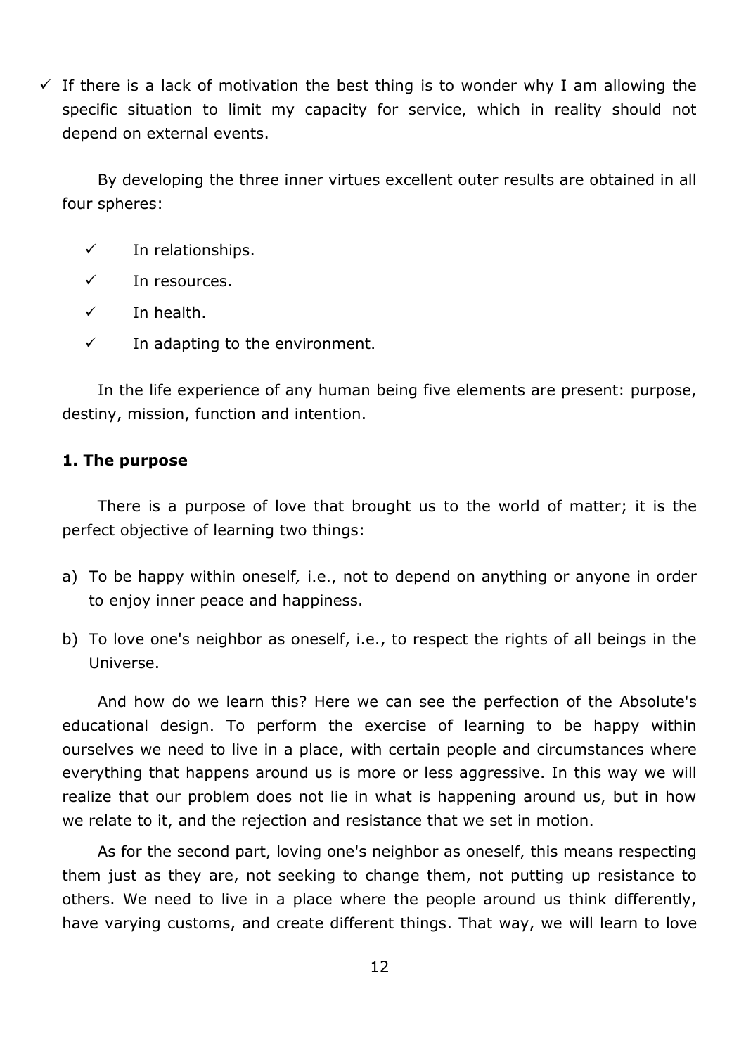- ✓ If there is a lack of motivation the best thing is to wonder why I am allowing the specific situation to limit my capacity for service, which in reality should not depend on external events.

By developing the three inner virtues excellent outer results are obtained in all four spheres:

- ✓ In relationships.
- ✓ In resources.
- ✓ In health.
- ✓ In adapting to the environment.

In the life experience of any human being five elements are present: purpose, destiny, mission, function and intention.

**1. The purpose**

There is a purpose of love that brought us to the world of matter; it is the perfect objective of learning two things:

a) To be happy within oneself, i.e., not to depend on anything or anyone in order to enjoy inner peace and happiness.

b) To love one's neighbor as oneself, i.e., to respect the rights of all beings in the Universe.

And how do we learn this? Here we can see the perfection of the Absolute's educational design. To perform the exercise of learning to be happy within ourselves we need to live in a place, with certain people and circumstances where everything that happens around us is more or less aggressive. In this way we will realize that our problem does not lie in what is happening around us, but in how we relate to it, and the rejection and resistance that we set in motion.

As for the second part, loving one's neighbor as oneself, this means respecting them just as they are, not seeking to change them, not putting up resistance to others. We need to live in a place where the people around us think differently, have varying customs, and create different things. That way, we will learn to love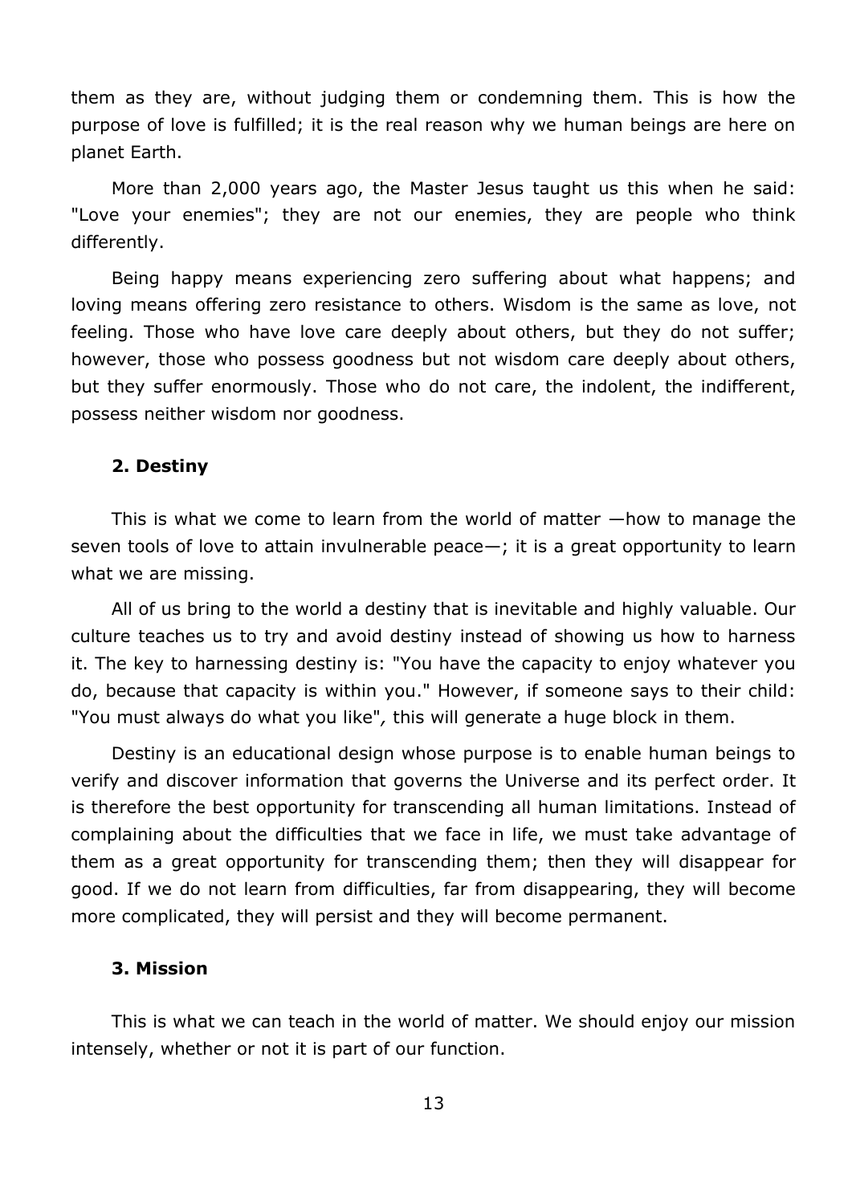them as they are, without judging them or condemning them. This is how the purpose of love is fulfilled; it is the real reason why we human beings are here on planet Earth.

More than 2,000 years ago, the Master Jesus taught us this when he said: "Love your enemies"; they are not our enemies, they are people who think differently.

Being happy means experiencing zero suffering about what happens; and loving means offering zero resistance to others. Wisdom is the same as love, not feeling. Those who have love care deeply about others, but they do not suffer; however, those who possess goodness but not wisdom care deeply about others, but they suffer enormously. Those who do not care, the indolent, the indifferent, possess neither wisdom nor goodness.

### 2. Destiny

This is what we come to learn from the world of matter —how to manage the seven tools of love to attain invulnerable peace—; it is a great opportunity to learn what we are missing.

All of us bring to the world a destiny that is inevitable and highly valuable. Our culture teaches us to try and avoid destiny instead of showing us how to harness it. The key to harnessing destiny is: "You have the capacity to enjoy whatever you do, because that capacity is within you." However, if someone says to their child: "You must always do what you like", this will generate a huge block in them.

Destiny is an educational design whose purpose is to enable human beings to verify and discover information that governs the Universe and its perfect order. It is therefore the best opportunity for transcending all human limitations. Instead of complaining about the difficulties that we face in life, we must take advantage of them as a great opportunity for transcending them; then they will disappear for good. If we do not learn from difficulties, far from disappearing, they will become more complicated, they will persist and they will become permanent.

### 3. Mission

This is what we can teach in the world of matter. We should enjoy our mission intensely, whether or not it is part of our function.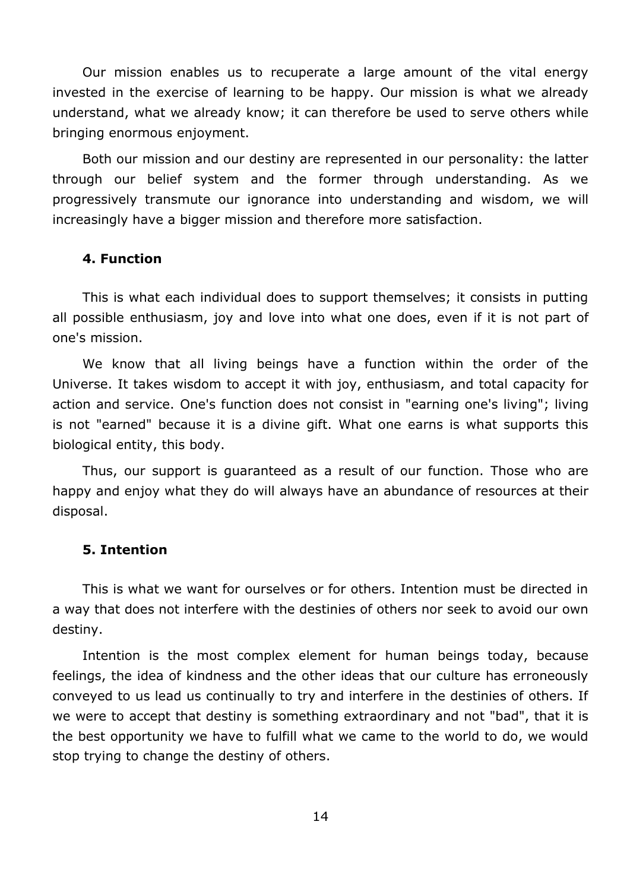Our mission enables us to recuperate a large amount of the vital energy invested in the exercise of learning to be happy. Our mission is what we already understand, what we already know; it can therefore be used to serve others while bringing enormous enjoyment.

Both our mission and our destiny are represented in our personality: the latter through our belief system and the former through understanding. As we progressively transmute our ignorance into understanding and wisdom, we will increasingly have a bigger mission and therefore more satisfaction.

### 4. Function

This is what each individual does to support themselves; it consists in putting all possible enthusiasm, joy and love into what one does, even if it is not part of one's mission.

We know that all living beings have a function within the order of the Universe. It takes wisdom to accept it with joy, enthusiasm, and total capacity for action and service. One's function does not consist in "earning one's living"; living is not "earned" because it is a divine gift. What one earns is what supports this biological entity, this body.

Thus, our support is guaranteed as a result of our function. Those who are happy and enjoy what they do will always have an abundance of resources at their disposal.

### 5. Intention

This is what we want for ourselves or for others. Intention must be directed in a way that does not interfere with the destinies of others nor seek to avoid our own destiny.

Intention is the most complex element for human beings today, because feelings, the idea of kindness and the other ideas that our culture has erroneously conveyed to us lead us continually to try and interfere in the destinies of others. If we were to accept that destiny is something extraordinary and not "bad", that it is the best opportunity we have to fulfill what we came to the world to do, we would stop trying to change the destiny of others.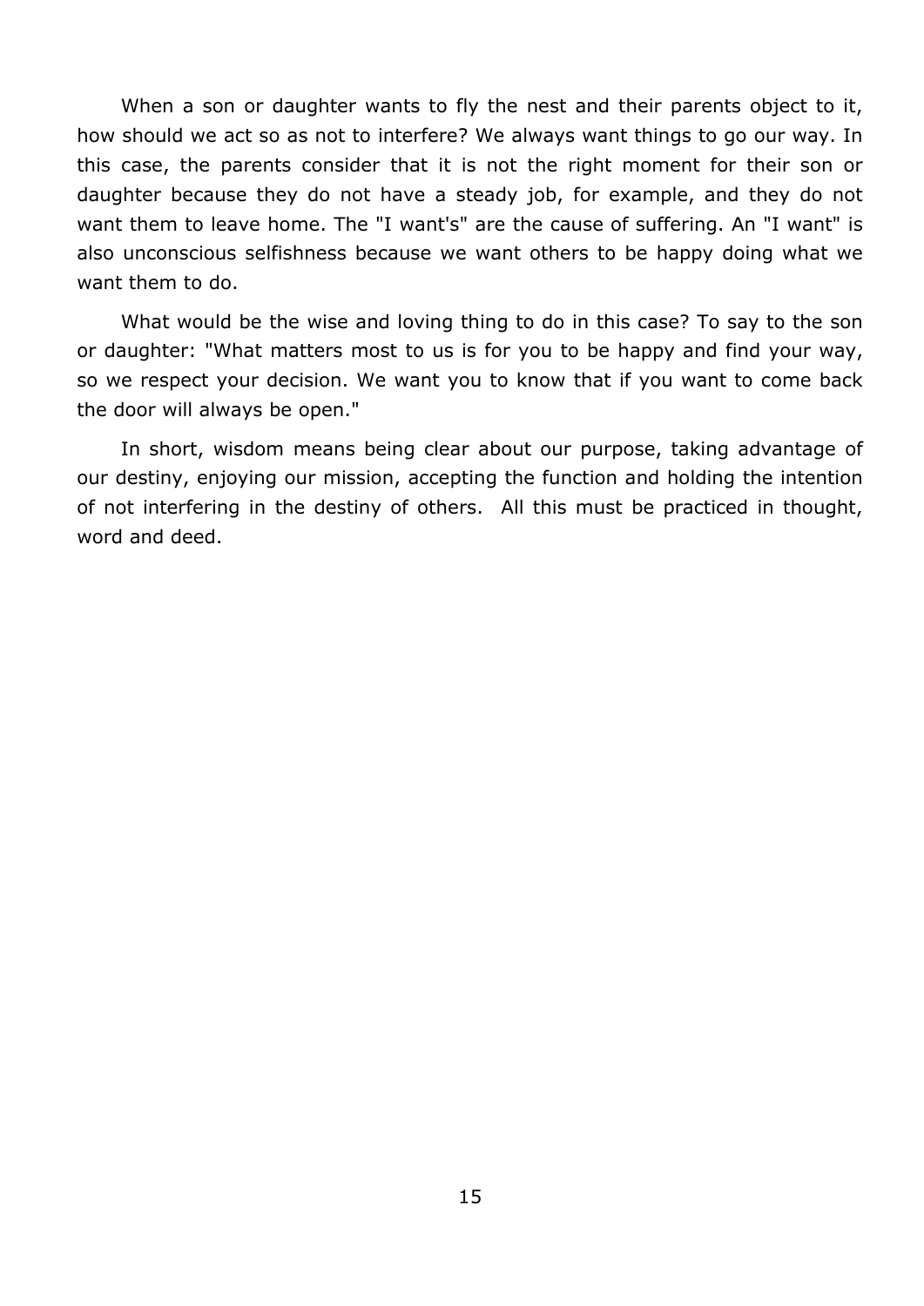When a son or daughter wants to fly the nest and their parents object to it, how should we act so as not to interfere? We always want things to go our way. In this case, the parents consider that it is not the right moment for their son or daughter because they do not have a steady job, for example, and they do not want them to leave home. The "I want's" are the cause of suffering. An "I want" is also unconscious selfishness because we want others to be happy doing what we want them to do.

What would be the wise and loving thing to do in this case? To say to the son or daughter: "What matters most to us is for you to be happy and find your way, so we respect your decision. We want you to know that if you want to come back the door will always be open."

In short, wisdom means being clear about our purpose, taking advantage of our destiny, enjoying our mission, accepting the function and holding the intention of not interfering in the destiny of others. All this must be practiced in thought, word and deed.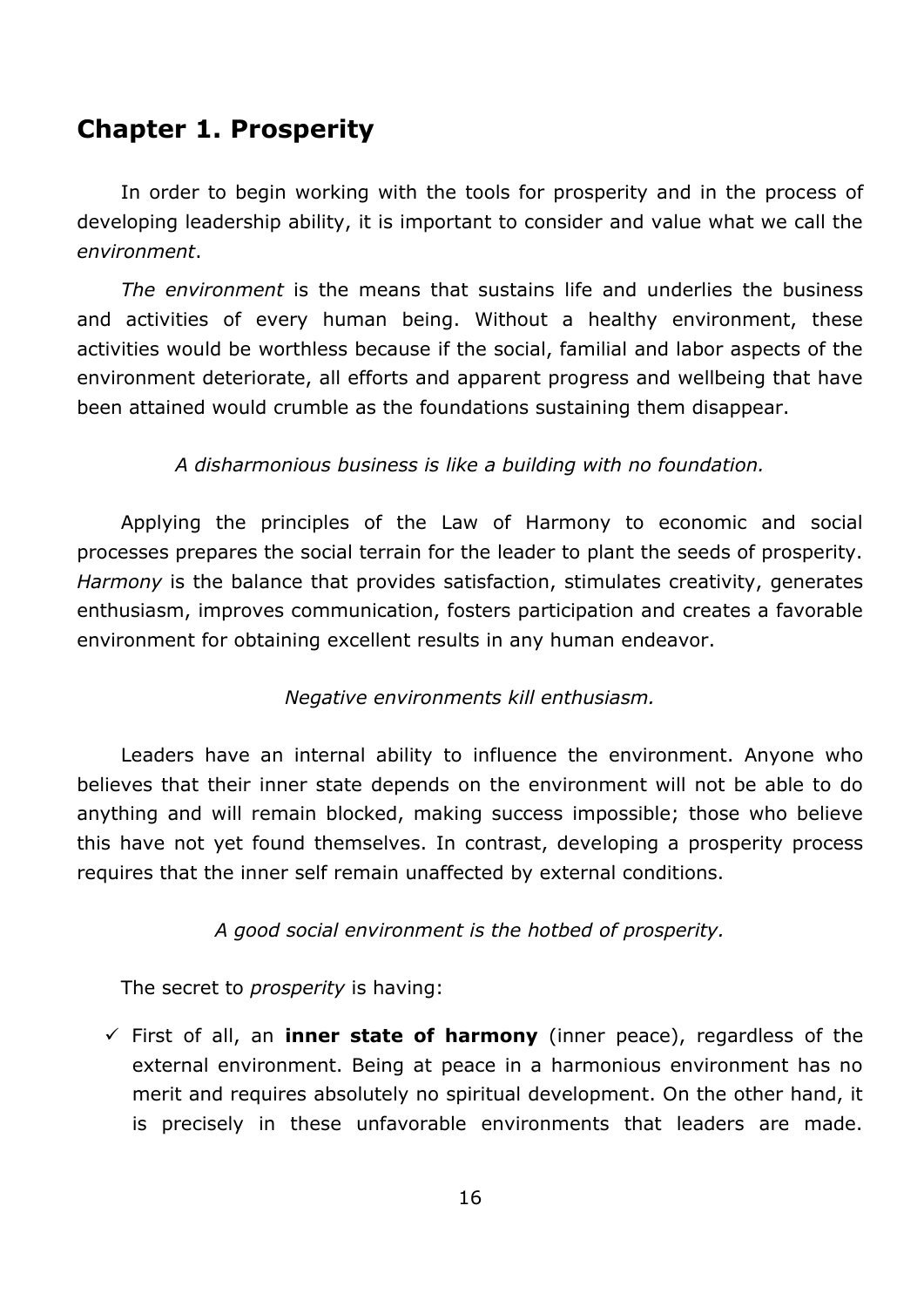## Chapter 1. Prosperity

In order to begin working with the tools for prosperity and in the process of developing leadership ability, it is important to consider and value what we call the *environment*.

*The environment* is the means that sustains life and underlies the business and activities of every human being. Without a healthy environment, these activities would be worthless because if the social, familial and labor aspects of the environment deteriorate, all efforts and apparent progress and wellbeing that have been attained would crumble as the foundations sustaining them disappear.

*A disharmonious business is like a building with no foundation.*

Applying the principles of the Law of Harmony to economic and social processes prepares the social terrain for the leader to plant the seeds of prosperity. *Harmony* is the balance that provides satisfaction, stimulates creativity, generates enthusiasm, improves communication, fosters participation and creates a favorable environment for obtaining excellent results in any human endeavor.

*Negative environments kill enthusiasm.*

Leaders have an internal ability to influence the environment. Anyone who believes that their inner state depends on the environment will not be able to do anything and will remain blocked, making success impossible; those who believe this have not yet found themselves. In contrast, developing a prosperity process requires that the inner self remain unaffected by external conditions.

*A good social environment is the hotbed of prosperity.*

The secret to *prosperity* is having:

- ✓ First of all, an **inner state of harmony** (inner peace), regardless of the external environment. Being at peace in a harmonious environment has no merit and requires absolutely no spiritual development. On the other hand, it is precisely in these unfavorable environments that leaders are made.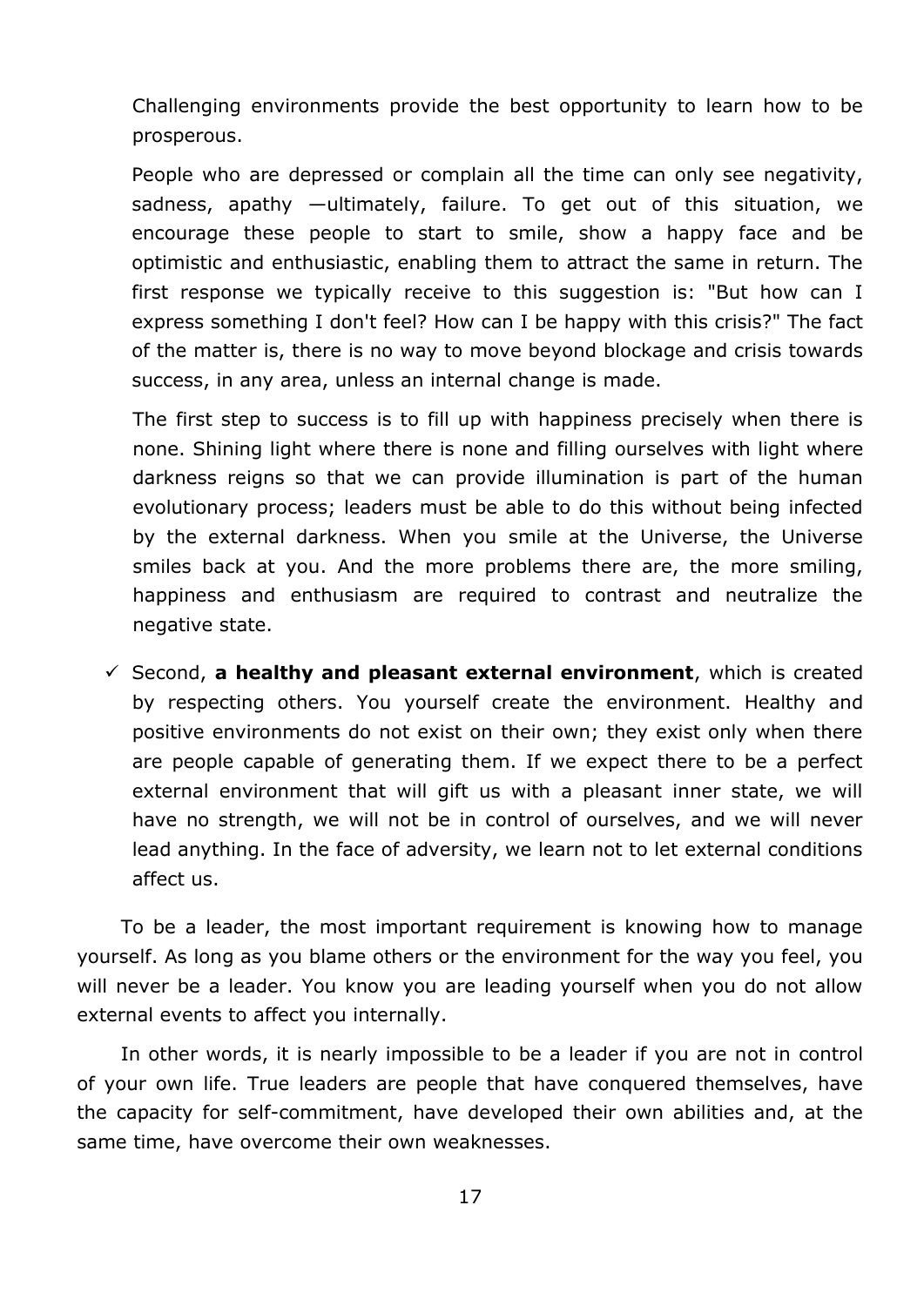Challenging environments provide the best opportunity to learn how to be prosperous.

People who are depressed or complain all the time can only see negativity, sadness, apathy —ultimately, failure. To get out of this situation, we encourage these people to start to smile, show a happy face and be optimistic and enthusiastic, enabling them to attract the same in return. The first response we typically receive to this suggestion is: "But how can I express something I don't feel? How can I be happy with this crisis?" The fact of the matter is, there is no way to move beyond blockage and crisis towards success, in any area, unless an internal change is made.

The first step to success is to fill up with happiness precisely when there is none. Shining light where there is none and filling ourselves with light where darkness reigns so that we can provide illumination is part of the human evolutionary process; leaders must be able to do this without being infected by the external darkness. When you smile at the Universe, the Universe smiles back at you. And the more problems there are, the more smiling, happiness and enthusiasm are required to contrast and neutralize the negative state.

- ✓ Second, **a healthy and pleasant external environment**, which is created by respecting others. You yourself create the environment. Healthy and positive environments do not exist on their own; they exist only when there are people capable of generating them. If we expect there to be a perfect external environment that will gift us with a pleasant inner state, we will have no strength, we will not be in control of ourselves, and we will never lead anything. In the face of adversity, we learn not to let external conditions affect us.

To be a leader, the most important requirement is knowing how to manage yourself. As long as you blame others or the environment for the way you feel, you will never be a leader. You know you are leading yourself when you do not allow external events to affect you internally.

In other words, it is nearly impossible to be a leader if you are not in control of your own life. True leaders are people that have conquered themselves, have the capacity for self-commitment, have developed their own abilities and, at the same time, have overcome their own weaknesses.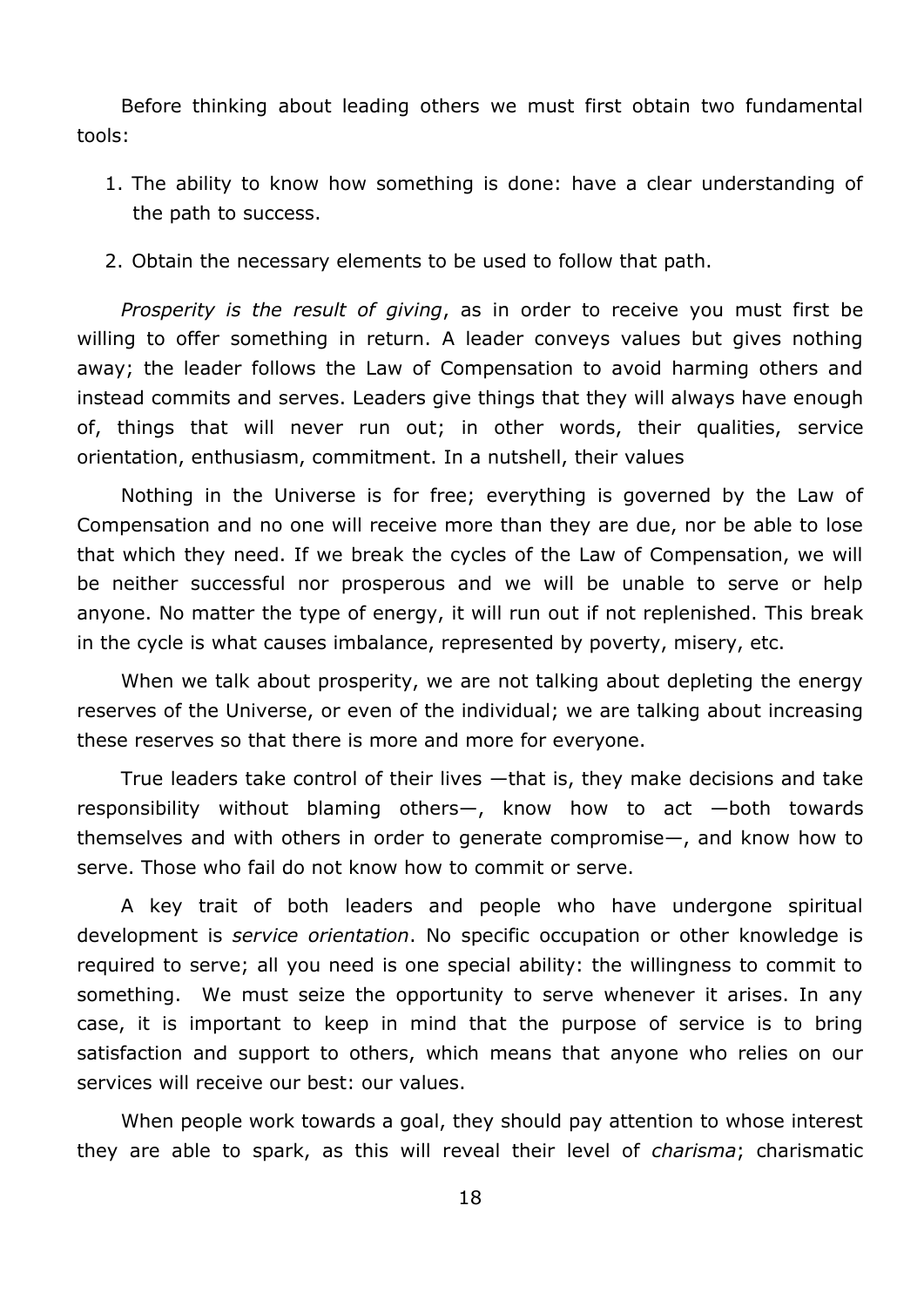Before thinking about leading others we must first obtain two fundamental tools:

1. The ability to know how something is done: have a clear understanding of the path to success.
2. Obtain the necessary elements to be used to follow that path.

*Prosperity is the result of giving*, as in order to receive you must first be willing to offer something in return. A leader conveys values but gives nothing away; the leader follows the Law of Compensation to avoid harming others and instead commits and serves. Leaders give things that they will always have enough of, things that will never run out; in other words, their qualities, service orientation, enthusiasm, commitment. In a nutshell, their values

Nothing in the Universe is for free; everything is governed by the Law of Compensation and no one will receive more than they are due, nor be able to lose that which they need. If we break the cycles of the Law of Compensation, we will be neither successful nor prosperous and we will be unable to serve or help anyone. No matter the type of energy, it will run out if not replenished. This break in the cycle is what causes imbalance, represented by poverty, misery, etc.

When we talk about prosperity, we are not talking about depleting the energy reserves of the Universe, or even of the individual; we are talking about increasing these reserves so that there is more and more for everyone.

True leaders take control of their lives —that is, they make decisions and take responsibility without blaming others—, know how to act —both towards themselves and with others in order to generate compromise—, and know how to serve. Those who fail do not know how to commit or serve.

A key trait of both leaders and people who have undergone spiritual development is *service orientation*. No specific occupation or other knowledge is required to serve; all you need is one special ability: the willingness to commit to something. We must seize the opportunity to serve whenever it arises. In any case, it is important to keep in mind that the purpose of service is to bring satisfaction and support to others, which means that anyone who relies on our services will receive our best: our values.

When people work towards a goal, they should pay attention to whose interest they are able to spark, as this will reveal their level of *charisma*; charismatic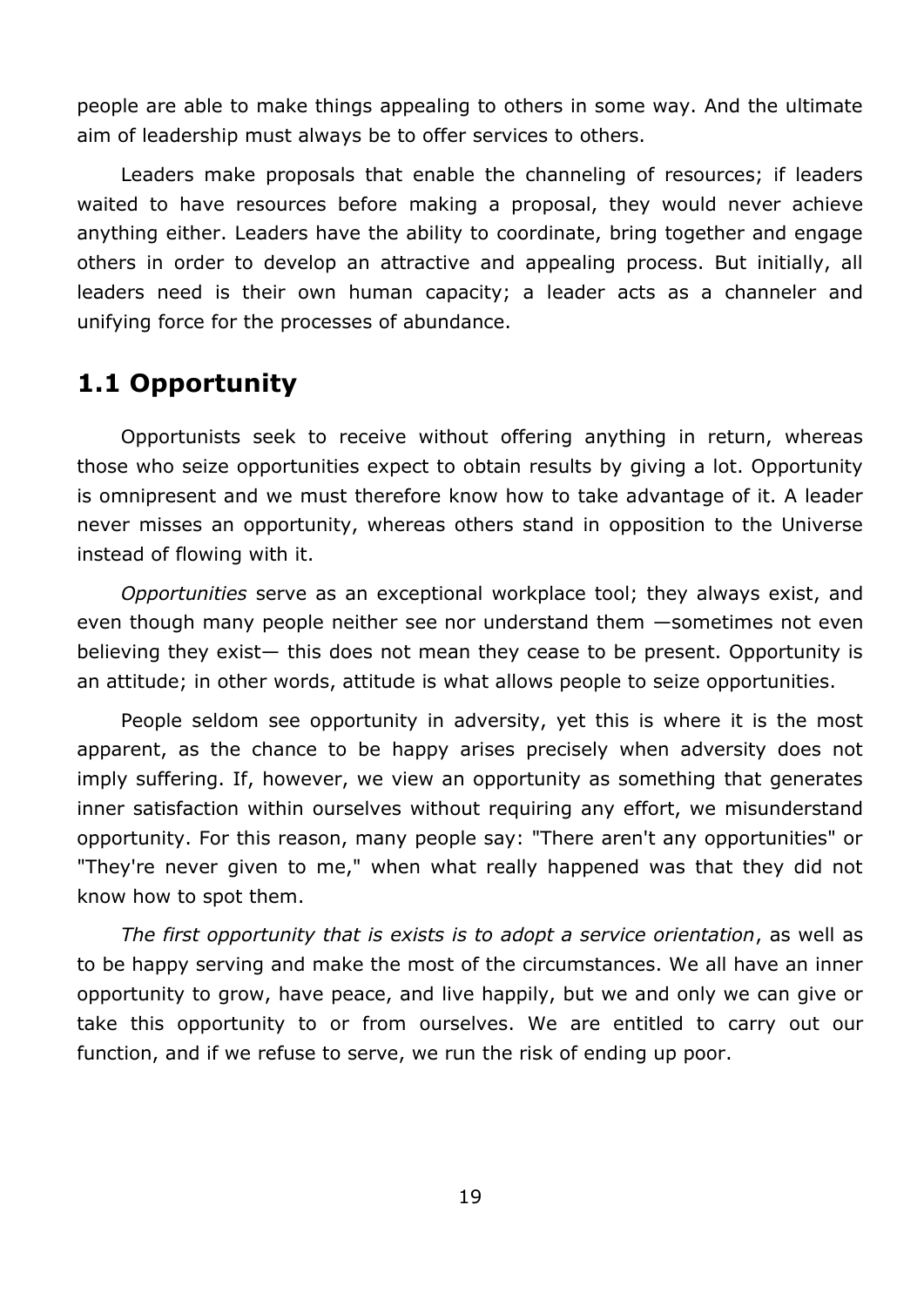people are able to make things appealing to others in some way. And the ultimate aim of leadership must always be to offer services to others.

Leaders make proposals that enable the channeling of resources; if leaders waited to have resources before making a proposal, they would never achieve anything either. Leaders have the ability to coordinate, bring together and engage others in order to develop an attractive and appealing process. But initially, all leaders need is their own human capacity; a leader acts as a channeler and unifying force for the processes of abundance.

## 1.1 Opportunity

Opportunists seek to receive without offering anything in return, whereas those who seize opportunities expect to obtain results by giving a lot. Opportunity is omnipresent and we must therefore know how to take advantage of it. A leader never misses an opportunity, whereas others stand in opposition to the Universe instead of flowing with it.

*Opportunities* serve as an exceptional workplace tool; they always exist, and even though many people neither see nor understand them —sometimes not even believing they exist— this does not mean they cease to be present. Opportunity is an attitude; in other words, attitude is what allows people to seize opportunities.

People seldom see opportunity in adversity, yet this is where it is the most apparent, as the chance to be happy arises precisely when adversity does not imply suffering. If, however, we view an opportunity as something that generates inner satisfaction within ourselves without requiring any effort, we misunderstand opportunity. For this reason, many people say: "There aren't any opportunities" or "They're never given to me," when what really happened was that they did not know how to spot them.

*The first opportunity that is exists is to adopt a service orientation*, as well as to be happy serving and make the most of the circumstances. We all have an inner opportunity to grow, have peace, and live happily, but we and only we can give or take this opportunity to or from ourselves. We are entitled to carry out our function, and if we refuse to serve, we run the risk of ending up poor.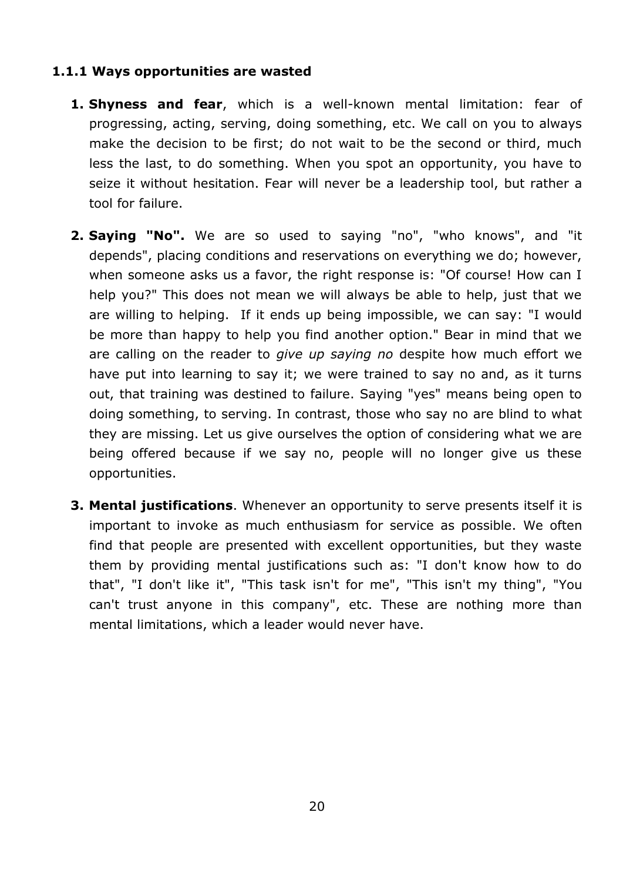### 1.1.1 Ways opportunities are wasted

1. **Shyness and fear**, which is a well-known mental limitation: fear of progressing, acting, serving, doing something, etc. We call on you to always make the decision to be first; do not wait to be the second or third, much less the last, to do something. When you spot an opportunity, you have to seize it without hesitation. Fear will never be a leadership tool, but rather a tool for failure.
2. **Saying "No".** We are so used to saying "no", "who knows", and "it depends", placing conditions and reservations on everything we do; however, when someone asks us a favor, the right response is: "Of course! How can I help you?" This does not mean we will always be able to help, just that we are willing to helping. If it ends up being impossible, we can say: "I would be more than happy to help you find another option." Bear in mind that we are calling on the reader to *give up saying no* despite how much effort we have put into learning to say it; we were trained to say no and, as it turns out, that training was destined to failure. Saying "yes" means being open to doing something, to serving. In contrast, those who say no are blind to what they are missing. Let us give ourselves the option of considering what we are being offered because if we say no, people will no longer give us these opportunities.
3. **Mental justifications**. Whenever an opportunity to serve presents itself it is important to invoke as much enthusiasm for service as possible. We often find that people are presented with excellent opportunities, but they waste them by providing mental justifications such as: "I don't know how to do that", "I don't like it", "This task isn't for me", "This isn't my thing", "You can't trust anyone in this company", etc. These are nothing more than mental limitations, which a leader would never have.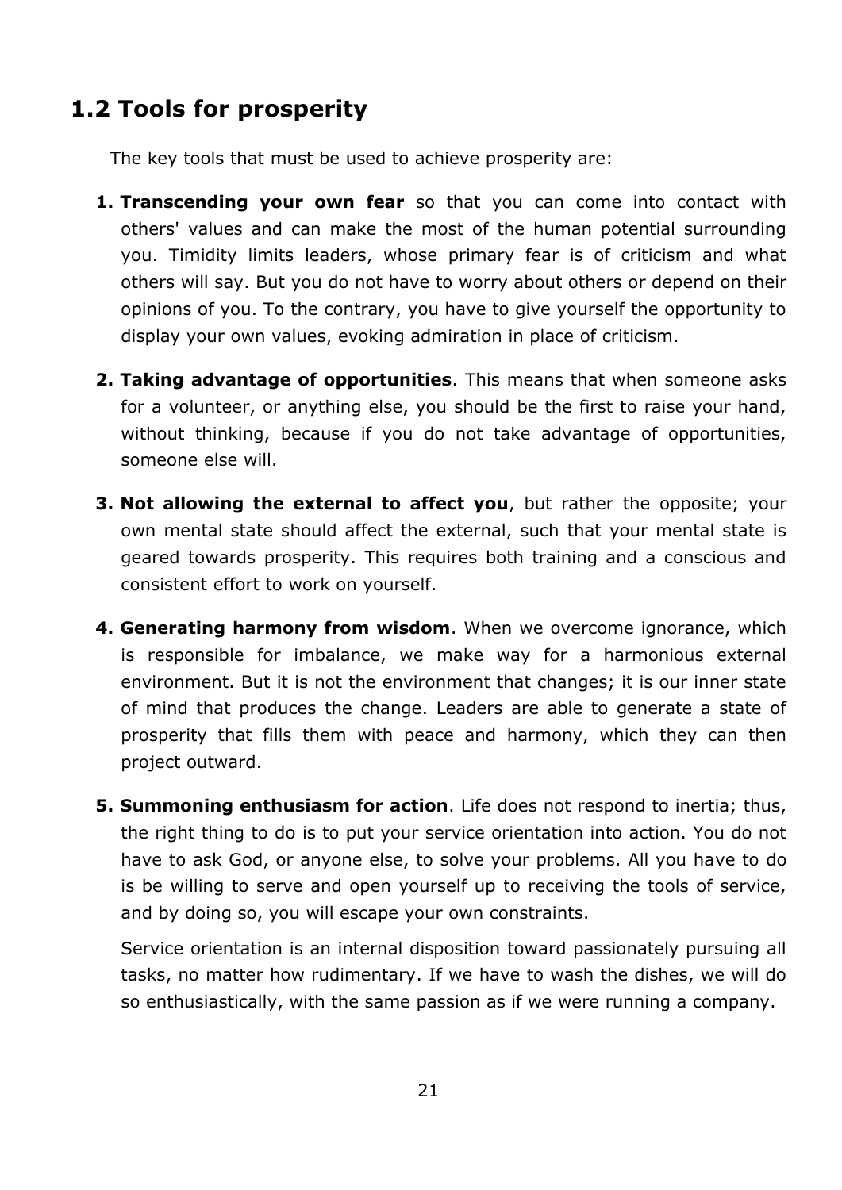## 1.2 Tools for prosperity

The key tools that must be used to achieve prosperity are:

1. **Transcending your own fear** so that you can come into contact with others' values and can make the most of the human potential surrounding you. Timidity limits leaders, whose primary fear is of criticism and what others will say. But you do not have to worry about others or depend on their opinions of you. To the contrary, you have to give yourself the opportunity to display your own values, evoking admiration in place of criticism.
2. **Taking advantage of opportunities**. This means that when someone asks for a volunteer, or anything else, you should be the first to raise your hand, without thinking, because if you do not take advantage of opportunities, someone else will.
3. **Not allowing the external to affect you**, but rather the opposite; your own mental state should affect the external, such that your mental state is geared towards prosperity. This requires both training and a conscious and consistent effort to work on yourself.
4. **Generating harmony from wisdom**. When we overcome ignorance, which is responsible for imbalance, we make way for a harmonious external environment. But it is not the environment that changes; it is our inner state of mind that produces the change. Leaders are able to generate a state of prosperity that fills them with peace and harmony, which they can then project outward.
5. **Summoning enthusiasm for action**. Life does not respond to inertia; thus, the right thing to do is to put your service orientation into action. You do not have to ask God, or anyone else, to solve your problems. All you have to do is be willing to serve and open yourself up to receiving the tools of service, and by doing so, you will escape your own constraints.

   Service orientation is an internal disposition toward passionately pursuing all tasks, no matter how rudimentary. If we have to wash the dishes, we will do so enthusiastically, with the same passion as if we were running a company.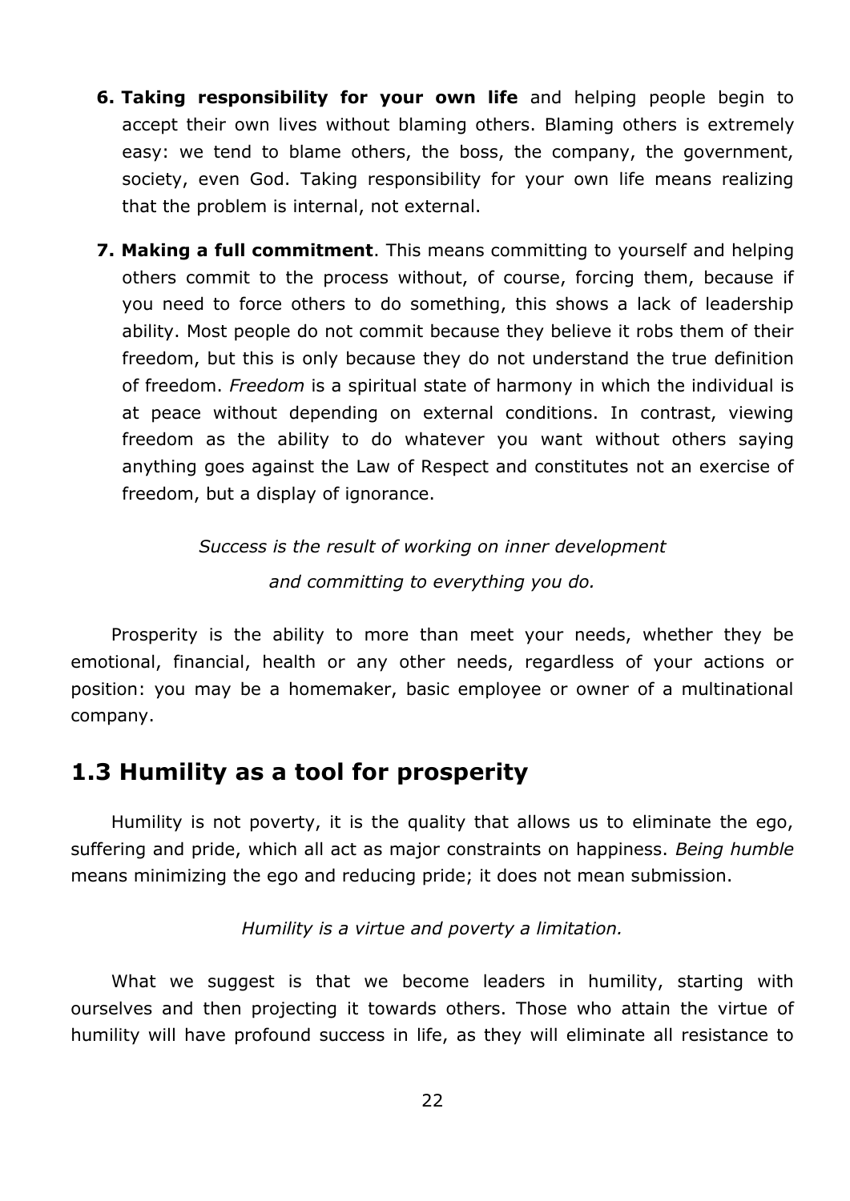6. **Taking responsibility for your own life** and helping people begin to accept their own lives without blaming others. Blaming others is extremely easy: we tend to blame others, the boss, the company, the government, society, even God. Taking responsibility for your own life means realizing that the problem is internal, not external.

7. **Making a full commitment**. This means committing to yourself and helping others commit to the process without, of course, forcing them, because if you need to force others to do something, this shows a lack of leadership ability. Most people do not commit because they believe it robs them of their freedom, but this is only because they do not understand the true definition of freedom. *Freedom* is a spiritual state of harmony in which the individual is at peace without depending on external conditions. In contrast, viewing freedom as the ability to do whatever you want without others saying anything goes against the Law of Respect and constitutes not an exercise of freedom, but a display of ignorance.

*Success is the result of working on inner development and committing to everything you do.*

Prosperity is the ability to more than meet your needs, whether they be emotional, financial, health or any other needs, regardless of your actions or position: you may be a homemaker, basic employee or owner of a multinational company.

## 1.3 Humility as a tool for prosperity

Humility is not poverty, it is the quality that allows us to eliminate the ego, suffering and pride, which all act as major constraints on happiness. *Being humble* means minimizing the ego and reducing pride; it does not mean submission.

*Humility is a virtue and poverty a limitation.*

What we suggest is that we become leaders in humility, starting with ourselves and then projecting it towards others. Those who attain the virtue of humility will have profound success in life, as they will eliminate all resistance to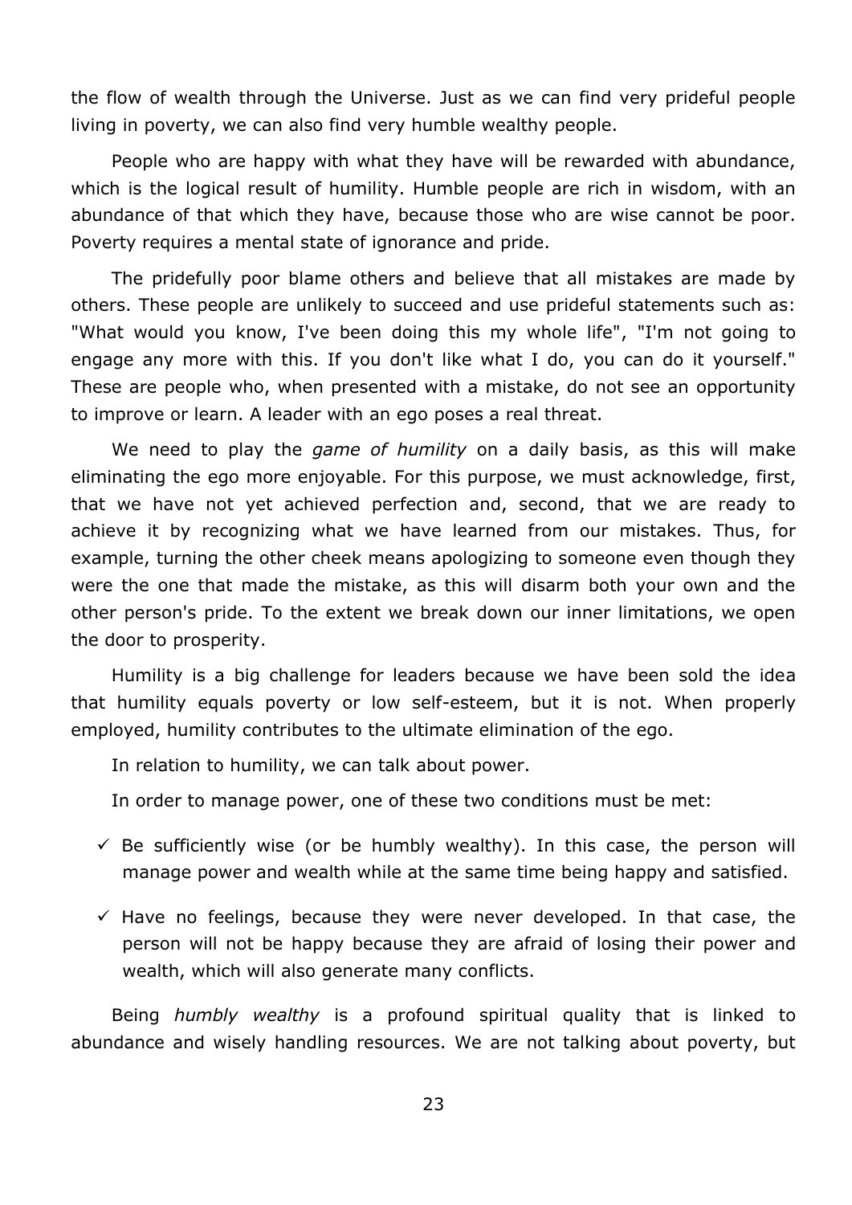the flow of wealth through the Universe. Just as we can find very prideful people living in poverty, we can also find very humble wealthy people.

People who are happy with what they have will be rewarded with abundance, which is the logical result of humility. Humble people are rich in wisdom, with an abundance of that which they have, because those who are wise cannot be poor. Poverty requires a mental state of ignorance and pride.

The pridefully poor blame others and believe that all mistakes are made by others. These people are unlikely to succeed and use prideful statements such as: "What would you know, I've been doing this my whole life", "I'm not going to engage any more with this. If you don't like what I do, you can do it yourself." These are people who, when presented with a mistake, do not see an opportunity to improve or learn. A leader with an ego poses a real threat.

We need to play the *game of humility* on a daily basis, as this will make eliminating the ego more enjoyable. For this purpose, we must acknowledge, first, that we have not yet achieved perfection and, second, that we are ready to achieve it by recognizing what we have learned from our mistakes. Thus, for example, turning the other cheek means apologizing to someone even though they were the one that made the mistake, as this will disarm both your own and the other person's pride. To the extent we break down our inner limitations, we open the door to prosperity.

Humility is a big challenge for leaders because we have been sold the idea that humility equals poverty or low self-esteem, but it is not. When properly employed, humility contributes to the ultimate elimination of the ego.

In relation to humility, we can talk about power.

In order to manage power, one of these two conditions must be met:

- ✓ Be sufficiently wise (or be humbly wealthy). In this case, the person will manage power and wealth while at the same time being happy and satisfied.
- ✓ Have no feelings, because they were never developed. In that case, the person will not be happy because they are afraid of losing their power and wealth, which will also generate many conflicts.

Being *humbly wealthy* is a profound spiritual quality that is linked to abundance and wisely handling resources. We are not talking about poverty, but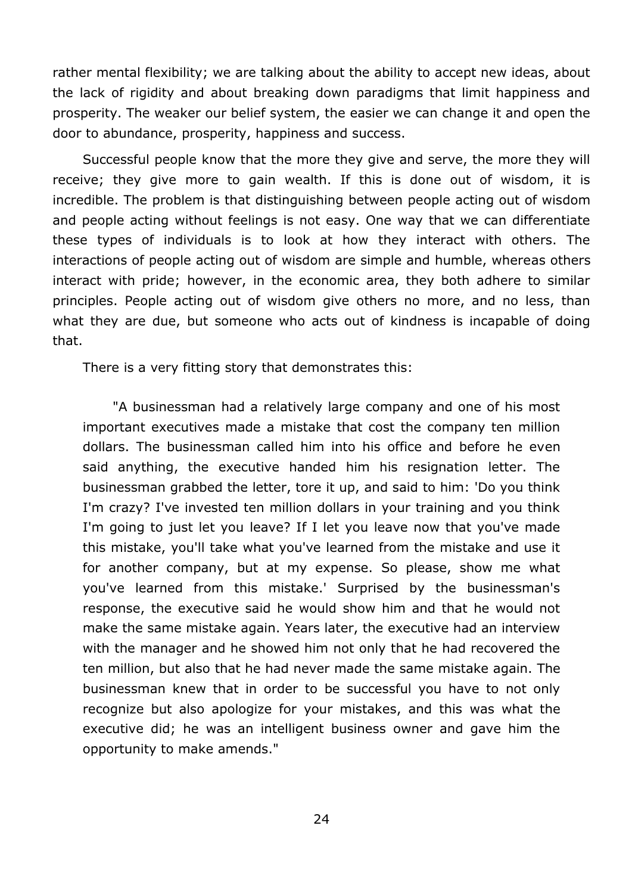rather mental flexibility; we are talking about the ability to accept new ideas, about the lack of rigidity and about breaking down paradigms that limit happiness and prosperity. The weaker our belief system, the easier we can change it and open the door to abundance, prosperity, happiness and success.

Successful people know that the more they give and serve, the more they will receive; they give more to gain wealth. If this is done out of wisdom, it is incredible. The problem is that distinguishing between people acting out of wisdom and people acting without feelings is not easy. One way that we can differentiate these types of individuals is to look at how they interact with others. The interactions of people acting out of wisdom are simple and humble, whereas others interact with pride; however, in the economic area, they both adhere to similar principles. People acting out of wisdom give others no more, and no less, than what they are due, but someone who acts out of kindness is incapable of doing that.

There is a very fitting story that demonstrates this:

> "A businessman had a relatively large company and one of his most important executives made a mistake that cost the company ten million dollars. The businessman called him into his office and before he even said anything, the executive handed him his resignation letter. The businessman grabbed the letter, tore it up, and said to him: 'Do you think I'm crazy? I've invested ten million dollars in your training and you think I'm going to just let you leave? If I let you leave now that you've made this mistake, you'll take what you've learned from the mistake and use it for another company, but at my expense. So please, show me what you've learned from this mistake.' Surprised by the businessman's response, the executive said he would show him and that he would not make the same mistake again. Years later, the executive had an interview with the manager and he showed him not only that he had recovered the ten million, but also that he had never made the same mistake again. The businessman knew that in order to be successful you have to not only recognize but also apologize for your mistakes, and this was what the executive did; he was an intelligent business owner and gave him the opportunity to make amends."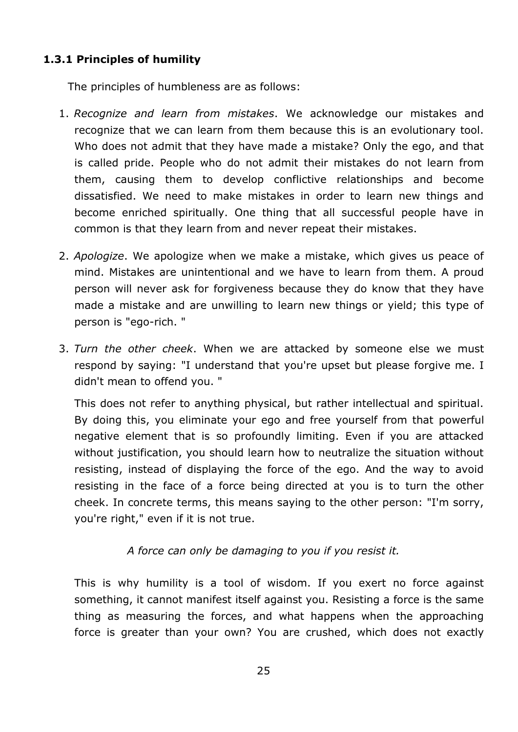### 1.3.1 Principles of humility

The principles of humbleness are as follows:

1. *Recognize and learn from mistakes*. We acknowledge our mistakes and recognize that we can learn from them because this is an evolutionary tool. Who does not admit that they have made a mistake? Only the ego, and that is called pride. People who do not admit their mistakes do not learn from them, causing them to develop conflictive relationships and become dissatisfied. We need to make mistakes in order to learn new things and become enriched spiritually. One thing that all successful people have in common is that they learn from and never repeat their mistakes.

2. *Apologize*. We apologize when we make a mistake, which gives us peace of mind. Mistakes are unintentional and we have to learn from them. A proud person will never ask for forgiveness because they do know that they have made a mistake and are unwilling to learn new things or yield; this type of person is "ego-rich. "

3. *Turn the other cheek*. When we are attacked by someone else we must respond by saying: "I understand that you're upset but please forgive me. I didn't mean to offend you. "

   This does not refer to anything physical, but rather intellectual and spiritual. By doing this, you eliminate your ego and free yourself from that powerful negative element that is so profoundly limiting. Even if you are attacked without justification, you should learn how to neutralize the situation without resisting, instead of displaying the force of the ego. And the way to avoid resisting in the face of a force being directed at you is to turn the other cheek. In concrete terms, this means saying to the other person: "I'm sorry, you're right," even if it is not true.

   *A force can only be damaging to you if you resist it.*

   This is why humility is a tool of wisdom. If you exert no force against something, it cannot manifest itself against you. Resisting a force is the same thing as measuring the forces, and what happens when the approaching force is greater than your own? You are crushed, which does not exactly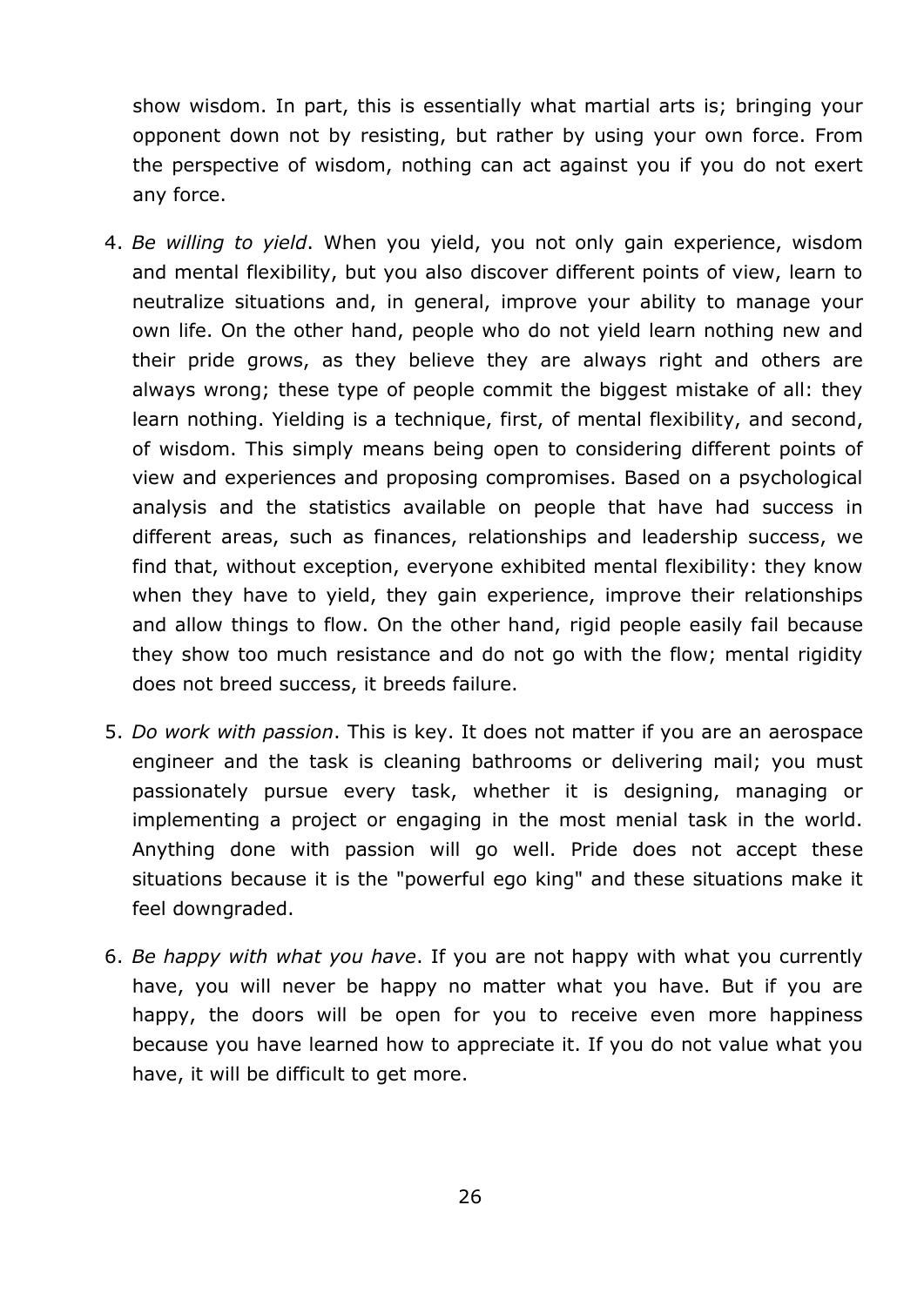show wisdom. In part, this is essentially what martial arts is; bringing your opponent down not by resisting, but rather by using your own force. From the perspective of wisdom, nothing can act against you if you do not exert any force.

4. *Be willing to yield*. When you yield, you not only gain experience, wisdom and mental flexibility, but you also discover different points of view, learn to neutralize situations and, in general, improve your ability to manage your own life. On the other hand, people who do not yield learn nothing new and their pride grows, as they believe they are always right and others are always wrong; these type of people commit the biggest mistake of all: they learn nothing. Yielding is a technique, first, of mental flexibility, and second, of wisdom. This simply means being open to considering different points of view and experiences and proposing compromises. Based on a psychological analysis and the statistics available on people that have had success in different areas, such as finances, relationships and leadership success, we find that, without exception, everyone exhibited mental flexibility: they know when they have to yield, they gain experience, improve their relationships and allow things to flow. On the other hand, rigid people easily fail because they show too much resistance and do not go with the flow; mental rigidity does not breed success, it breeds failure.

5. *Do work with passion*. This is key. It does not matter if you are an aerospace engineer and the task is cleaning bathrooms or delivering mail; you must passionately pursue every task, whether it is designing, managing or implementing a project or engaging in the most menial task in the world. Anything done with passion will go well. Pride does not accept these situations because it is the "powerful ego king" and these situations make it feel downgraded.

6. *Be happy with what you have*. If you are not happy with what you currently have, you will never be happy no matter what you have. But if you are happy, the doors will be open for you to receive even more happiness because you have learned how to appreciate it. If you do not value what you have, it will be difficult to get more.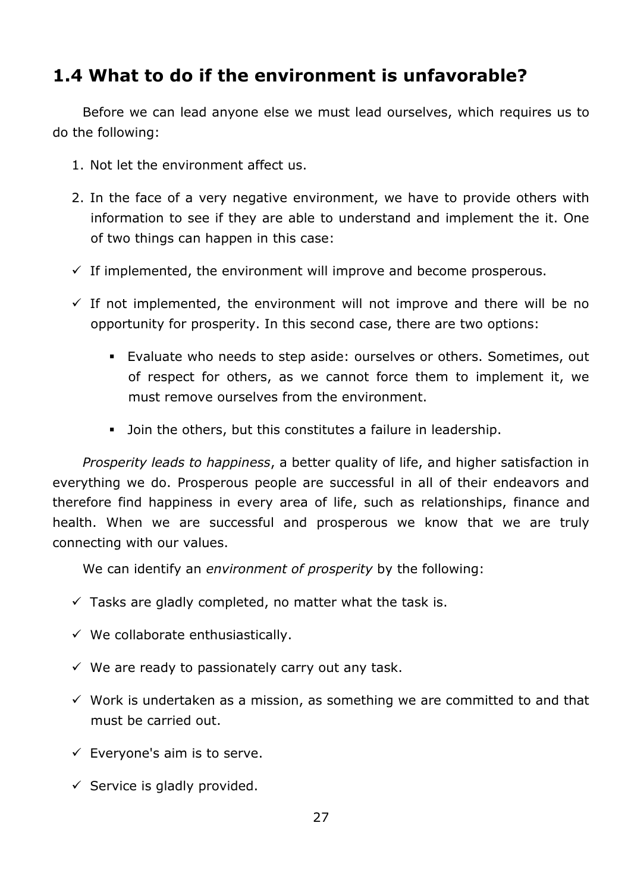## 1.4 What to do if the environment is unfavorable?

Before we can lead anyone else we must lead ourselves, which requires us to do the following:

1. Not let the environment affect us.
2. In the face of a very negative environment, we have to provide others with information to see if they are able to understand and implement the it. One of two things can happen in this case:

- ✓ If implemented, the environment will improve and become prosperous.
- ✓ If not implemented, the environment will not improve and there will be no opportunity for prosperity. In this second case, there are two options:
    - Evaluate who needs to step aside: ourselves or others. Sometimes, out of respect for others, as we cannot force them to implement it, we must remove ourselves from the environment.
    - Join the others, but this constitutes a failure in leadership.

*Prosperity leads to happiness*, a better quality of life, and higher satisfaction in everything we do. Prosperous people are successful in all of their endeavors and therefore find happiness in every area of life, such as relationships, finance and health. When we are successful and prosperous we know that we are truly connecting with our values.

We can identify an *environment of prosperity* by the following:

- ✓ Tasks are gladly completed, no matter what the task is.
- ✓ We collaborate enthusiastically.
- ✓ We are ready to passionately carry out any task.
- ✓ Work is undertaken as a mission, as something we are committed to and that must be carried out.
- ✓ Everyone's aim is to serve.
- ✓ Service is gladly provided.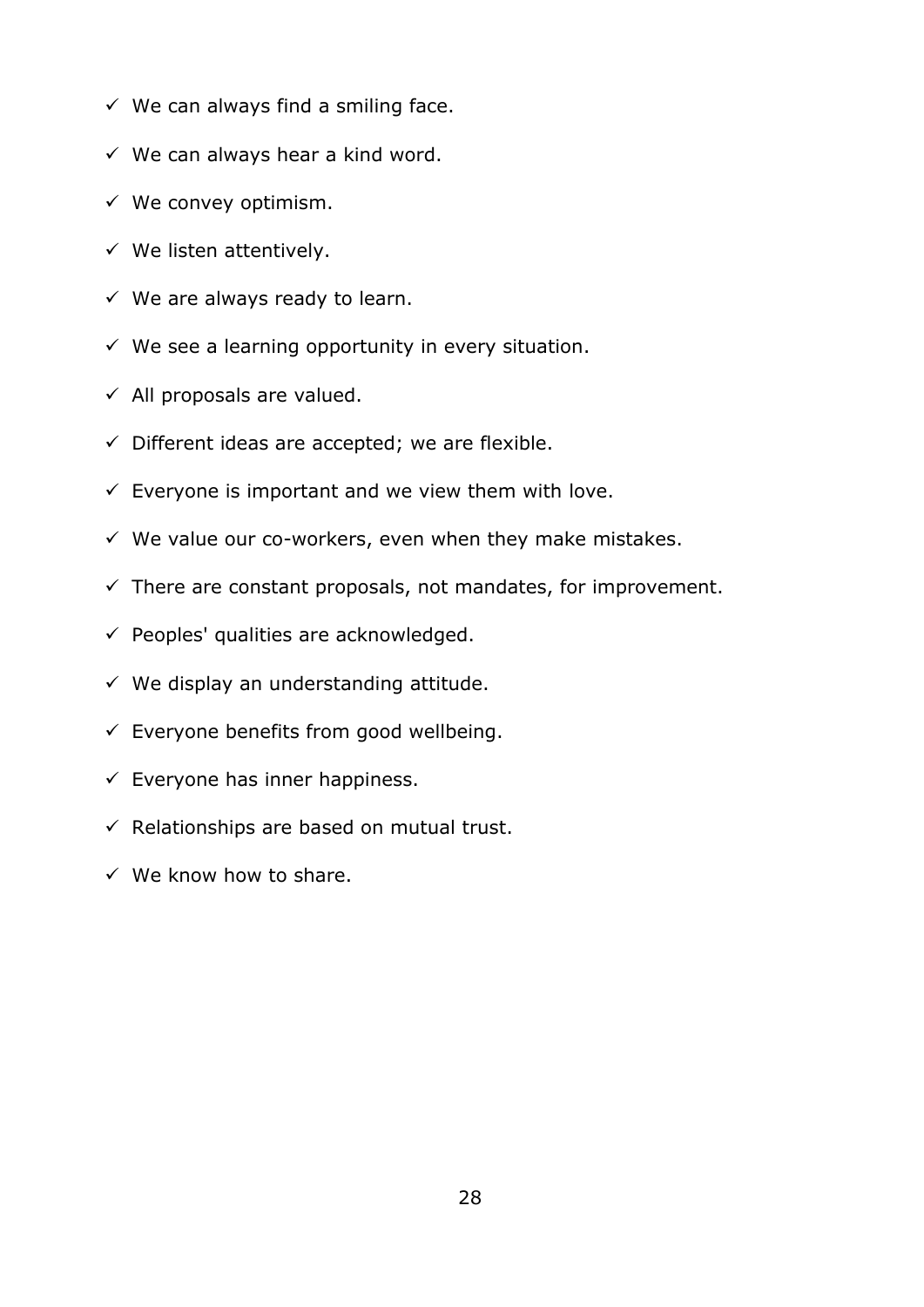- ✓ We can always find a smiling face.
- ✓ We can always hear a kind word.
- ✓ We convey optimism.
- ✓ We listen attentively.
- ✓ We are always ready to learn.
- ✓ We see a learning opportunity in every situation.
- ✓ All proposals are valued.
- ✓ Different ideas are accepted; we are flexible.
- ✓ Everyone is important and we view them with love.
- ✓ We value our co-workers, even when they make mistakes.
- ✓ There are constant proposals, not mandates, for improvement.
- ✓ Peoples' qualities are acknowledged.
- ✓ We display an understanding attitude.
- ✓ Everyone benefits from good wellbeing.
- ✓ Everyone has inner happiness.
- ✓ Relationships are based on mutual trust.
- ✓ We know how to share.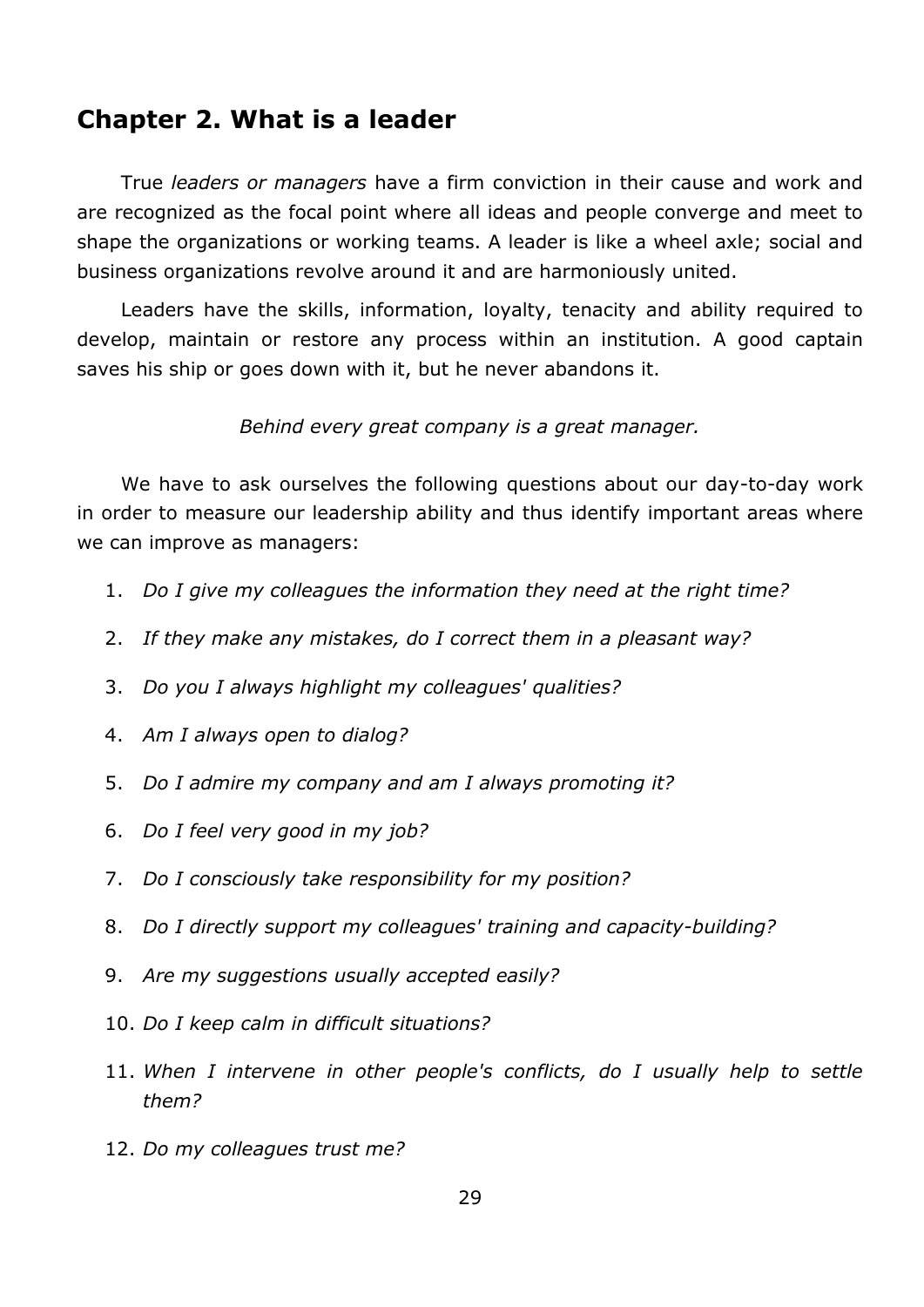## Chapter 2. What is a leader

True *leaders or managers* have a firm conviction in their cause and work and are recognized as the focal point where all ideas and people converge and meet to shape the organizations or working teams. A leader is like a wheel axle; social and business organizations revolve around it and are harmoniously united.

Leaders have the skills, information, loyalty, tenacity and ability required to develop, maintain or restore any process within an institution. A good captain saves his ship or goes down with it, but he never abandons it.

*Behind every great company is a great manager.*

We have to ask ourselves the following questions about our day-to-day work in order to measure our leadership ability and thus identify important areas where we can improve as managers:

1. *Do I give my colleagues the information they need at the right time?*
2. *If they make any mistakes, do I correct them in a pleasant way?*
3. *Do you I always highlight my colleagues' qualities?*
4. *Am I always open to dialog?*
5. *Do I admire my company and am I always promoting it?*
6. *Do I feel very good in my job?*
7. *Do I consciously take responsibility for my position?*
8. *Do I directly support my colleagues' training and capacity-building?*
9. *Are my suggestions usually accepted easily?*
10. *Do I keep calm in difficult situations?*
11. *When I intervene in other people's conflicts, do I usually help to settle them?*
12. *Do my colleagues trust me?*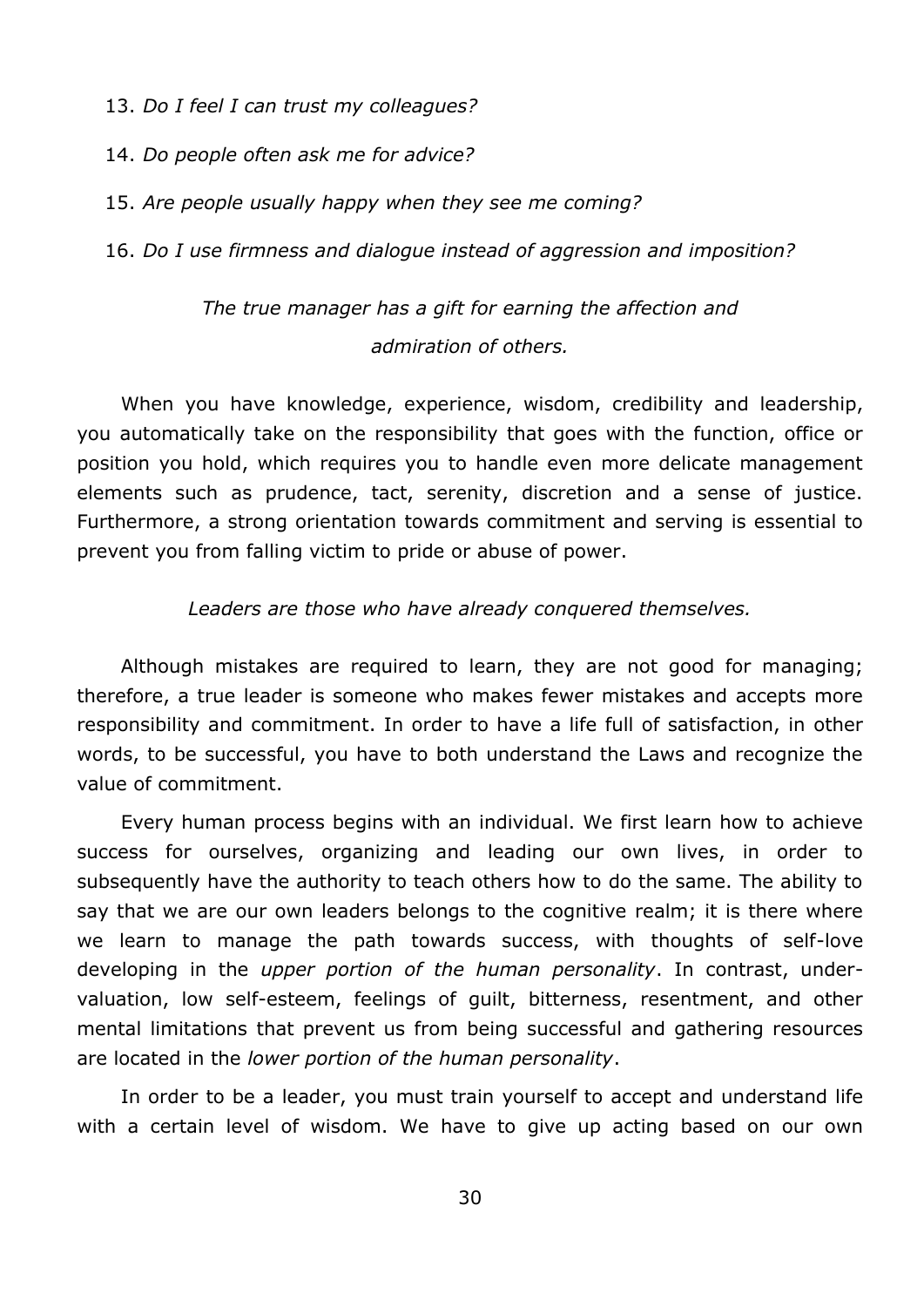13. *Do I feel I can trust my colleagues?*

14. *Do people often ask me for advice?*

15. *Are people usually happy when they see me coming?*

16. *Do I use firmness and dialogue instead of aggression and imposition?*

*The true manager has a gift for earning the affection and admiration of others.*

When you have knowledge, experience, wisdom, credibility and leadership, you automatically take on the responsibility that goes with the function, office or position you hold, which requires you to handle even more delicate management elements such as prudence, tact, serenity, discretion and a sense of justice. Furthermore, a strong orientation towards commitment and serving is essential to prevent you from falling victim to pride or abuse of power.

*Leaders are those who have already conquered themselves.*

Although mistakes are required to learn, they are not good for managing; therefore, a true leader is someone who makes fewer mistakes and accepts more responsibility and commitment. In order to have a life full of satisfaction, in other words, to be successful, you have to both understand the Laws and recognize the value of commitment.

Every human process begins with an individual. We first learn how to achieve success for ourselves, organizing and leading our own lives, in order to subsequently have the authority to teach others how to do the same. The ability to say that we are our own leaders belongs to the cognitive realm; it is there where we learn to manage the path towards success, with thoughts of self-love developing in the *upper portion of the human personality*. In contrast, under-valuation, low self-esteem, feelings of guilt, bitterness, resentment, and other mental limitations that prevent us from being successful and gathering resources are located in the *lower portion of the human personality*.

In order to be a leader, you must train yourself to accept and understand life with a certain level of wisdom. We have to give up acting based on our own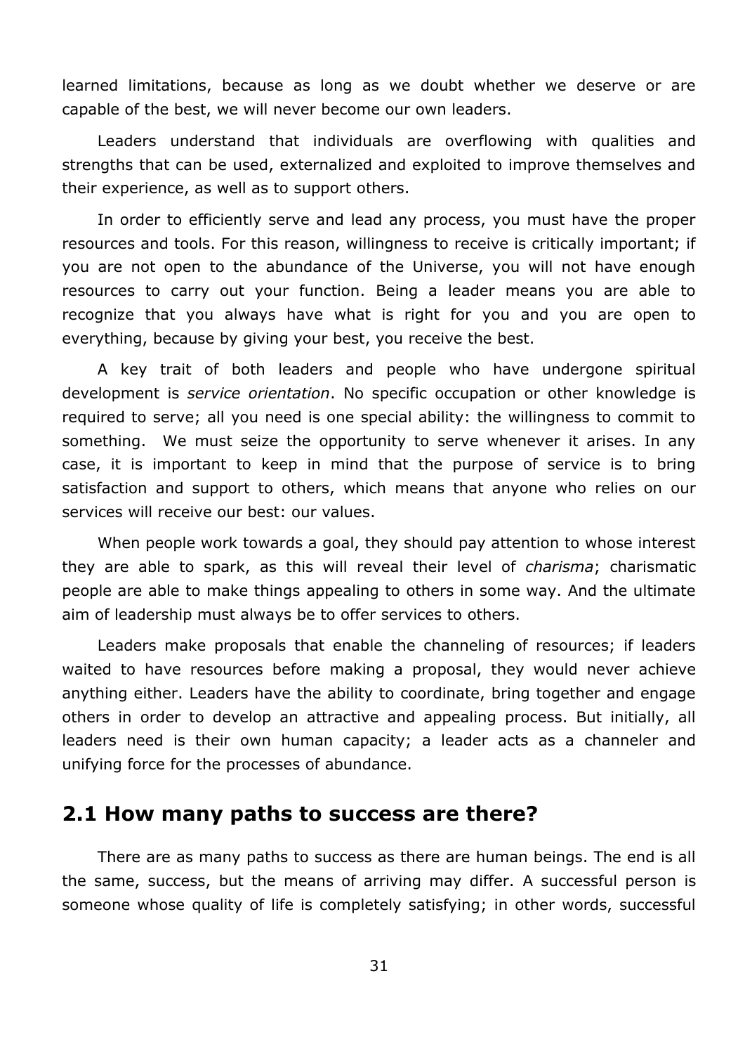learned limitations, because as long as we doubt whether we deserve or are capable of the best, we will never become our own leaders.

Leaders understand that individuals are overflowing with qualities and strengths that can be used, externalized and exploited to improve themselves and their experience, as well as to support others.

In order to efficiently serve and lead any process, you must have the proper resources and tools. For this reason, willingness to receive is critically important; if you are not open to the abundance of the Universe, you will not have enough resources to carry out your function. Being a leader means you are able to recognize that you always have what is right for you and you are open to everything, because by giving your best, you receive the best.

A key trait of both leaders and people who have undergone spiritual development is *service orientation*. No specific occupation or other knowledge is required to serve; all you need is one special ability: the willingness to commit to something. We must seize the opportunity to serve whenever it arises. In any case, it is important to keep in mind that the purpose of service is to bring satisfaction and support to others, which means that anyone who relies on our services will receive our best: our values.

When people work towards a goal, they should pay attention to whose interest they are able to spark, as this will reveal their level of *charisma*; charismatic people are able to make things appealing to others in some way. And the ultimate aim of leadership must always be to offer services to others.

Leaders make proposals that enable the channeling of resources; if leaders waited to have resources before making a proposal, they would never achieve anything either. Leaders have the ability to coordinate, bring together and engage others in order to develop an attractive and appealing process. But initially, all leaders need is their own human capacity; a leader acts as a channeler and unifying force for the processes of abundance.

## 2.1 How many paths to success are there?

There are as many paths to success as there are human beings. The end is all the same, success, but the means of arriving may differ. A successful person is someone whose quality of life is completely satisfying; in other words, successful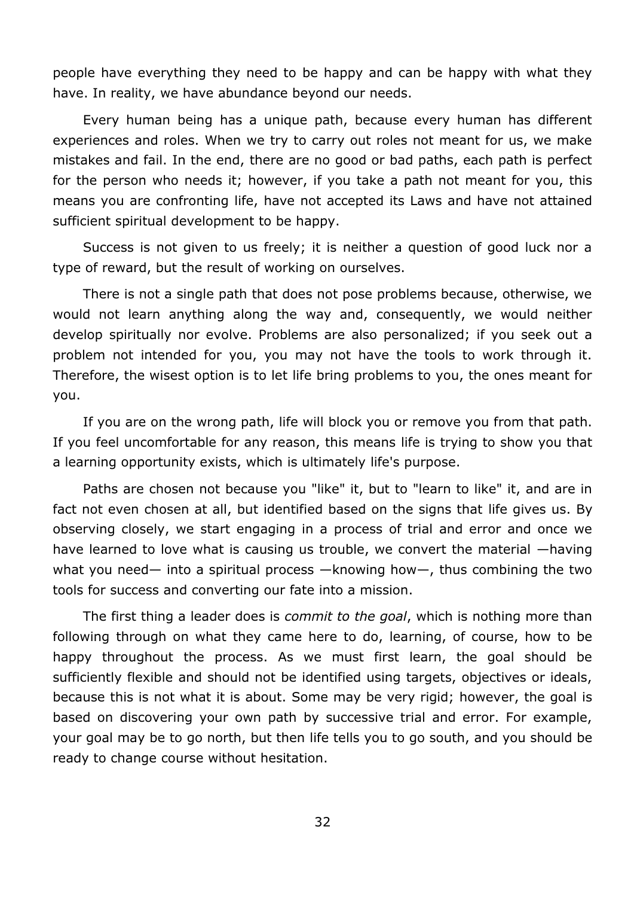people have everything they need to be happy and can be happy with what they have. In reality, we have abundance beyond our needs.

Every human being has a unique path, because every human has different experiences and roles. When we try to carry out roles not meant for us, we make mistakes and fail. In the end, there are no good or bad paths, each path is perfect for the person who needs it; however, if you take a path not meant for you, this means you are confronting life, have not accepted its Laws and have not attained sufficient spiritual development to be happy.

Success is not given to us freely; it is neither a question of good luck nor a type of reward, but the result of working on ourselves.

There is not a single path that does not pose problems because, otherwise, we would not learn anything along the way and, consequently, we would neither develop spiritually nor evolve. Problems are also personalized; if you seek out a problem not intended for you, you may not have the tools to work through it. Therefore, the wisest option is to let life bring problems to you, the ones meant for you.

If you are on the wrong path, life will block you or remove you from that path. If you feel uncomfortable for any reason, this means life is trying to show you that a learning opportunity exists, which is ultimately life's purpose.

Paths are chosen not because you "like" it, but to "learn to like" it, and are in fact not even chosen at all, but identified based on the signs that life gives us. By observing closely, we start engaging in a process of trial and error and once we have learned to love what is causing us trouble, we convert the material —having what you need— into a spiritual process —knowing how—, thus combining the two tools for success and converting our fate into a mission.

The first thing a leader does is *commit to the goal*, which is nothing more than following through on what they came here to do, learning, of course, how to be happy throughout the process. As we must first learn, the goal should be sufficiently flexible and should not be identified using targets, objectives or ideals, because this is not what it is about. Some may be very rigid; however, the goal is based on discovering your own path by successive trial and error. For example, your goal may be to go north, but then life tells you to go south, and you should be ready to change course without hesitation.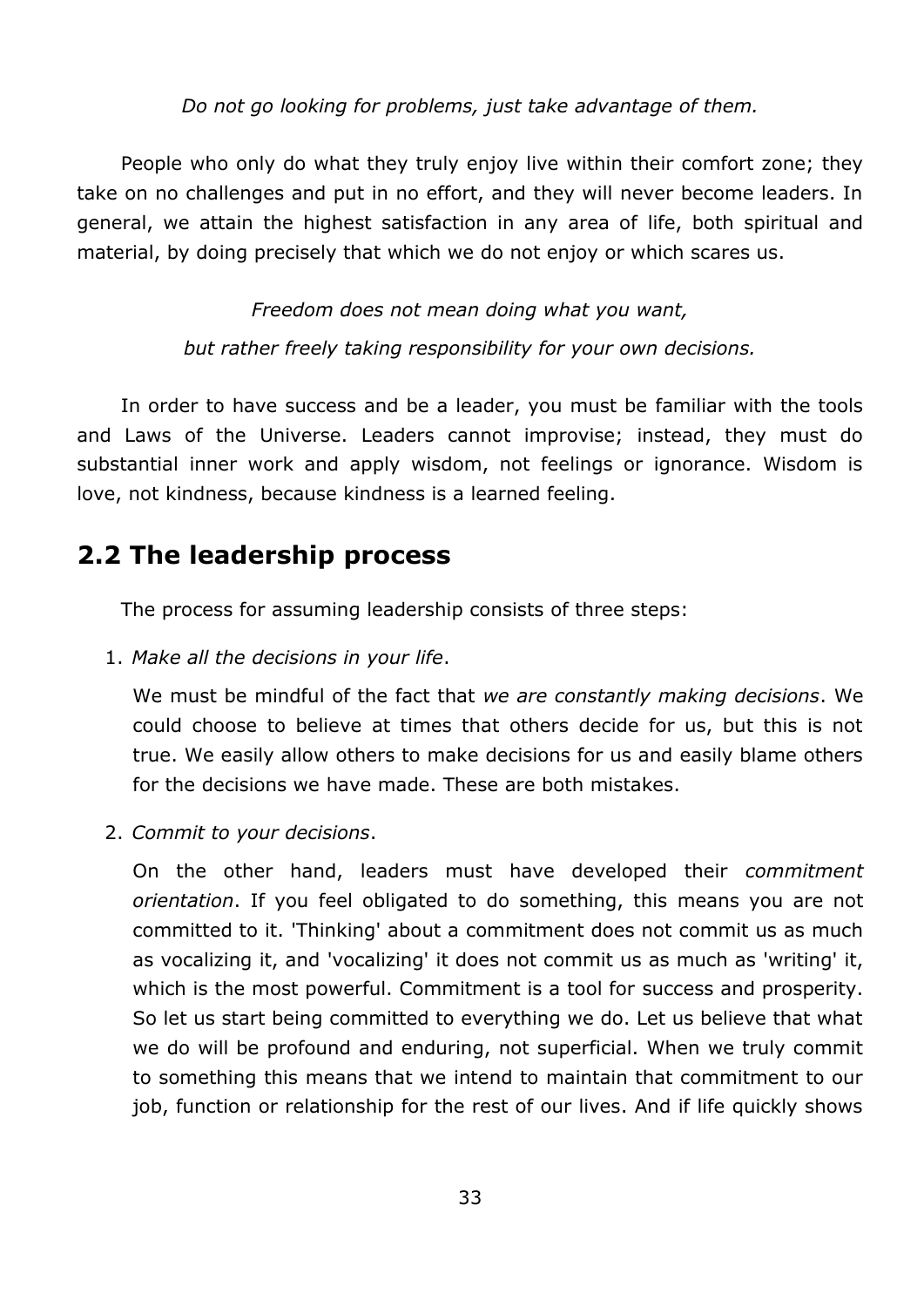*Do not go looking for problems, just take advantage of them.*

People who only do what they truly enjoy live within their comfort zone; they take on no challenges and put in no effort, and they will never become leaders. In general, we attain the highest satisfaction in any area of life, both spiritual and material, by doing precisely that which we do not enjoy or which scares us.

*Freedom does not mean doing what you want,*

*but rather freely taking responsibility for your own decisions.*

In order to have success and be a leader, you must be familiar with the tools and Laws of the Universe. Leaders cannot improvise; instead, they must do substantial inner work and apply wisdom, not feelings or ignorance. Wisdom is love, not kindness, because kindness is a learned feeling.

## 2.2 The leadership process

The process for assuming leadership consists of three steps:

1. *Make all the decisions in your life*.

   We must be mindful of the fact that *we are constantly making decisions*. We could choose to believe at times that others decide for us, but this is not true. We easily allow others to make decisions for us and easily blame others for the decisions we have made. These are both mistakes.

2. *Commit to your decisions*.

   On the other hand, leaders must have developed their *commitment orientation*. If you feel obligated to do something, this means you are not committed to it. 'Thinking' about a commitment does not commit us as much as vocalizing it, and 'vocalizing' it does not commit us as much as 'writing' it, which is the most powerful. Commitment is a tool for success and prosperity. So let us start being committed to everything we do. Let us believe that what we do will be profound and enduring, not superficial. When we truly commit to something this means that we intend to maintain that commitment to our job, function or relationship for the rest of our lives. And if life quickly shows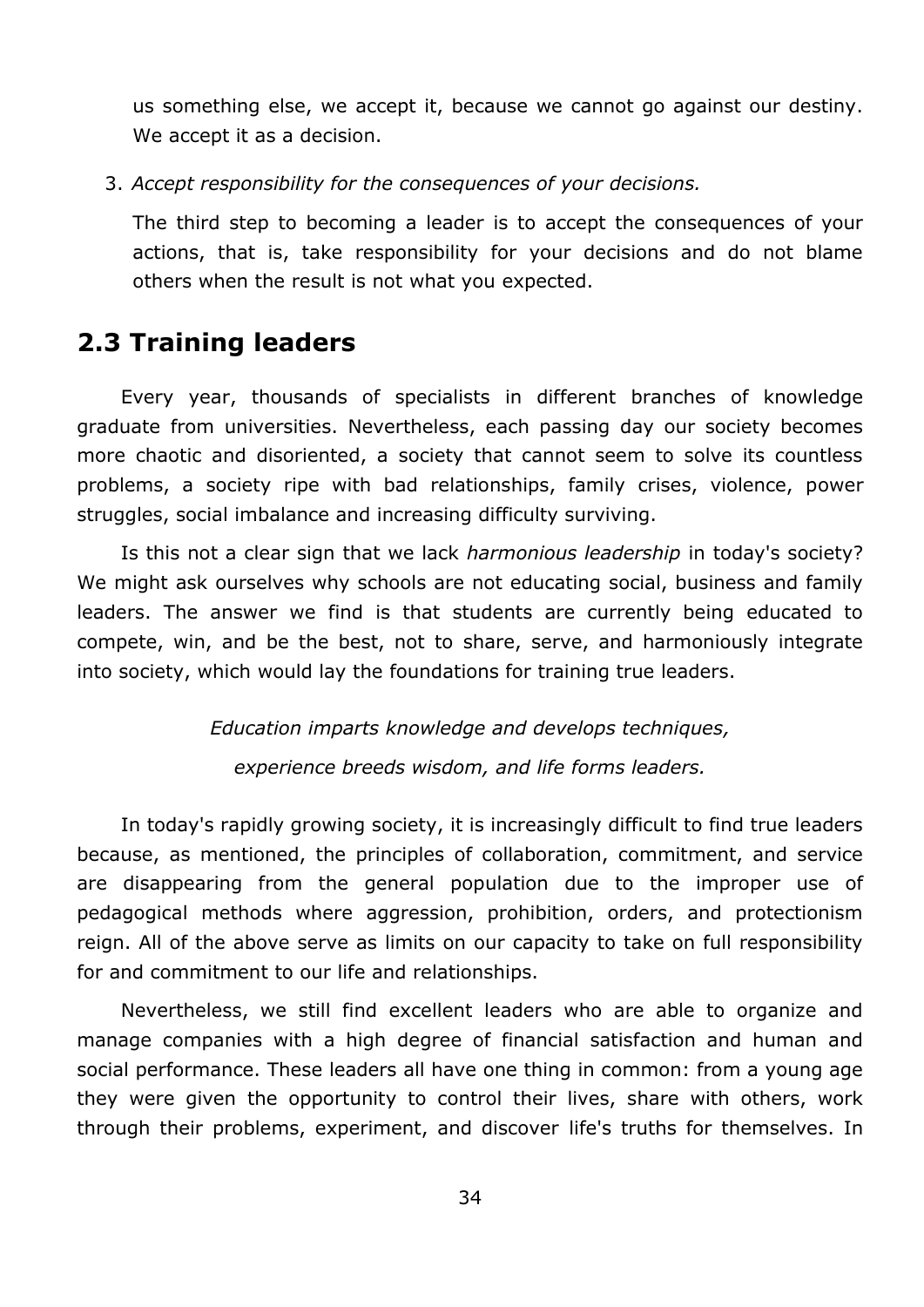us something else, we accept it, because we cannot go against our destiny. We accept it as a decision.

3. *Accept responsibility for the consequences of your decisions.*

   The third step to becoming a leader is to accept the consequences of your actions, that is, take responsibility for your decisions and do not blame others when the result is not what you expected.

## 2.3 Training leaders

Every year, thousands of specialists in different branches of knowledge graduate from universities. Nevertheless, each passing day our society becomes more chaotic and disoriented, a society that cannot seem to solve its countless problems, a society ripe with bad relationships, family crises, violence, power struggles, social imbalance and increasing difficulty surviving.

Is this not a clear sign that we lack *harmonious leadership* in today's society? We might ask ourselves why schools are not educating social, business and family leaders. The answer we find is that students are currently being educated to compete, win, and be the best, not to share, serve, and harmoniously integrate into society, which would lay the foundations for training true leaders.

*Education imparts knowledge and develops techniques,*

*experience breeds wisdom, and life forms leaders.*

In today's rapidly growing society, it is increasingly difficult to find true leaders because, as mentioned, the principles of collaboration, commitment, and service are disappearing from the general population due to the improper use of pedagogical methods where aggression, prohibition, orders, and protectionism reign. All of the above serve as limits on our capacity to take on full responsibility for and commitment to our life and relationships.

Nevertheless, we still find excellent leaders who are able to organize and manage companies with a high degree of financial satisfaction and human and social performance. These leaders all have one thing in common: from a young age they were given the opportunity to control their lives, share with others, work through their problems, experiment, and discover life's truths for themselves. In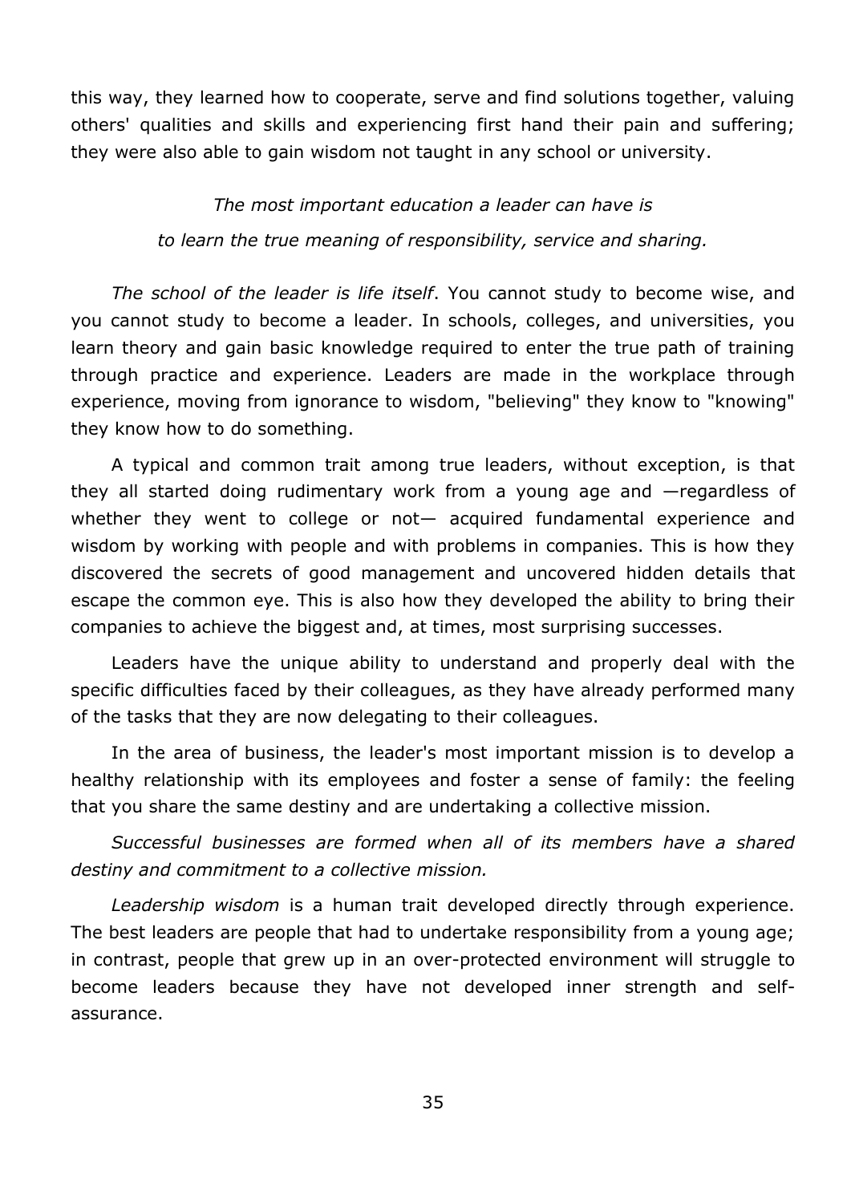this way, they learned how to cooperate, serve and find solutions together, valuing others' qualities and skills and experiencing first hand their pain and suffering; they were also able to gain wisdom not taught in any school or university.

*The most important education a leader can have is*
*to learn the true meaning of responsibility, service and sharing.*

*The school of the leader is life itself*. You cannot study to become wise, and you cannot study to become a leader. In schools, colleges, and universities, you learn theory and gain basic knowledge required to enter the true path of training through practice and experience. Leaders are made in the workplace through experience, moving from ignorance to wisdom, "believing" they know to "knowing" they know how to do something.

A typical and common trait among true leaders, without exception, is that they all started doing rudimentary work from a young age and —regardless of whether they went to college or not— acquired fundamental experience and wisdom by working with people and with problems in companies. This is how they discovered the secrets of good management and uncovered hidden details that escape the common eye. This is also how they developed the ability to bring their companies to achieve the biggest and, at times, most surprising successes.

Leaders have the unique ability to understand and properly deal with the specific difficulties faced by their colleagues, as they have already performed many of the tasks that they are now delegating to their colleagues.

In the area of business, the leader's most important mission is to develop a healthy relationship with its employees and foster a sense of family: the feeling that you share the same destiny and are undertaking a collective mission.

*Successful businesses are formed when all of its members have a shared destiny and commitment to a collective mission.*

*Leadership wisdom* is a human trait developed directly through experience. The best leaders are people that had to undertake responsibility from a young age; in contrast, people that grew up in an over-protected environment will struggle to become leaders because they have not developed inner strength and self-assurance.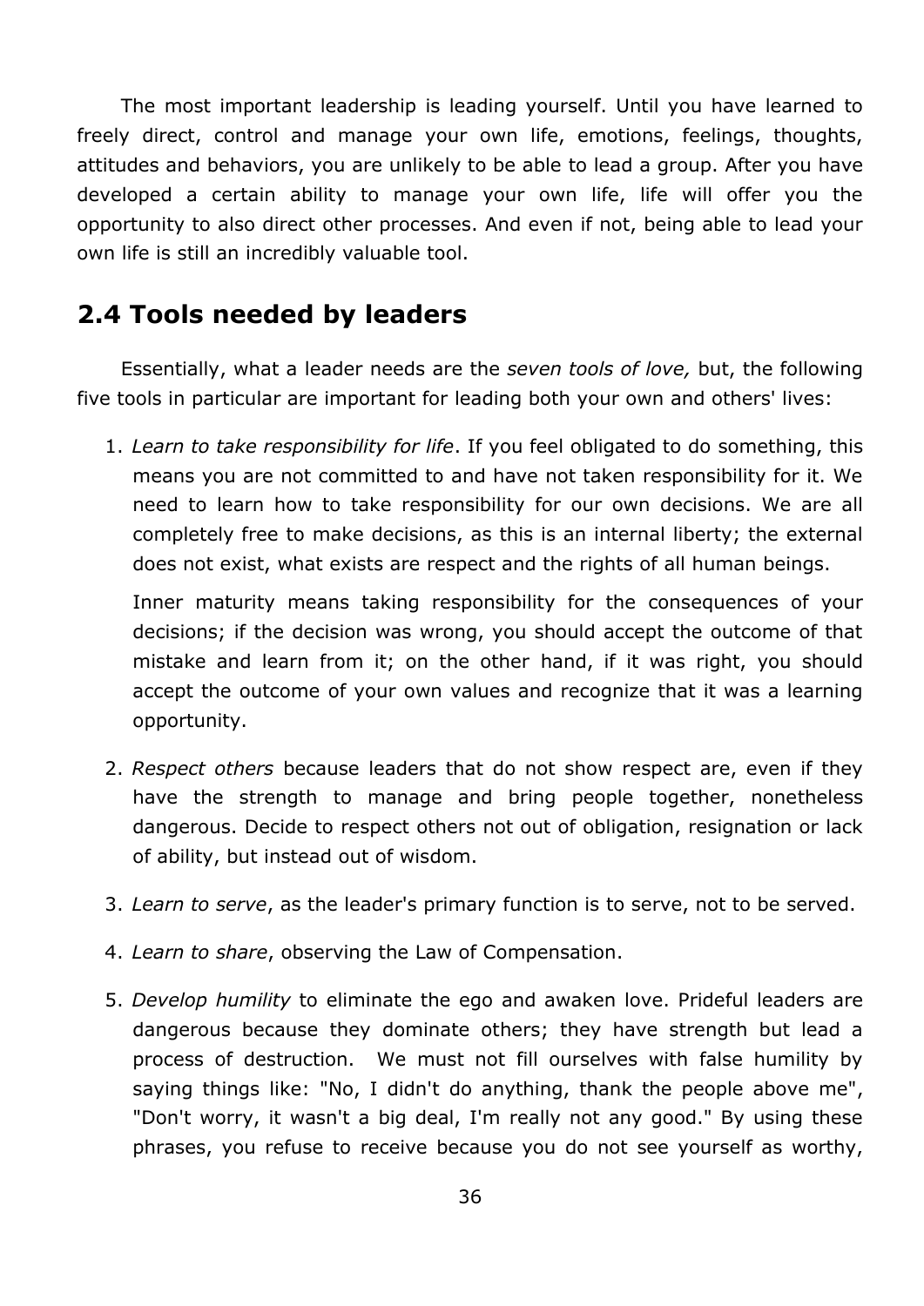The most important leadership is leading yourself. Until you have learned to freely direct, control and manage your own life, emotions, feelings, thoughts, attitudes and behaviors, you are unlikely to be able to lead a group. After you have developed a certain ability to manage your own life, life will offer you the opportunity to also direct other processes. And even if not, being able to lead your own life is still an incredibly valuable tool.

## 2.4 Tools needed by leaders

Essentially, what a leader needs are the *seven tools of love,* but, the following five tools in particular are important for leading both your own and others' lives:

1. *Learn to take responsibility for life*. If you feel obligated to do something, this means you are not committed to and have not taken responsibility for it. We need to learn how to take responsibility for our own decisions. We are all completely free to make decisions, as this is an internal liberty; the external does not exist, what exists are respect and the rights of all human beings.

   Inner maturity means taking responsibility for the consequences of your decisions; if the decision was wrong, you should accept the outcome of that mistake and learn from it; on the other hand, if it was right, you should accept the outcome of your own values and recognize that it was a learning opportunity.

2. *Respect others* because leaders that do not show respect are, even if they have the strength to manage and bring people together, nonetheless dangerous. Decide to respect others not out of obligation, resignation or lack of ability, but instead out of wisdom.

3. *Learn to serve*, as the leader's primary function is to serve, not to be served.

4. *Learn to share*, observing the Law of Compensation.

5. *Develop humility* to eliminate the ego and awaken love. Prideful leaders are dangerous because they dominate others; they have strength but lead a process of destruction. We must not fill ourselves with false humility by saying things like: "No, I didn't do anything, thank the people above me", "Don't worry, it wasn't a big deal, I'm really not any good." By using these phrases, you refuse to receive because you do not see yourself as worthy,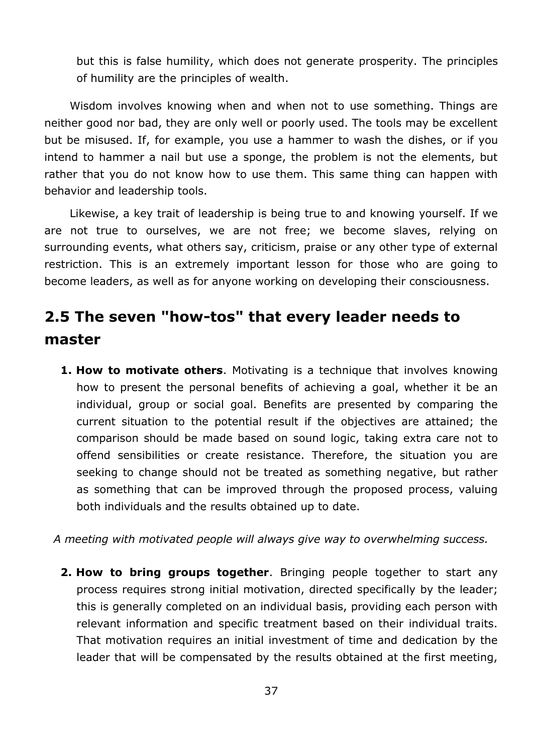but this is false humility, which does not generate prosperity. The principles of humility are the principles of wealth.

Wisdom involves knowing when and when not to use something. Things are neither good nor bad, they are only well or poorly used. The tools may be excellent but be misused. If, for example, you use a hammer to wash the dishes, or if you intend to hammer a nail but use a sponge, the problem is not the elements, but rather that you do not know how to use them. This same thing can happen with behavior and leadership tools.

Likewise, a key trait of leadership is being true to and knowing yourself. If we are not true to ourselves, we are not free; we become slaves, relying on surrounding events, what others say, criticism, praise or any other type of external restriction. This is an extremely important lesson for those who are going to become leaders, as well as for anyone working on developing their consciousness.

## 2.5 The seven "how-tos" that every leader needs to master

1. **How to motivate others**. Motivating is a technique that involves knowing how to present the personal benefits of achieving a goal, whether it be an individual, group or social goal. Benefits are presented by comparing the current situation to the potential result if the objectives are attained; the comparison should be made based on sound logic, taking extra care not to offend sensibilities or create resistance. Therefore, the situation you are seeking to change should not be treated as something negative, but rather as something that can be improved through the proposed process, valuing both individuals and the results obtained up to date.

*A meeting with motivated people will always give way to overwhelming success.*

2. **How to bring groups together**. Bringing people together to start any process requires strong initial motivation, directed specifically by the leader; this is generally completed on an individual basis, providing each person with relevant information and specific treatment based on their individual traits. That motivation requires an initial investment of time and dedication by the leader that will be compensated by the results obtained at the first meeting,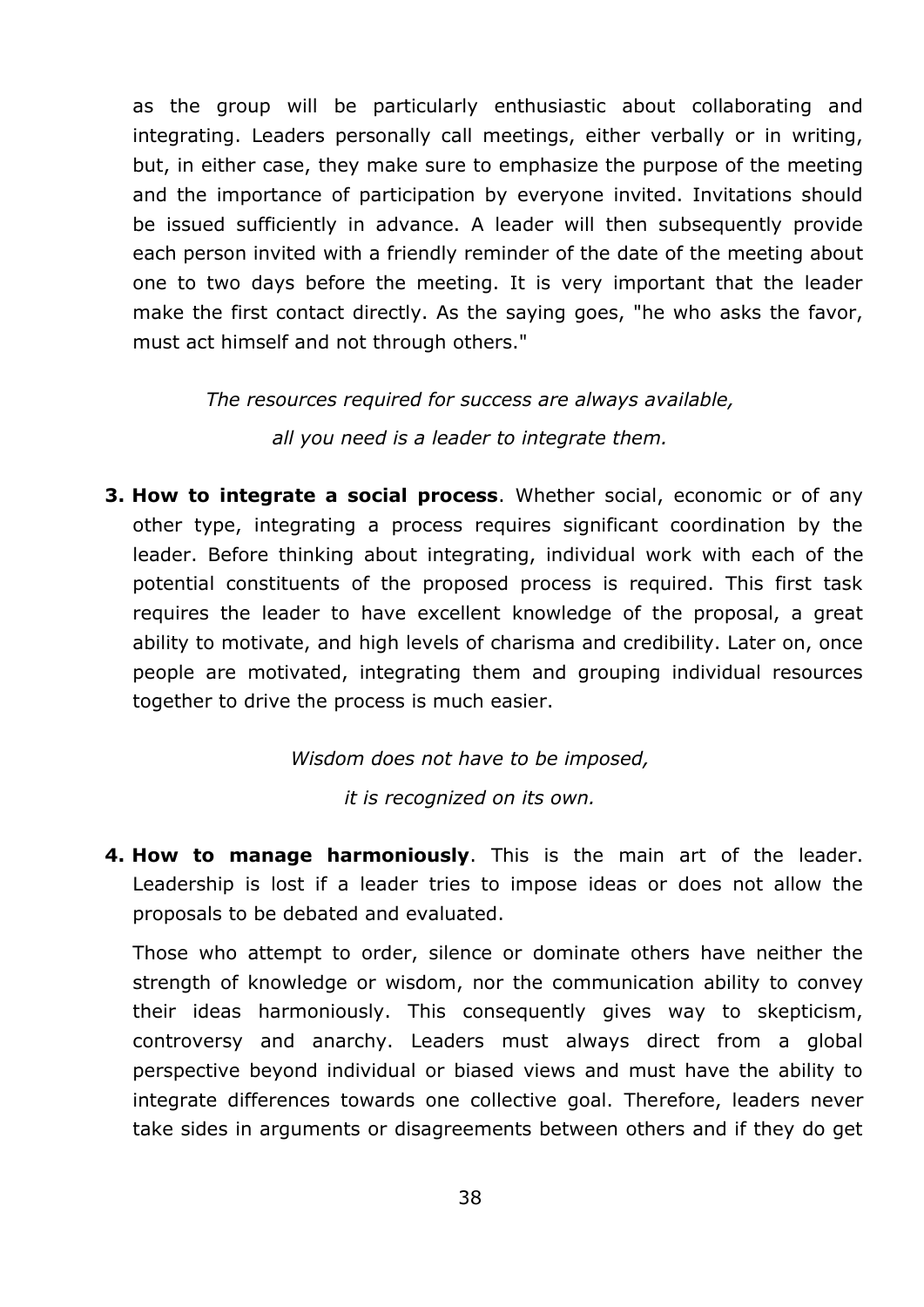as the group will be particularly enthusiastic about collaborating and integrating. Leaders personally call meetings, either verbally or in writing, but, in either case, they make sure to emphasize the purpose of the meeting and the importance of participation by everyone invited. Invitations should be issued sufficiently in advance. A leader will then subsequently provide each person invited with a friendly reminder of the date of the meeting about one to two days before the meeting. It is very important that the leader make the first contact directly. As the saying goes, "he who asks the favor, must act himself and not through others."

*The resources required for success are always available,*

*all you need is a leader to integrate them.*

3. **How to integrate a social process**. Whether social, economic or of any other type, integrating a process requires significant coordination by the leader. Before thinking about integrating, individual work with each of the potential constituents of the proposed process is required. This first task requires the leader to have excellent knowledge of the proposal, a great ability to motivate, and high levels of charisma and credibility. Later on, once people are motivated, integrating them and grouping individual resources together to drive the process is much easier.

*Wisdom does not have to be imposed,*

*it is recognized on its own.*

4. **How to manage harmoniously**. This is the main art of the leader. Leadership is lost if a leader tries to impose ideas or does not allow the proposals to be debated and evaluated.

   Those who attempt to order, silence or dominate others have neither the strength of knowledge or wisdom, nor the communication ability to convey their ideas harmoniously. This consequently gives way to skepticism, controversy and anarchy. Leaders must always direct from a global perspective beyond individual or biased views and must have the ability to integrate differences towards one collective goal. Therefore, leaders never take sides in arguments or disagreements between others and if they do get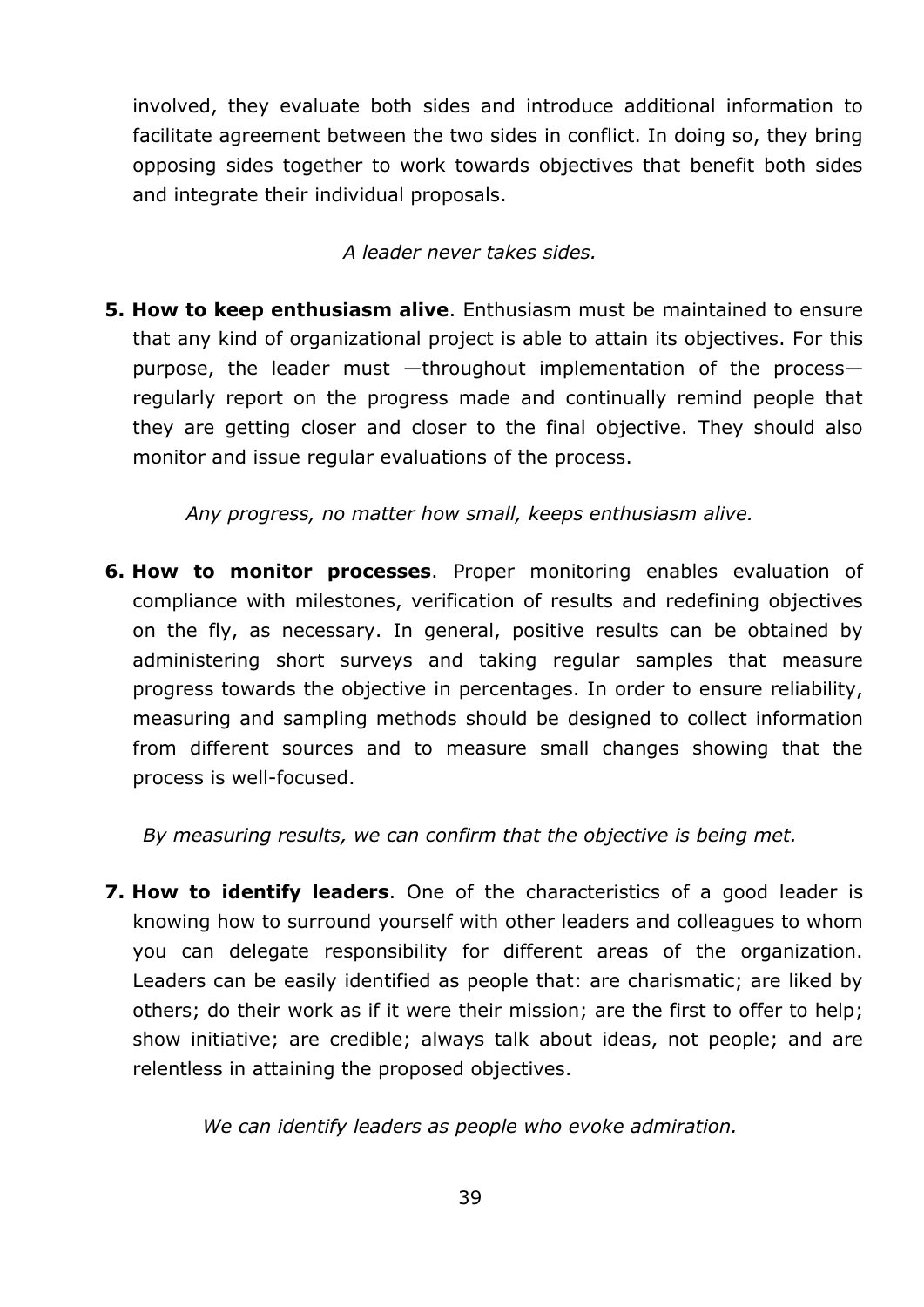involved, they evaluate both sides and introduce additional information to facilitate agreement between the two sides in conflict. In doing so, they bring opposing sides together to work towards objectives that benefit both sides and integrate their individual proposals.

*A leader never takes sides.*

5. **How to keep enthusiasm alive**. Enthusiasm must be maintained to ensure that any kind of organizational project is able to attain its objectives. For this purpose, the leader must —throughout implementation of the process— regularly report on the progress made and continually remind people that they are getting closer and closer to the final objective. They should also monitor and issue regular evaluations of the process.

   *Any progress, no matter how small, keeps enthusiasm alive.*

6. **How to monitor processes**. Proper monitoring enables evaluation of compliance with milestones, verification of results and redefining objectives on the fly, as necessary. In general, positive results can be obtained by administering short surveys and taking regular samples that measure progress towards the objective in percentages. In order to ensure reliability, measuring and sampling methods should be designed to collect information from different sources and to measure small changes showing that the process is well-focused.

   *By measuring results, we can confirm that the objective is being met.*

7. **How to identify leaders**. One of the characteristics of a good leader is knowing how to surround yourself with other leaders and colleagues to whom you can delegate responsibility for different areas of the organization. Leaders can be easily identified as people that: are charismatic; are liked by others; do their work as if it were their mission; are the first to offer to help; show initiative; are credible; always talk about ideas, not people; and are relentless in attaining the proposed objectives.

   *We can identify leaders as people who evoke admiration.*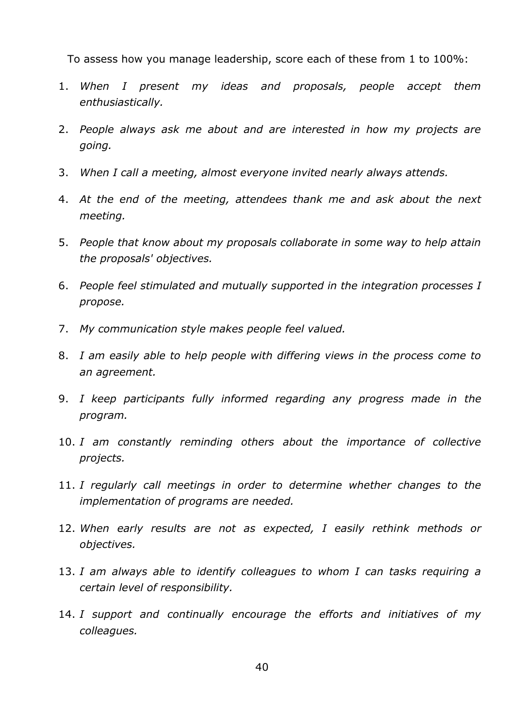To assess how you manage leadership, score each of these from 1 to 100%:

1. *When I present my ideas and proposals, people accept them enthusiastically.*
2. *People always ask me about and are interested in how my projects are going.*
3. *When I call a meeting, almost everyone invited nearly always attends.*
4. *At the end of the meeting, attendees thank me and ask about the next meeting.*
5. *People that know about my proposals collaborate in some way to help attain the proposals' objectives.*
6. *People feel stimulated and mutually supported in the integration processes I propose.*
7. *My communication style makes people feel valued.*
8. *I am easily able to help people with differing views in the process come to an agreement.*
9. *I keep participants fully informed regarding any progress made in the program.*
10. *I am constantly reminding others about the importance of collective projects.*
11. *I regularly call meetings in order to determine whether changes to the implementation of programs are needed.*
12. *When early results are not as expected, I easily rethink methods or objectives.*
13. *I am always able to identify colleagues to whom I can tasks requiring a certain level of responsibility.*
14. *I support and continually encourage the efforts and initiatives of my colleagues.*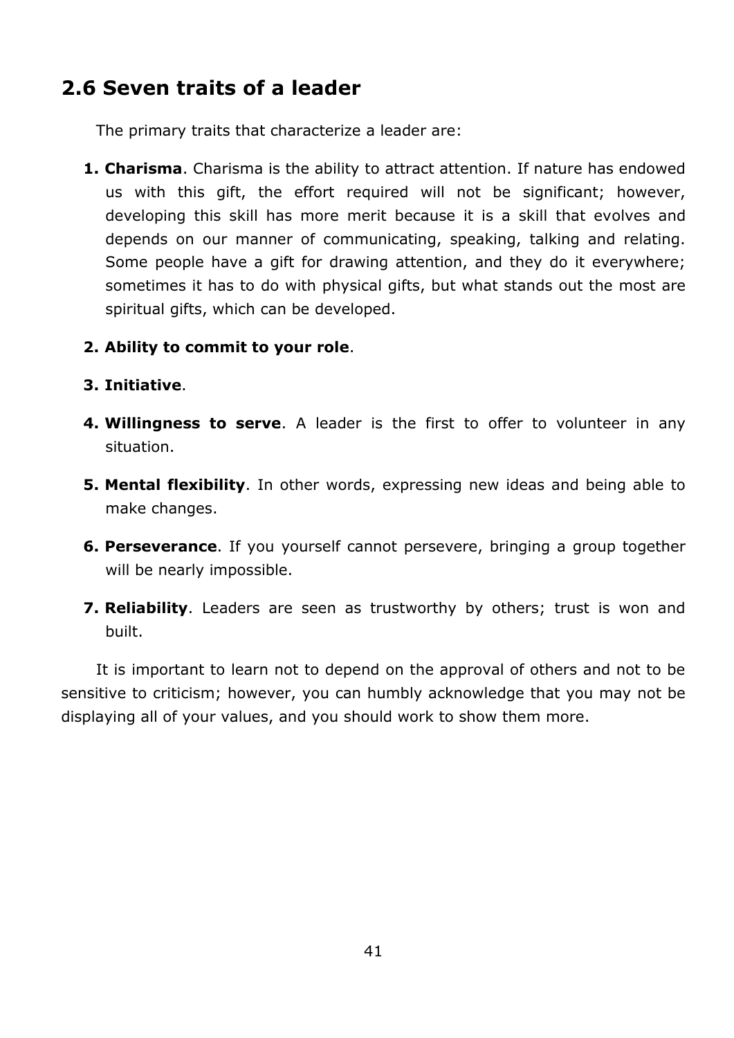## 2.6 Seven traits of a leader

The primary traits that characterize a leader are:

1. **Charisma**. Charisma is the ability to attract attention. If nature has endowed us with this gift, the effort required will not be significant; however, developing this skill has more merit because it is a skill that evolves and depends on our manner of communicating, speaking, talking and relating. Some people have a gift for drawing attention, and they do it everywhere; sometimes it has to do with physical gifts, but what stands out the most are spiritual gifts, which can be developed.

2. **Ability to commit to your role**.

3. **Initiative**.

4. **Willingness to serve**. A leader is the first to offer to volunteer in any situation.

5. **Mental flexibility**. In other words, expressing new ideas and being able to make changes.

6. **Perseverance**. If you yourself cannot persevere, bringing a group together will be nearly impossible.

7. **Reliability**. Leaders are seen as trustworthy by others; trust is won and built.

It is important to learn not to depend on the approval of others and not to be sensitive to criticism; however, you can humbly acknowledge that you may not be displaying all of your values, and you should work to show them more.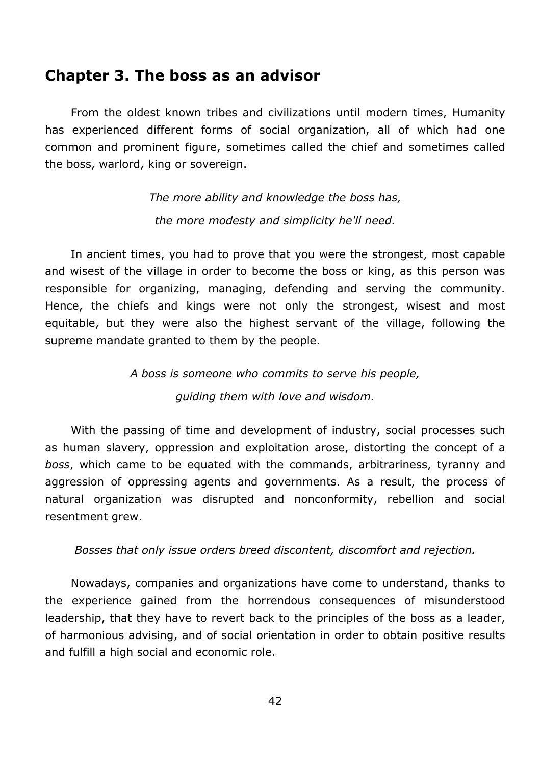## Chapter 3. The boss as an advisor

From the oldest known tribes and civilizations until modern times, Humanity has experienced different forms of social organization, all of which had one common and prominent figure, sometimes called the chief and sometimes called the boss, warlord, king or sovereign.

*The more ability and knowledge the boss has,*

*the more modesty and simplicity he'll need.*

In ancient times, you had to prove that you were the strongest, most capable and wisest of the village in order to become the boss or king, as this person was responsible for organizing, managing, defending and serving the community. Hence, the chiefs and kings were not only the strongest, wisest and most equitable, but they were also the highest servant of the village, following the supreme mandate granted to them by the people.

*A boss is someone who commits to serve his people,*

*guiding them with love and wisdom.*

With the passing of time and development of industry, social processes such as human slavery, oppression and exploitation arose, distorting the concept of a *boss*, which came to be equated with the commands, arbitrariness, tyranny and aggression of oppressing agents and governments. As a result, the process of natural organization was disrupted and nonconformity, rebellion and social resentment grew.

*Bosses that only issue orders breed discontent, discomfort and rejection.*

Nowadays, companies and organizations have come to understand, thanks to the experience gained from the horrendous consequences of misunderstood leadership, that they have to revert back to the principles of the boss as a leader, of harmonious advising, and of social orientation in order to obtain positive results and fulfill a high social and economic role.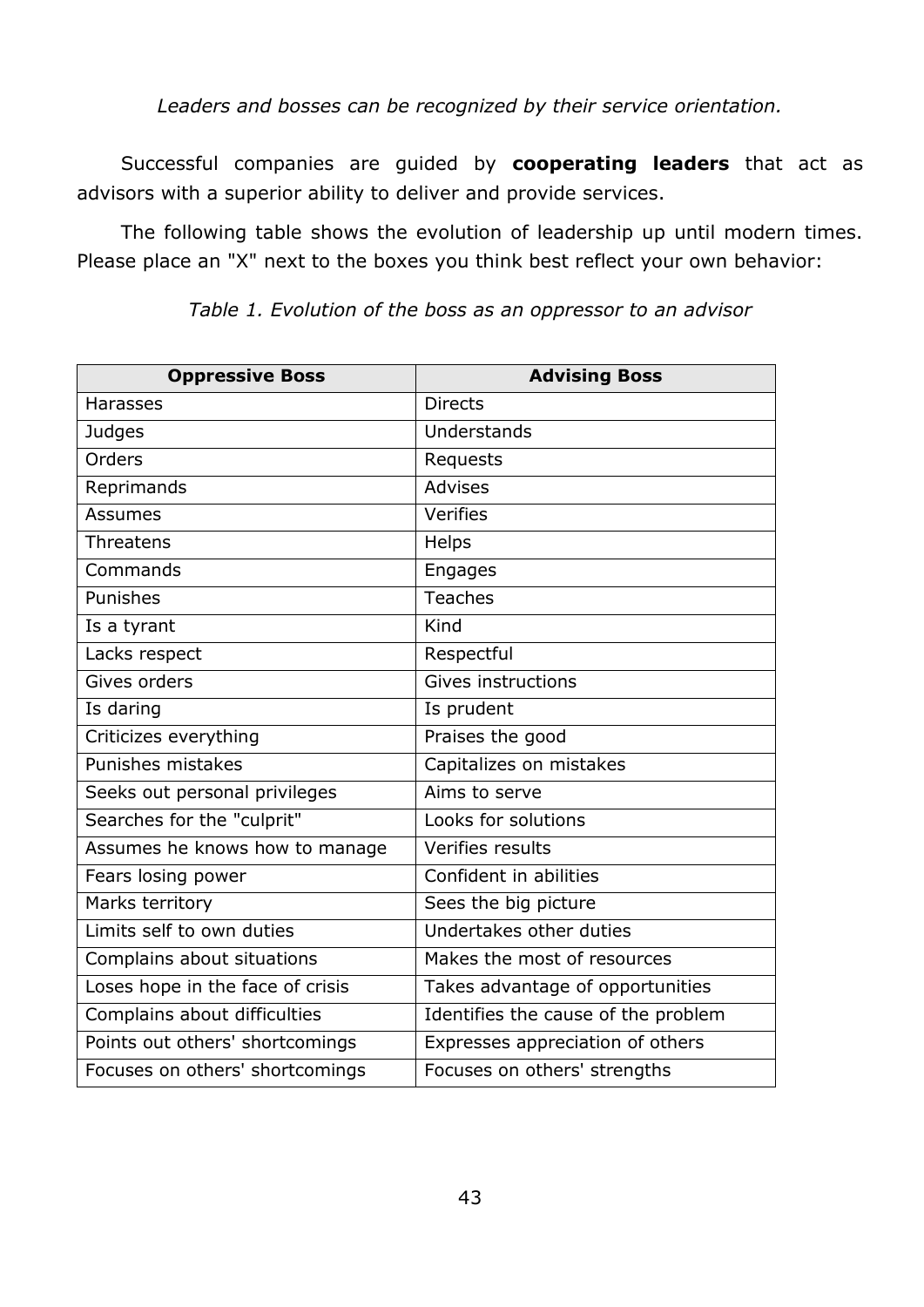*Leaders and bosses can be recognized by their service orientation.*

Successful companies are guided by **cooperating leaders** that act as advisors with a superior ability to deliver and provide services.

The following table shows the evolution of leadership up until modern times. Please place an "X" next to the boxes you think best reflect your own behavior:

*Table 1. Evolution of the boss as an oppressor to an advisor*

| Oppressive Boss | Advising Boss |
|---|---|
| Harasses | Directs |
| Judges | Understands |
| Orders | Requests |
| Reprimands | Advises |
| Assumes | Verifies |
| Threatens | Helps |
| Commands | Engages |
| Punishes | Teaches |
| Is a tyrant | Kind |
| Lacks respect | Respectful |
| Gives orders | Gives instructions |
| Is daring | Is prudent |
| Criticizes everything | Praises the good |
| Punishes mistakes | Capitalizes on mistakes |
| Seeks out personal privileges | Aims to serve |
| Searches for the "culprit" | Looks for solutions |
| Assumes he knows how to manage | Verifies results |
| Fears losing power | Confident in abilities |
| Marks territory | Sees the big picture |
| Limits self to own duties | Undertakes other duties |
| Complains about situations | Makes the most of resources |
| Loses hope in the face of crisis | Takes advantage of opportunities |
| Complains about difficulties | Identifies the cause of the problem |
| Points out others' shortcomings | Expresses appreciation of others |
| Focuses on others' shortcomings | Focuses on others' strengths |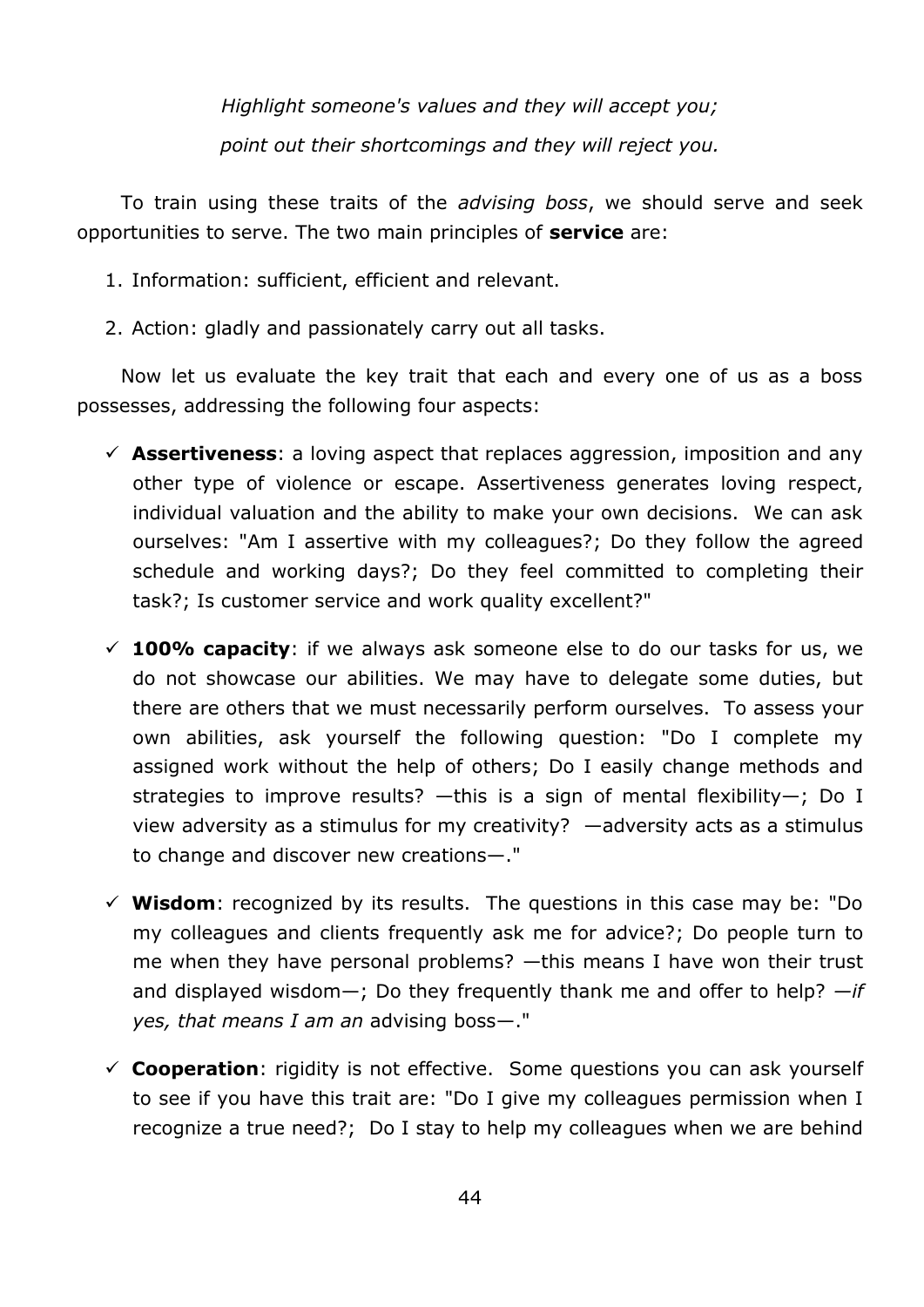*Highlight someone's values and they will accept you;*

*point out their shortcomings and they will reject you.*

To train using these traits of the *advising boss*, we should serve and seek opportunities to serve. The two main principles of **service** are:

1. Information: sufficient, efficient and relevant.
2. Action: gladly and passionately carry out all tasks.

Now let us evaluate the key trait that each and every one of us as a boss possesses, addressing the following four aspects:

- ✓ **Assertiveness**: a loving aspect that replaces aggression, imposition and any other type of violence or escape. Assertiveness generates loving respect, individual valuation and the ability to make your own decisions. We can ask ourselves: "Am I assertive with my colleagues?; Do they follow the agreed schedule and working days?; Do they feel committed to completing their task?; Is customer service and work quality excellent?"
- ✓ **100% capacity**: if we always ask someone else to do our tasks for us, we do not showcase our abilities. We may have to delegate some duties, but there are others that we must necessarily perform ourselves. To assess your own abilities, ask yourself the following question: "Do I complete my assigned work without the help of others; Do I easily change methods and strategies to improve results? —this is a sign of mental flexibility—; Do I view adversity as a stimulus for my creativity? —adversity acts as a stimulus to change and discover new creations—."
- ✓ **Wisdom**: recognized by its results. The questions in this case may be: "Do my colleagues and clients frequently ask me for advice?; Do people turn to me when they have personal problems? —this means I have won their trust and displayed wisdom—; Do they frequently thank me and offer to help? —*if yes, that means I am an* advising boss—."
- ✓ **Cooperation**: rigidity is not effective. Some questions you can ask yourself to see if you have this trait are: "Do I give my colleagues permission when I recognize a true need?; Do I stay to help my colleagues when we are behind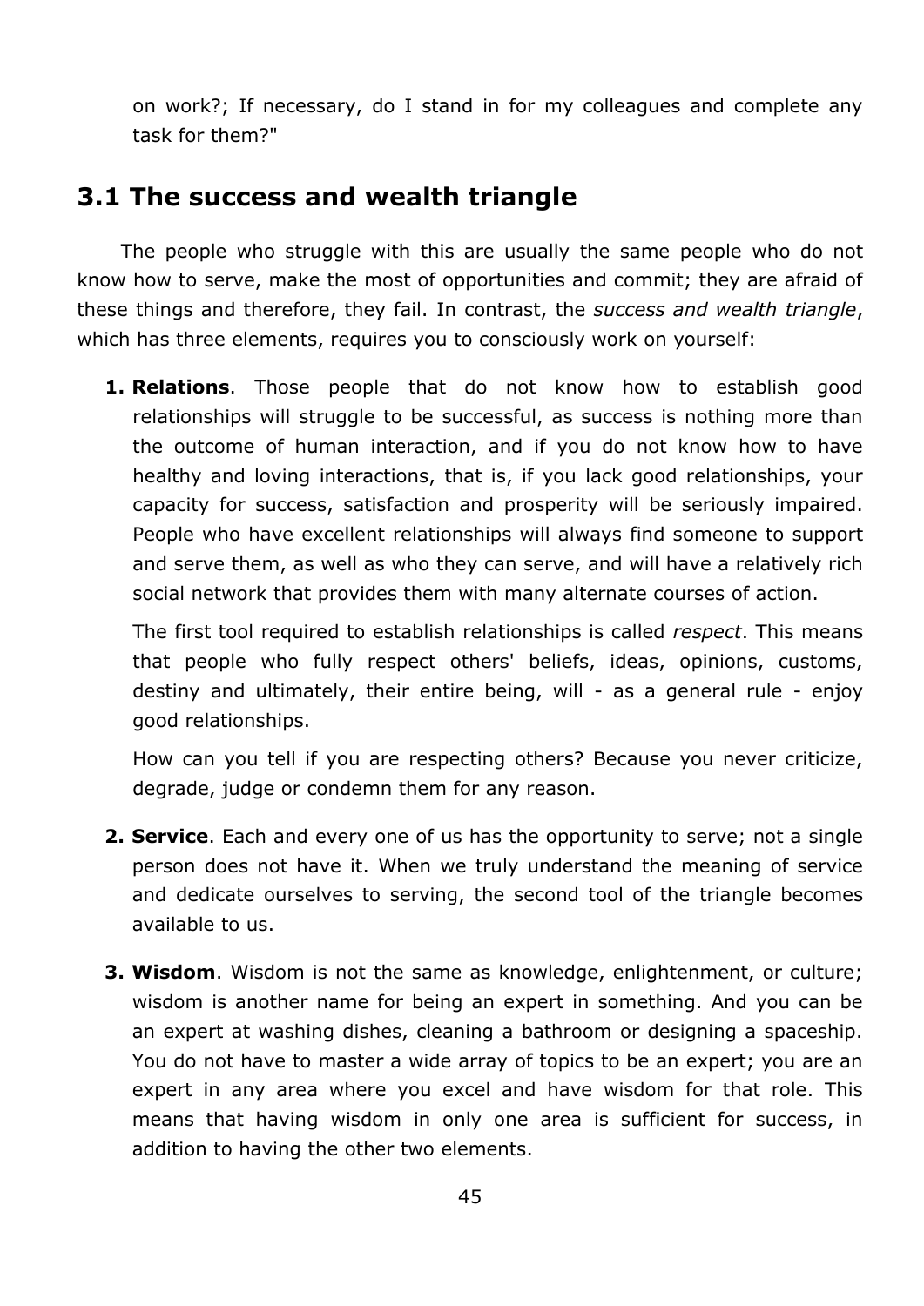on work?; If necessary, do I stand in for my colleagues and complete any task for them?"

## 3.1 The success and wealth triangle

The people who struggle with this are usually the same people who do not know how to serve, make the most of opportunities and commit; they are afraid of these things and therefore, they fail. In contrast, the *success and wealth triangle*, which has three elements, requires you to consciously work on yourself:

1. **Relations**. Those people that do not know how to establish good relationships will struggle to be successful, as success is nothing more than the outcome of human interaction, and if you do not know how to have healthy and loving interactions, that is, if you lack good relationships, your capacity for success, satisfaction and prosperity will be seriously impaired. People who have excellent relationships will always find someone to support and serve them, as well as who they can serve, and will have a relatively rich social network that provides them with many alternate courses of action.

   The first tool required to establish relationships is called *respect*. This means that people who fully respect others' beliefs, ideas, opinions, customs, destiny and ultimately, their entire being, will - as a general rule - enjoy good relationships.

   How can you tell if you are respecting others? Because you never criticize, degrade, judge or condemn them for any reason.

2. **Service**. Each and every one of us has the opportunity to serve; not a single person does not have it. When we truly understand the meaning of service and dedicate ourselves to serving, the second tool of the triangle becomes available to us.

3. **Wisdom**. Wisdom is not the same as knowledge, enlightenment, or culture; wisdom is another name for being an expert in something. And you can be an expert at washing dishes, cleaning a bathroom or designing a spaceship. You do not have to master a wide array of topics to be an expert; you are an expert in any area where you excel and have wisdom for that role. This means that having wisdom in only one area is sufficient for success, in addition to having the other two elements.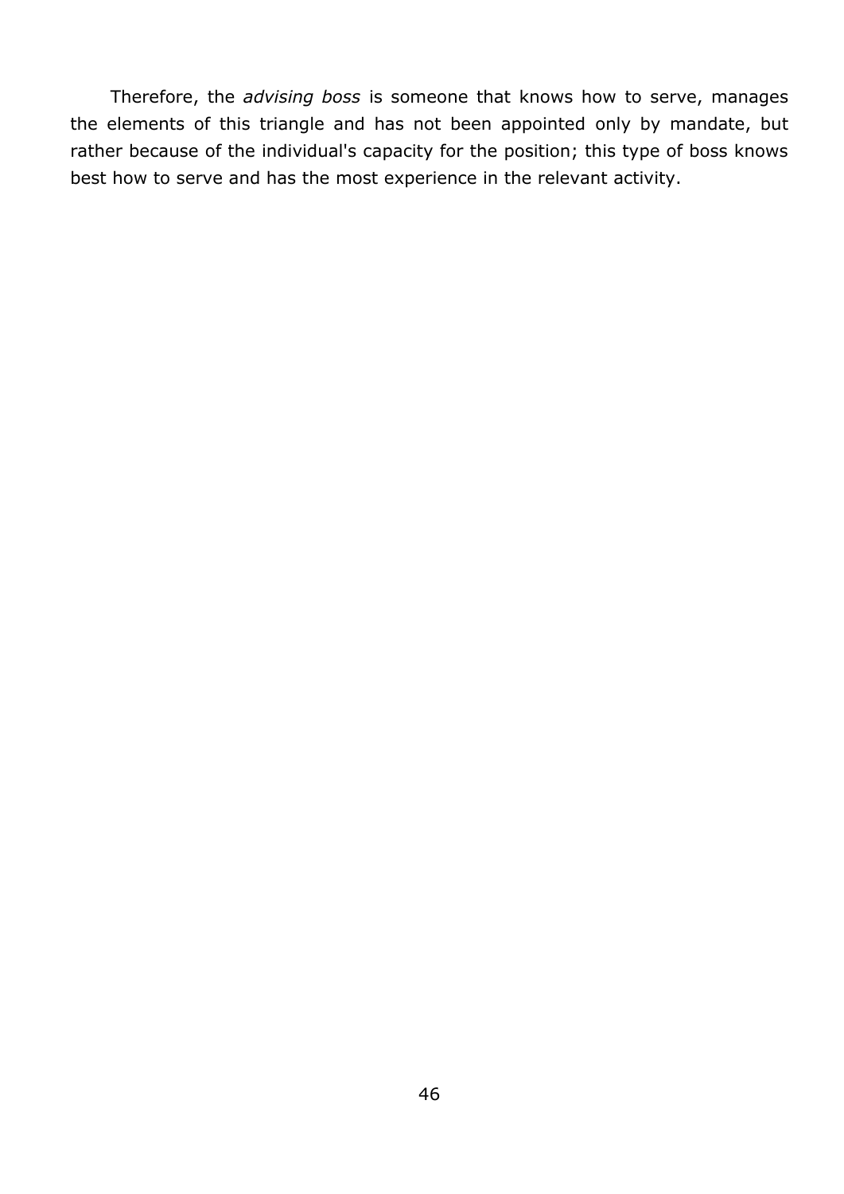Therefore, the *advising boss* is someone that knows how to serve, manages the elements of this triangle and has not been appointed only by mandate, but rather because of the individual's capacity for the position; this type of boss knows best how to serve and has the most experience in the relevant activity.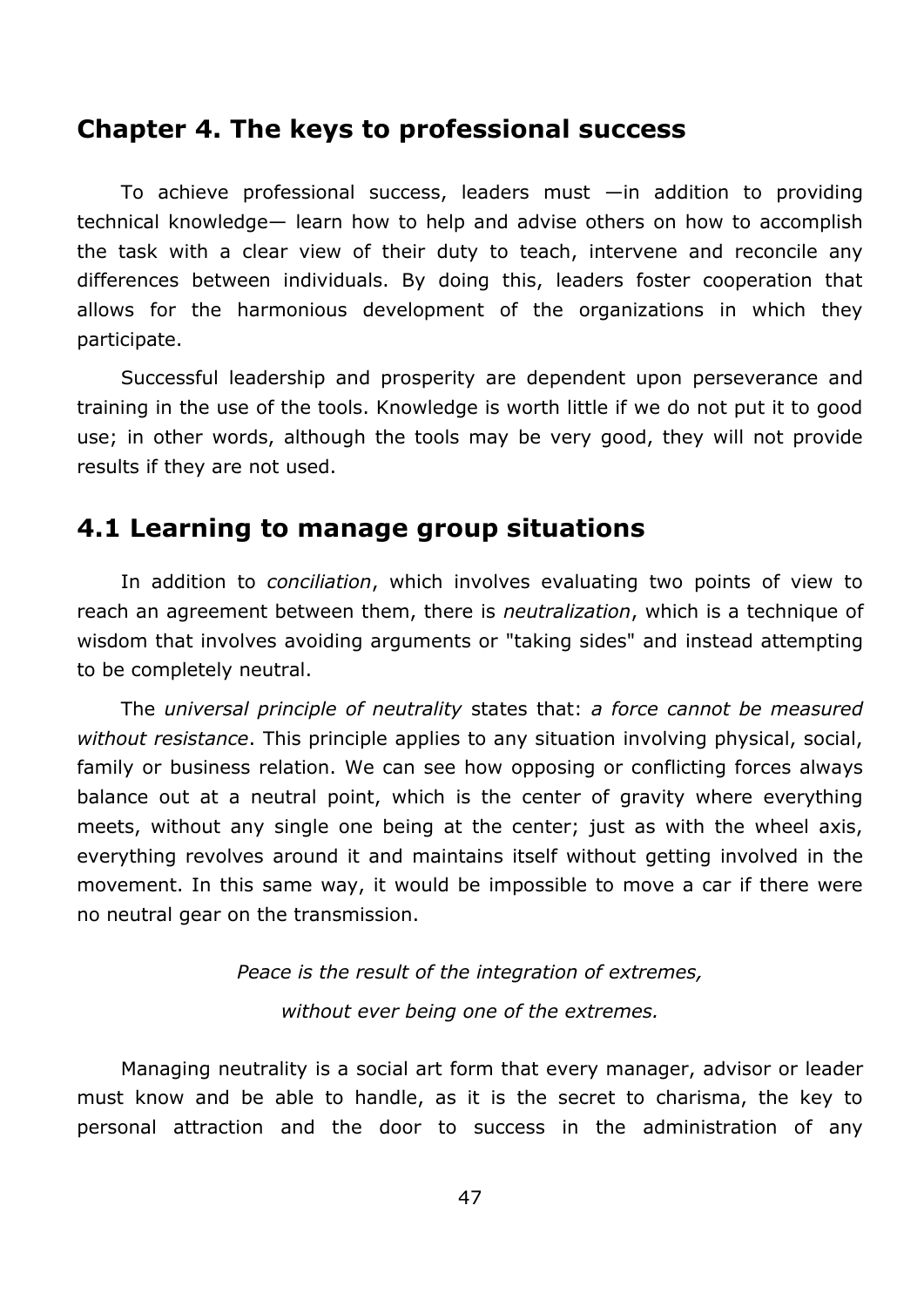## Chapter 4. The keys to professional success

To achieve professional success, leaders must —in addition to providing technical knowledge— learn how to help and advise others on how to accomplish the task with a clear view of their duty to teach, intervene and reconcile any differences between individuals. By doing this, leaders foster cooperation that allows for the harmonious development of the organizations in which they participate.

Successful leadership and prosperity are dependent upon perseverance and training in the use of the tools. Knowledge is worth little if we do not put it to good use; in other words, although the tools may be very good, they will not provide results if they are not used.

## 4.1 Learning to manage group situations

In addition to *conciliation*, which involves evaluating two points of view to reach an agreement between them, there is *neutralization*, which is a technique of wisdom that involves avoiding arguments or "taking sides" and instead attempting to be completely neutral.

The *universal principle of neutrality* states that: *a force cannot be measured without resistance*. This principle applies to any situation involving physical, social, family or business relation. We can see how opposing or conflicting forces always balance out at a neutral point, which is the center of gravity where everything meets, without any single one being at the center; just as with the wheel axis, everything revolves around it and maintains itself without getting involved in the movement. In this same way, it would be impossible to move a car if there were no neutral gear on the transmission.

*Peace is the result of the integration of extremes,*

*without ever being one of the extremes.*

Managing neutrality is a social art form that every manager, advisor or leader must know and be able to handle, as it is the secret to charisma, the key to personal attraction and the door to success in the administration of any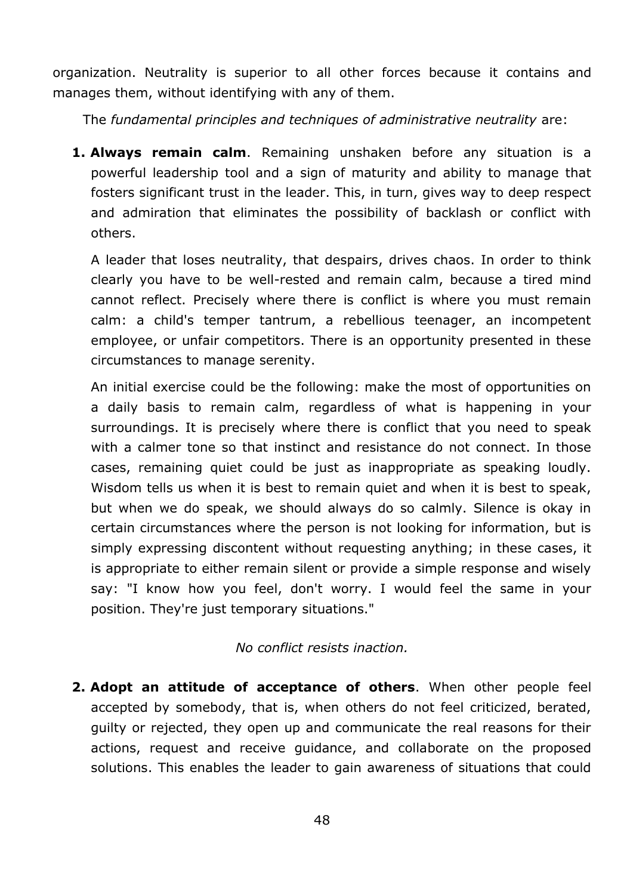organization. Neutrality is superior to all other forces because it contains and manages them, without identifying with any of them.

The *fundamental principles and techniques of administrative neutrality* are:

1. **Always remain calm**. Remaining unshaken before any situation is a powerful leadership tool and a sign of maturity and ability to manage that fosters significant trust in the leader. This, in turn, gives way to deep respect and admiration that eliminates the possibility of backlash or conflict with others.

   A leader that loses neutrality, that despairs, drives chaos. In order to think clearly you have to be well-rested and remain calm, because a tired mind cannot reflect. Precisely where there is conflict is where you must remain calm: a child's temper tantrum, a rebellious teenager, an incompetent employee, or unfair competitors. There is an opportunity presented in these circumstances to manage serenity.

   An initial exercise could be the following: make the most of opportunities on a daily basis to remain calm, regardless of what is happening in your surroundings. It is precisely where there is conflict that you need to speak with a calmer tone so that instinct and resistance do not connect. In those cases, remaining quiet could be just as inappropriate as speaking loudly. Wisdom tells us when it is best to remain quiet and when it is best to speak, but when we do speak, we should always do so calmly. Silence is okay in certain circumstances where the person is not looking for information, but is simply expressing discontent without requesting anything; in these cases, it is appropriate to either remain silent or provide a simple response and wisely say: "I know how you feel, don't worry. I would feel the same in your position. They're just temporary situations."

   *No conflict resists inaction.*

2. **Adopt an attitude of acceptance of others**. When other people feel accepted by somebody, that is, when others do not feel criticized, berated, guilty or rejected, they open up and communicate the real reasons for their actions, request and receive guidance, and collaborate on the proposed solutions. This enables the leader to gain awareness of situations that could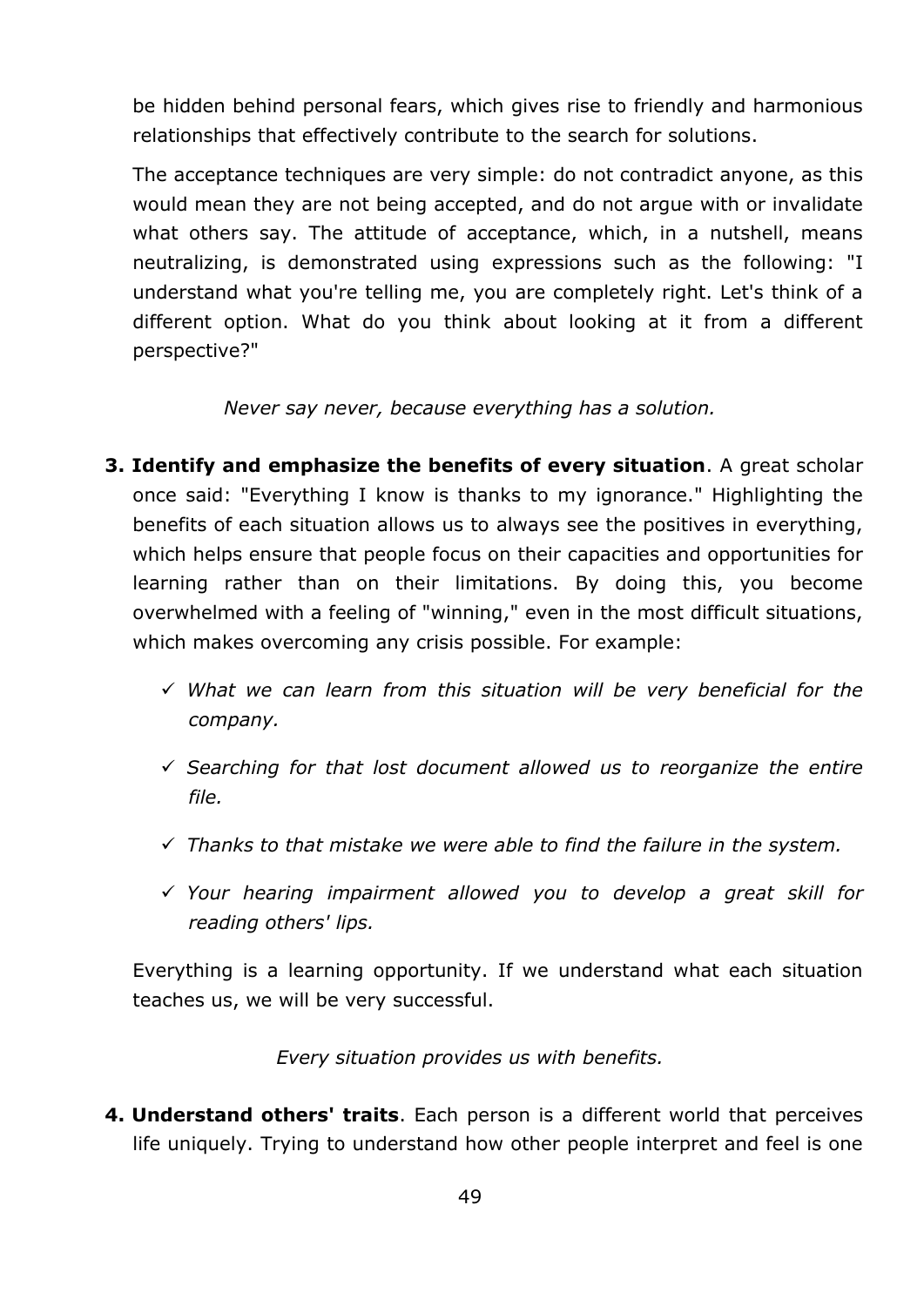be hidden behind personal fears, which gives rise to friendly and harmonious relationships that effectively contribute to the search for solutions.

The acceptance techniques are very simple: do not contradict anyone, as this would mean they are not being accepted, and do not argue with or invalidate what others say. The attitude of acceptance, which, in a nutshell, means neutralizing, is demonstrated using expressions such as the following: "I understand what you're telling me, you are completely right. Let's think of a different option. What do you think about looking at it from a different perspective?"

*Never say never, because everything has a solution.*

3. **Identify and emphasize the benefits of every situation**. A great scholar once said: "Everything I know is thanks to my ignorance." Highlighting the benefits of each situation allows us to always see the positives in everything, which helps ensure that people focus on their capacities and opportunities for learning rather than on their limitations. By doing this, you become overwhelmed with a feeling of "winning," even in the most difficult situations, which makes overcoming any crisis possible. For example:

   - ✓ *What we can learn from this situation will be very beneficial for the company.*
   - ✓ *Searching for that lost document allowed us to reorganize the entire file.*
   - ✓ *Thanks to that mistake we were able to find the failure in the system.*
   - ✓ *Your hearing impairment allowed you to develop a great skill for reading others' lips.*

   Everything is a learning opportunity. If we understand what each situation teaches us, we will be very successful.

   *Every situation provides us with benefits.*

4. **Understand others' traits**. Each person is a different world that perceives life uniquely. Trying to understand how other people interpret and feel is one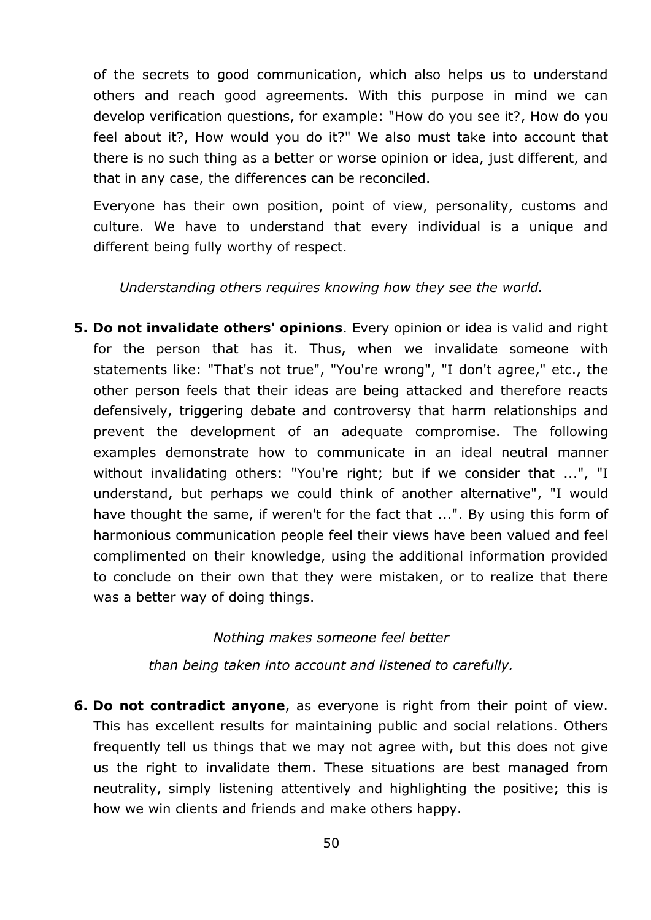of the secrets to good communication, which also helps us to understand others and reach good agreements. With this purpose in mind we can develop verification questions, for example: "How do you see it?, How do you feel about it?, How would you do it?" We also must take into account that there is no such thing as a better or worse opinion or idea, just different, and that in any case, the differences can be reconciled.

Everyone has their own position, point of view, personality, customs and culture. We have to understand that every individual is a unique and different being fully worthy of respect.

*Understanding others requires knowing how they see the world.*

5. **Do not invalidate others' opinions**. Every opinion or idea is valid and right for the person that has it. Thus, when we invalidate someone with statements like: "That's not true", "You're wrong", "I don't agree," etc., the other person feels that their ideas are being attacked and therefore reacts defensively, triggering debate and controversy that harm relationships and prevent the development of an adequate compromise. The following examples demonstrate how to communicate in an ideal neutral manner without invalidating others: "You're right; but if we consider that ...", "I understand, but perhaps we could think of another alternative", "I would have thought the same, if weren't for the fact that ...". By using this form of harmonious communication people feel their views have been valued and feel complimented on their knowledge, using the additional information provided to conclude on their own that they were mistaken, or to realize that there was a better way of doing things.

*Nothing makes someone feel better*

*than being taken into account and listened to carefully.*

6. **Do not contradict anyone**, as everyone is right from their point of view. This has excellent results for maintaining public and social relations. Others frequently tell us things that we may not agree with, but this does not give us the right to invalidate them. These situations are best managed from neutrality, simply listening attentively and highlighting the positive; this is how we win clients and friends and make others happy.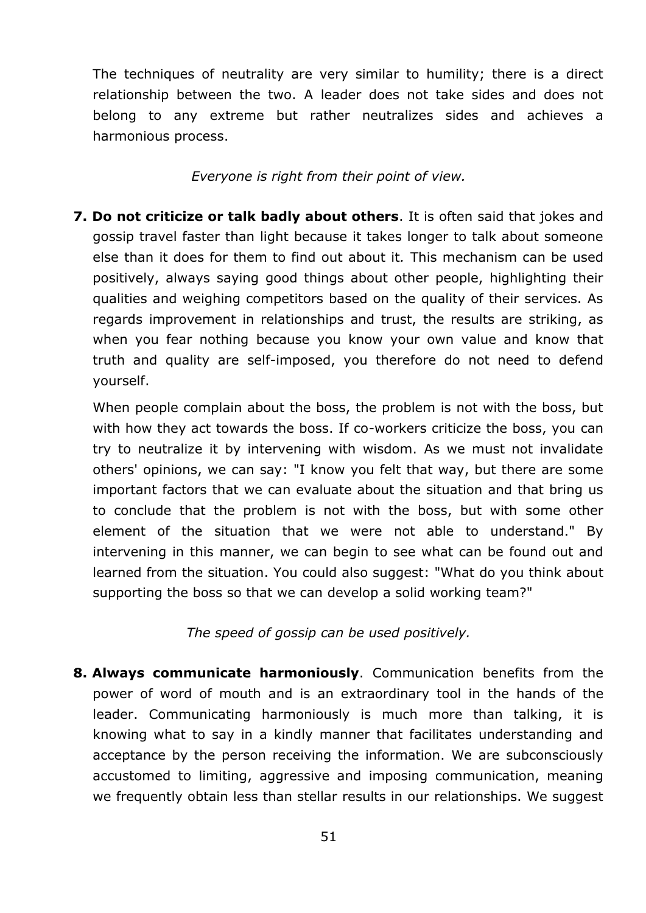The techniques of neutrality are very similar to humility; there is a direct relationship between the two. A leader does not take sides and does not belong to any extreme but rather neutralizes sides and achieves a harmonious process.

*Everyone is right from their point of view.*

7. **Do not criticize or talk badly about others**. It is often said that jokes and gossip travel faster than light because it takes longer to talk about someone else than it does for them to find out about it. This mechanism can be used positively, always saying good things about other people, highlighting their qualities and weighing competitors based on the quality of their services. As regards improvement in relationships and trust, the results are striking, as when you fear nothing because you know your own value and know that truth and quality are self-imposed, you therefore do not need to defend yourself.

   When people complain about the boss, the problem is not with the boss, but with how they act towards the boss. If co-workers criticize the boss, you can try to neutralize it by intervening with wisdom. As we must not invalidate others' opinions, we can say: "I know you felt that way, but there are some important factors that we can evaluate about the situation and that bring us to conclude that the problem is not with the boss, but with some other element of the situation that we were not able to understand." By intervening in this manner, we can begin to see what can be found out and learned from the situation. You could also suggest: "What do you think about supporting the boss so that we can develop a solid working team?"

   *The speed of gossip can be used positively.*

8. **Always communicate harmoniously**. Communication benefits from the power of word of mouth and is an extraordinary tool in the hands of the leader. Communicating harmoniously is much more than talking, it is knowing what to say in a kindly manner that facilitates understanding and acceptance by the person receiving the information. We are subconsciously accustomed to limiting, aggressive and imposing communication, meaning we frequently obtain less than stellar results in our relationships. We suggest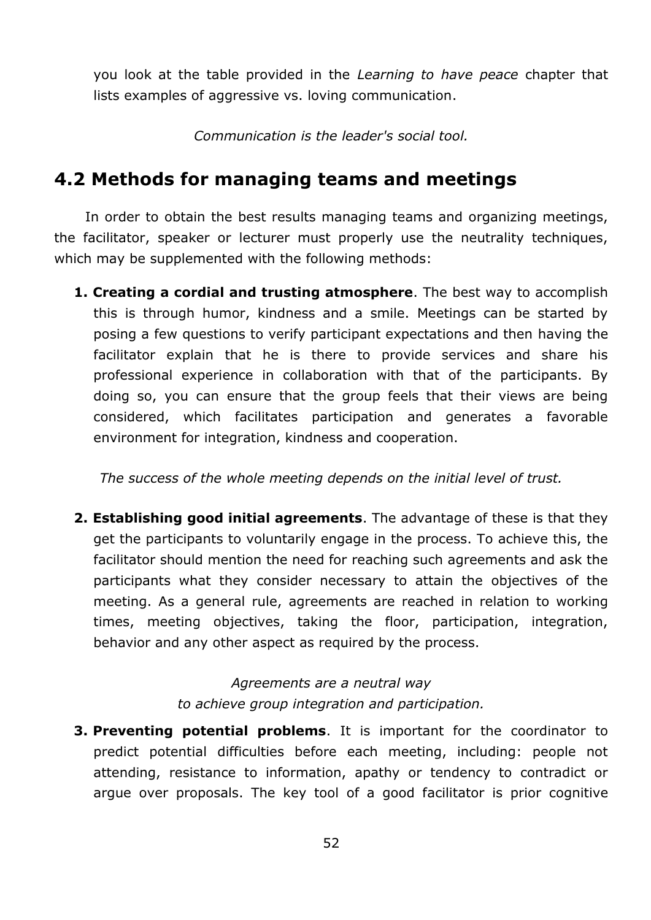you look at the table provided in the *Learning to have peace* chapter that lists examples of aggressive vs. loving communication.

*Communication is the leader's social tool.*

## 4.2 Methods for managing teams and meetings

In order to obtain the best results managing teams and organizing meetings, the facilitator, speaker or lecturer must properly use the neutrality techniques, which may be supplemented with the following methods:

1. **Creating a cordial and trusting atmosphere**. The best way to accomplish this is through humor, kindness and a smile. Meetings can be started by posing a few questions to verify participant expectations and then having the facilitator explain that he is there to provide services and share his professional experience in collaboration with that of the participants. By doing so, you can ensure that the group feels that their views are being considered, which facilitates participation and generates a favorable environment for integration, kindness and cooperation.

   *The success of the whole meeting depends on the initial level of trust.*

2. **Establishing good initial agreements**. The advantage of these is that they get the participants to voluntarily engage in the process. To achieve this, the facilitator should mention the need for reaching such agreements and ask the participants what they consider necessary to attain the objectives of the meeting. As a general rule, agreements are reached in relation to working times, meeting objectives, taking the floor, participation, integration, behavior and any other aspect as required by the process.

   *Agreements are a neutral way to achieve group integration and participation.*

3. **Preventing potential problems**. It is important for the coordinator to predict potential difficulties before each meeting, including: people not attending, resistance to information, apathy or tendency to contradict or argue over proposals. The key tool of a good facilitator is prior cognitive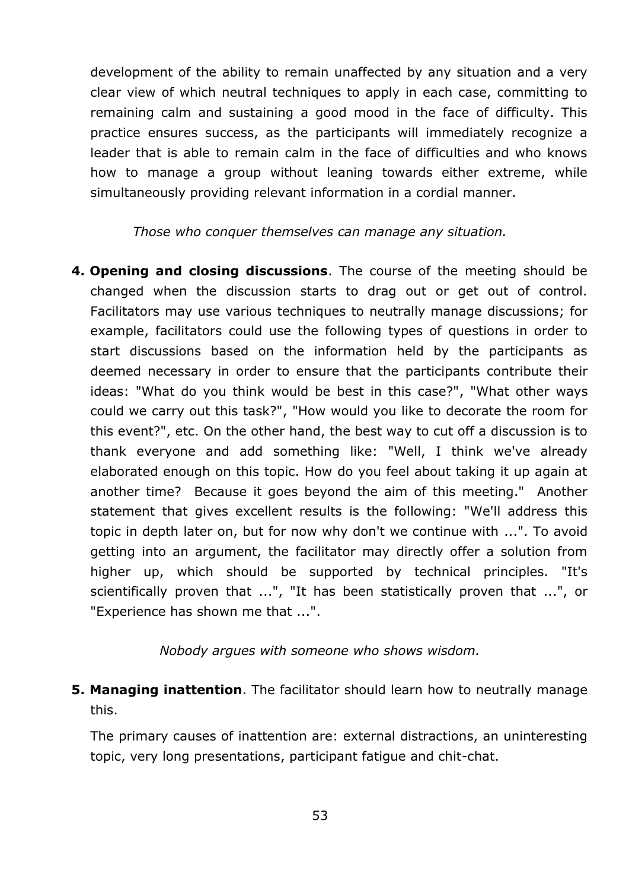development of the ability to remain unaffected by any situation and a very clear view of which neutral techniques to apply in each case, committing to remaining calm and sustaining a good mood in the face of difficulty. This practice ensures success, as the participants will immediately recognize a leader that is able to remain calm in the face of difficulties and who knows how to manage a group without leaning towards either extreme, while simultaneously providing relevant information in a cordial manner.

*Those who conquer themselves can manage any situation.*

4. **Opening and closing discussions**. The course of the meeting should be changed when the discussion starts to drag out or get out of control. Facilitators may use various techniques to neutrally manage discussions; for example, facilitators could use the following types of questions in order to start discussions based on the information held by the participants as deemed necessary in order to ensure that the participants contribute their ideas: "What do you think would be best in this case?", "What other ways could we carry out this task?", "How would you like to decorate the room for this event?", etc. On the other hand, the best way to cut off a discussion is to thank everyone and add something like: "Well, I think we've already elaborated enough on this topic. How do you feel about taking it up again at another time? Because it goes beyond the aim of this meeting." Another statement that gives excellent results is the following: "We'll address this topic in depth later on, but for now why don't we continue with ...". To avoid getting into an argument, the facilitator may directly offer a solution from higher up, which should be supported by technical principles. "It's scientifically proven that ...", "It has been statistically proven that ...", or "Experience has shown me that ...".

   *Nobody argues with someone who shows wisdom.*

5. **Managing inattention**. The facilitator should learn how to neutrally manage this.

   The primary causes of inattention are: external distractions, an uninteresting topic, very long presentations, participant fatigue and chit-chat.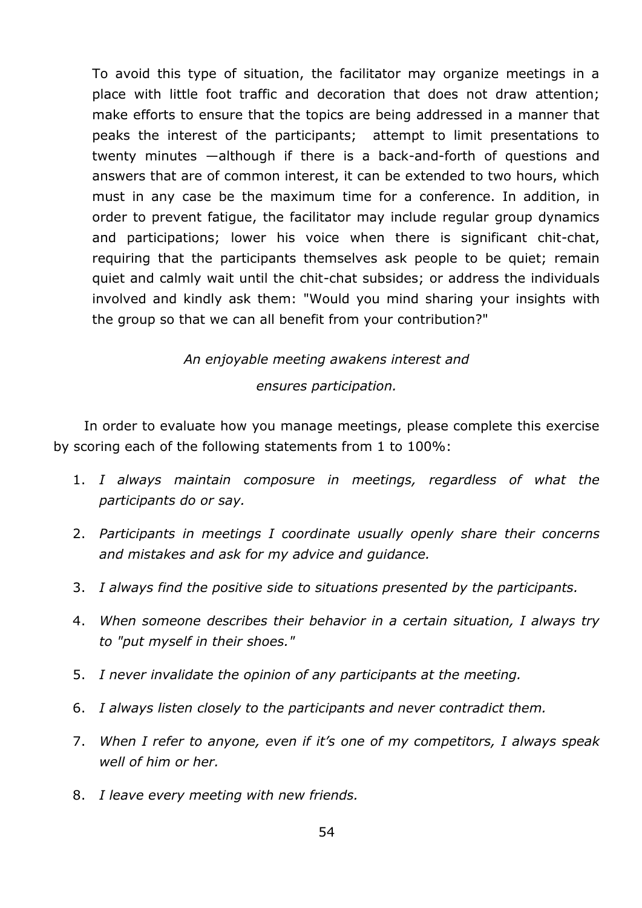To avoid this type of situation, the facilitator may organize meetings in a place with little foot traffic and decoration that does not draw attention; make efforts to ensure that the topics are being addressed in a manner that peaks the interest of the participants; attempt to limit presentations to twenty minutes —although if there is a back-and-forth of questions and answers that are of common interest, it can be extended to two hours, which must in any case be the maximum time for a conference. In addition, in order to prevent fatigue, the facilitator may include regular group dynamics and participations; lower his voice when there is significant chit-chat, requiring that the participants themselves ask people to be quiet; remain quiet and calmly wait until the chit-chat subsides; or address the individuals involved and kindly ask them: "Would you mind sharing your insights with the group so that we can all benefit from your contribution?"

*An enjoyable meeting awakens interest and ensures participation.*

In order to evaluate how you manage meetings, please complete this exercise by scoring each of the following statements from 1 to 100%:

1. *I always maintain composure in meetings, regardless of what the participants do or say.*
2. *Participants in meetings I coordinate usually openly share their concerns and mistakes and ask for my advice and guidance.*
3. *I always find the positive side to situations presented by the participants.*
4. *When someone describes their behavior in a certain situation, I always try to "put myself in their shoes."*
5. *I never invalidate the opinion of any participants at the meeting.*
6. *I always listen closely to the participants and never contradict them.*
7. *When I refer to anyone, even if it's one of my competitors, I always speak well of him or her.*
8. *I leave every meeting with new friends.*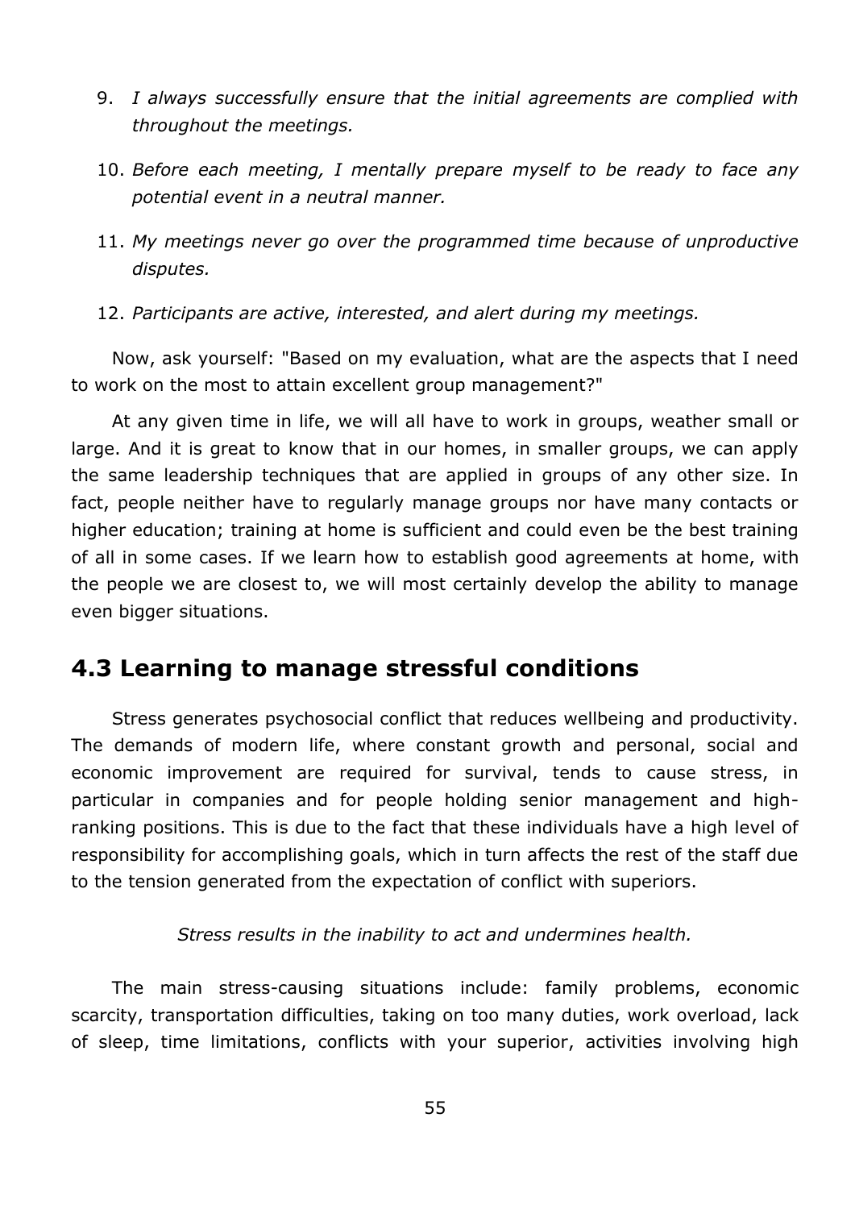9. *I always successfully ensure that the initial agreements are complied with throughout the meetings.*

10. *Before each meeting, I mentally prepare myself to be ready to face any potential event in a neutral manner.*

11. *My meetings never go over the programmed time because of unproductive disputes.*

12. *Participants are active, interested, and alert during my meetings.*

Now, ask yourself: "Based on my evaluation, what are the aspects that I need to work on the most to attain excellent group management?"

At any given time in life, we will all have to work in groups, weather small or large. And it is great to know that in our homes, in smaller groups, we can apply the same leadership techniques that are applied in groups of any other size. In fact, people neither have to regularly manage groups nor have many contacts or higher education; training at home is sufficient and could even be the best training of all in some cases. If we learn how to establish good agreements at home, with the people we are closest to, we will most certainly develop the ability to manage even bigger situations.

## 4.3 Learning to manage stressful conditions

Stress generates psychosocial conflict that reduces wellbeing and productivity. The demands of modern life, where constant growth and personal, social and economic improvement are required for survival, tends to cause stress, in particular in companies and for people holding senior management and high-ranking positions. This is due to the fact that these individuals have a high level of responsibility for accomplishing goals, which in turn affects the rest of the staff due to the tension generated from the expectation of conflict with superiors.

*Stress results in the inability to act and undermines health.*

The main stress-causing situations include: family problems, economic scarcity, transportation difficulties, taking on too many duties, work overload, lack of sleep, time limitations, conflicts with your superior, activities involving high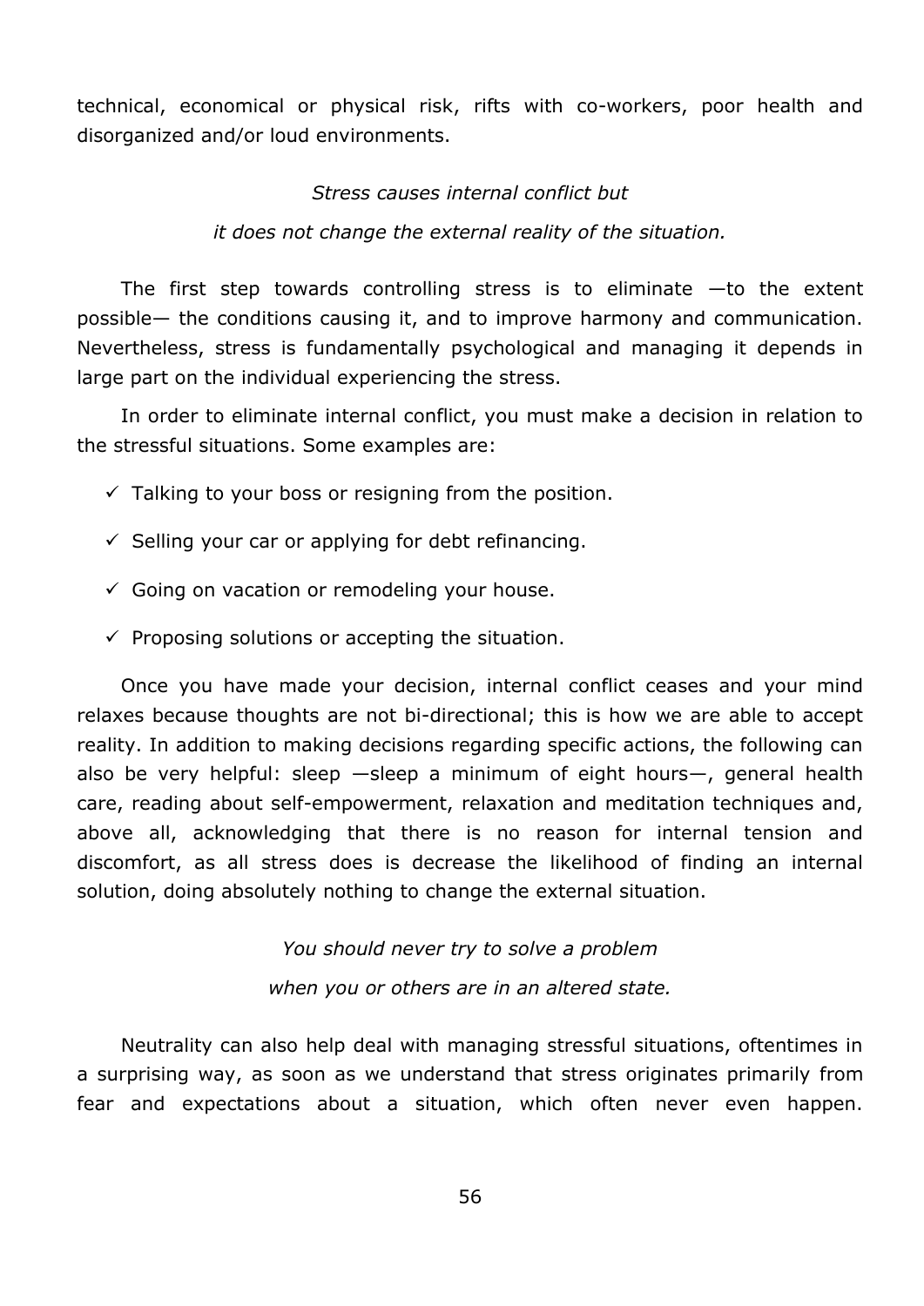technical, economical or physical risk, rifts with co-workers, poor health and disorganized and/or loud environments.

*Stress causes internal conflict but*

*it does not change the external reality of the situation.*

The first step towards controlling stress is to eliminate —to the extent possible— the conditions causing it, and to improve harmony and communication. Nevertheless, stress is fundamentally psychological and managing it depends in large part on the individual experiencing the stress.

In order to eliminate internal conflict, you must make a decision in relation to the stressful situations. Some examples are:

- ✓ Talking to your boss or resigning from the position.
- ✓ Selling your car or applying for debt refinancing.
- ✓ Going on vacation or remodeling your house.
- ✓ Proposing solutions or accepting the situation.

Once you have made your decision, internal conflict ceases and your mind relaxes because thoughts are not bi-directional; this is how we are able to accept reality. In addition to making decisions regarding specific actions, the following can also be very helpful: sleep —sleep a minimum of eight hours—, general health care, reading about self-empowerment, relaxation and meditation techniques and, above all, acknowledging that there is no reason for internal tension and discomfort, as all stress does is decrease the likelihood of finding an internal solution, doing absolutely nothing to change the external situation.

*You should never try to solve a problem*

*when you or others are in an altered state.*

Neutrality can also help deal with managing stressful situations, oftentimes in a surprising way, as soon as we understand that stress originates primarily from fear and expectations about a situation, which often never even happen.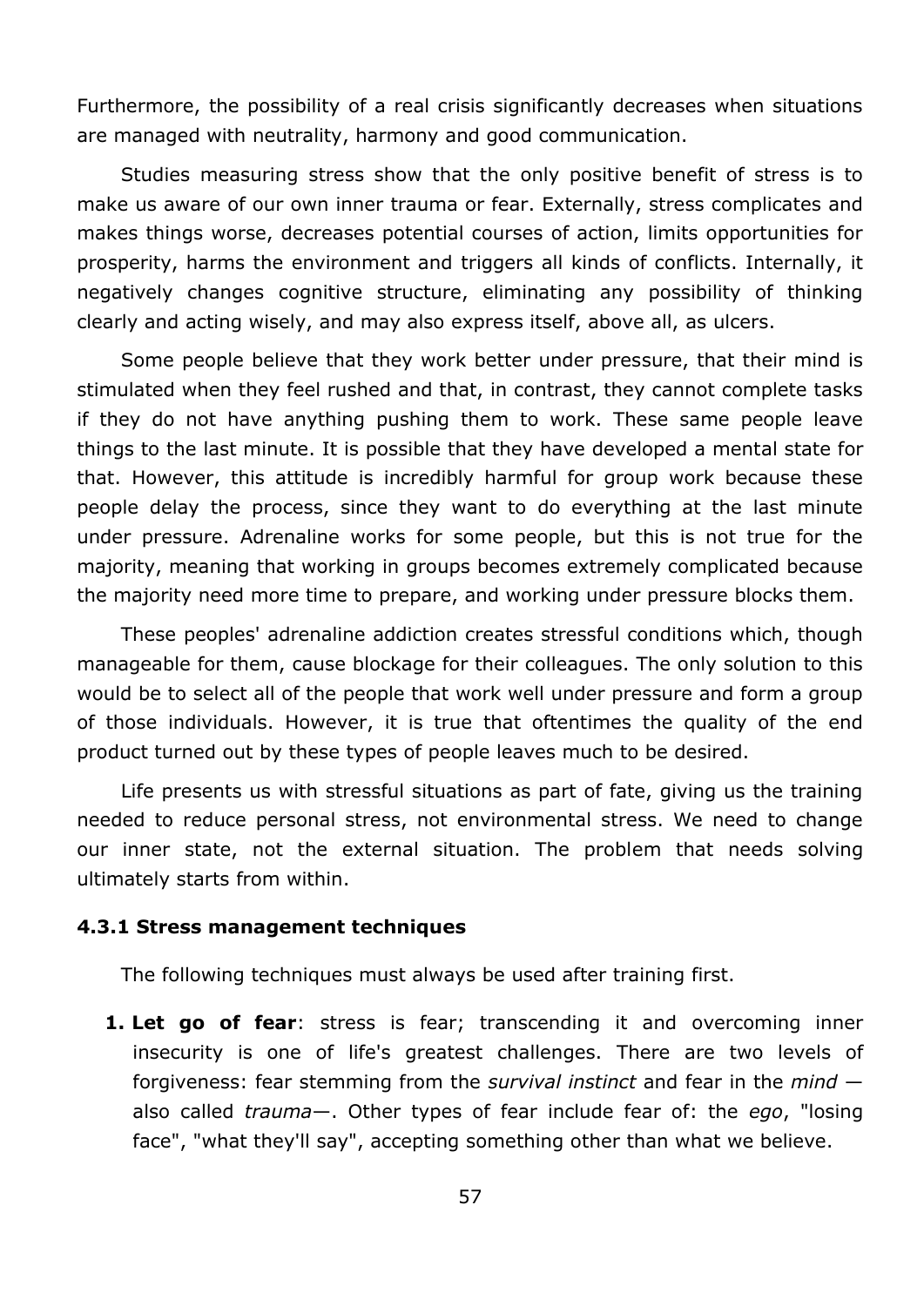Furthermore, the possibility of a real crisis significantly decreases when situations are managed with neutrality, harmony and good communication.

Studies measuring stress show that the only positive benefit of stress is to make us aware of our own inner trauma or fear. Externally, stress complicates and makes things worse, decreases potential courses of action, limits opportunities for prosperity, harms the environment and triggers all kinds of conflicts. Internally, it negatively changes cognitive structure, eliminating any possibility of thinking clearly and acting wisely, and may also express itself, above all, as ulcers.

Some people believe that they work better under pressure, that their mind is stimulated when they feel rushed and that, in contrast, they cannot complete tasks if they do not have anything pushing them to work. These same people leave things to the last minute. It is possible that they have developed a mental state for that. However, this attitude is incredibly harmful for group work because these people delay the process, since they want to do everything at the last minute under pressure. Adrenaline works for some people, but this is not true for the majority, meaning that working in groups becomes extremely complicated because the majority need more time to prepare, and working under pressure blocks them.

These peoples' adrenaline addiction creates stressful conditions which, though manageable for them, cause blockage for their colleagues. The only solution to this would be to select all of the people that work well under pressure and form a group of those individuals. However, it is true that oftentimes the quality of the end product turned out by these types of people leaves much to be desired.

Life presents us with stressful situations as part of fate, giving us the training needed to reduce personal stress, not environmental stress. We need to change our inner state, not the external situation. The problem that needs solving ultimately starts from within.

### 4.3.1 Stress management techniques

The following techniques must always be used after training first.

1. **Let go of fear**: stress is fear; transcending it and overcoming inner insecurity is one of life's greatest challenges. There are two levels of forgiveness: fear stemming from the *survival instinct* and fear in the *mind* —also called *trauma*—. Other types of fear include fear of: the *ego*, "losing face", "what they'll say", accepting something other than what we believe.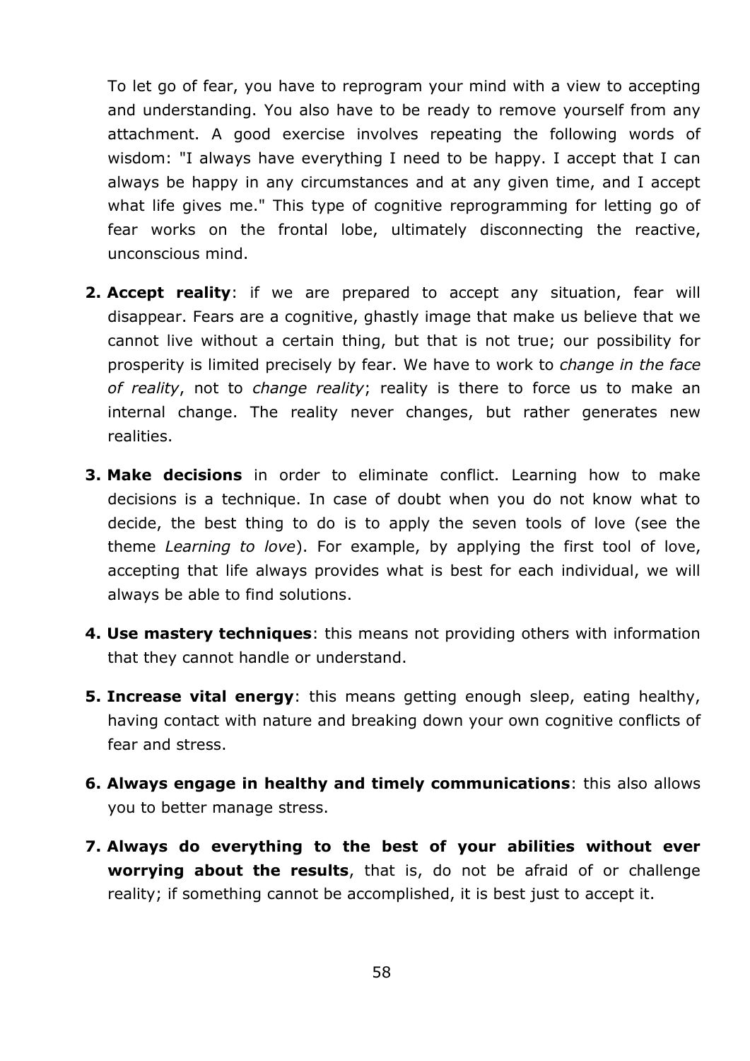To let go of fear, you have to reprogram your mind with a view to accepting and understanding. You also have to be ready to remove yourself from any attachment. A good exercise involves repeating the following words of wisdom: "I always have everything I need to be happy. I accept that I can always be happy in any circumstances and at any given time, and I accept what life gives me." This type of cognitive reprogramming for letting go of fear works on the frontal lobe, ultimately disconnecting the reactive, unconscious mind.

2. **Accept reality**: if we are prepared to accept any situation, fear will disappear. Fears are a cognitive, ghastly image that make us believe that we cannot live without a certain thing, but that is not true; our possibility for prosperity is limited precisely by fear. We have to work to *change in the face of reality*, not to *change reality*; reality is there to force us to make an internal change. The reality never changes, but rather generates new realities.

3. **Make decisions** in order to eliminate conflict. Learning how to make decisions is a technique. In case of doubt when you do not know what to decide, the best thing to do is to apply the seven tools of love (see the theme *Learning to love*). For example, by applying the first tool of love, accepting that life always provides what is best for each individual, we will always be able to find solutions.

4. **Use mastery techniques**: this means not providing others with information that they cannot handle or understand.

5. **Increase vital energy**: this means getting enough sleep, eating healthy, having contact with nature and breaking down your own cognitive conflicts of fear and stress.

6. **Always engage in healthy and timely communications**: this also allows you to better manage stress.

7. **Always do everything to the best of your abilities without ever worrying about the results**, that is, do not be afraid of or challenge reality; if something cannot be accomplished, it is best just to accept it.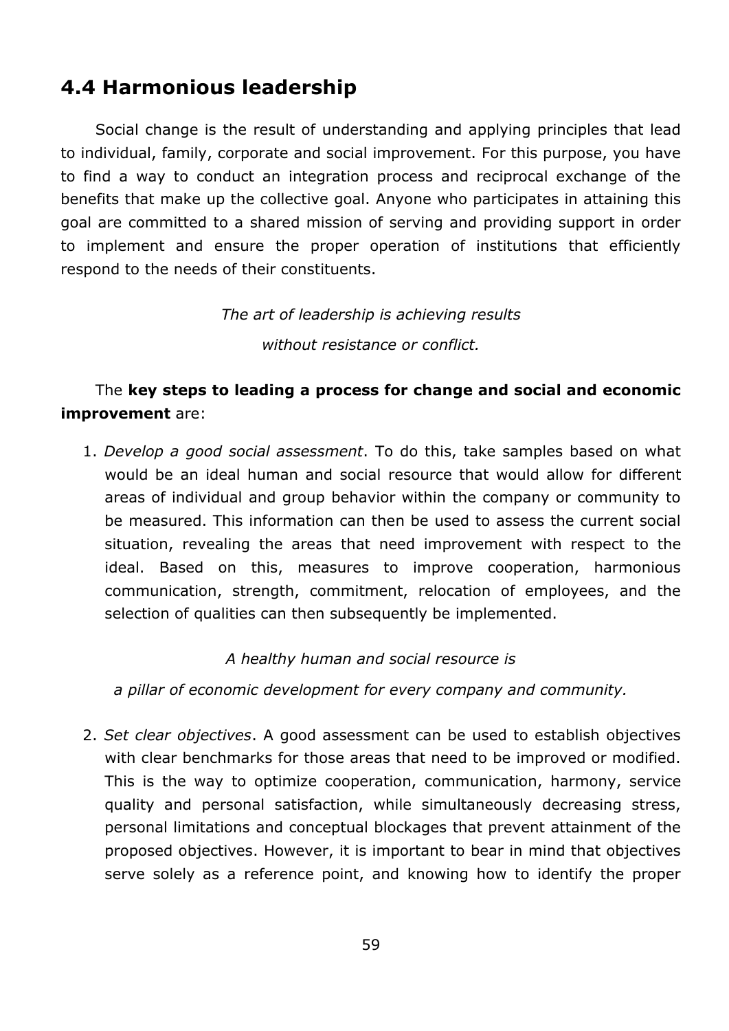## 4.4 Harmonious leadership

Social change is the result of understanding and applying principles that lead to individual, family, corporate and social improvement. For this purpose, you have to find a way to conduct an integration process and reciprocal exchange of the benefits that make up the collective goal. Anyone who participates in attaining this goal are committed to a shared mission of serving and providing support in order to implement and ensure the proper operation of institutions that efficiently respond to the needs of their constituents.

*The art of leadership is achieving results*

*without resistance or conflict.*

The **key steps to leading a process for change and social and economic improvement** are:

1. *Develop a good social assessment*. To do this, take samples based on what would be an ideal human and social resource that would allow for different areas of individual and group behavior within the company or community to be measured. This information can then be used to assess the current social situation, revealing the areas that need improvement with respect to the ideal. Based on this, measures to improve cooperation, harmonious communication, strength, commitment, relocation of employees, and the selection of qualities can then subsequently be implemented.

   *A healthy human and social resource is*

   *a pillar of economic development for every company and community.*

2. *Set clear objectives*. A good assessment can be used to establish objectives with clear benchmarks for those areas that need to be improved or modified. This is the way to optimize cooperation, communication, harmony, service quality and personal satisfaction, while simultaneously decreasing stress, personal limitations and conceptual blockages that prevent attainment of the proposed objectives. However, it is important to bear in mind that objectives serve solely as a reference point, and knowing how to identify the proper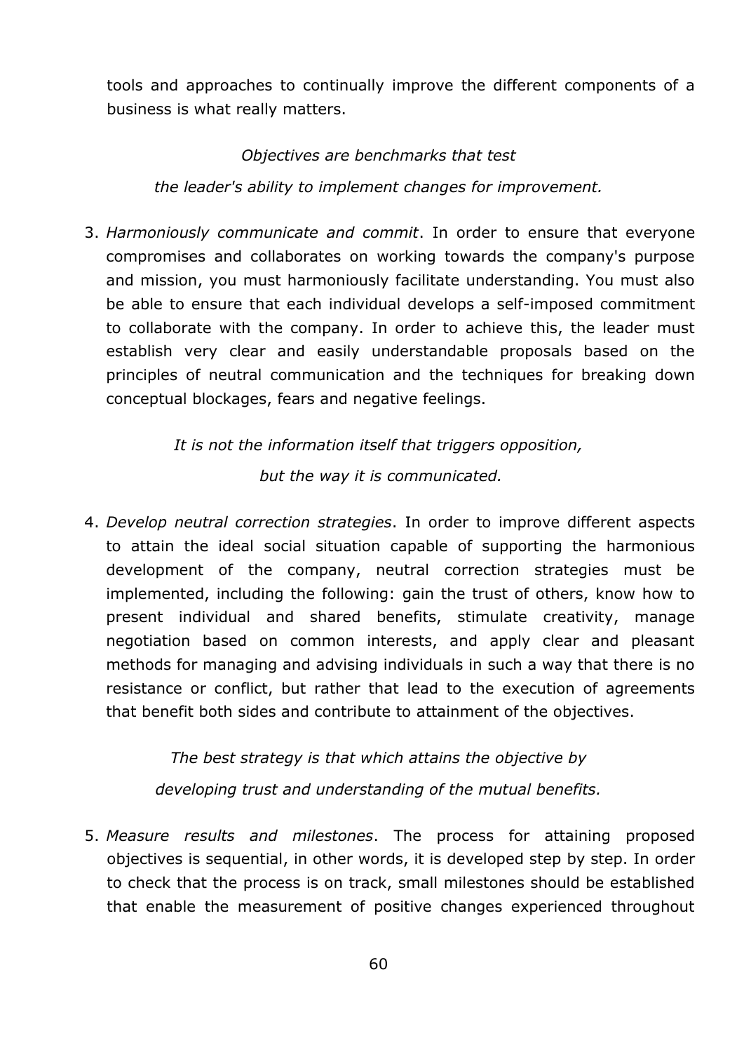tools and approaches to continually improve the different components of a business is what really matters.

*Objectives are benchmarks that test*
*the leader's ability to implement changes for improvement.*

3. *Harmoniously communicate and commit*. In order to ensure that everyone compromises and collaborates on working towards the company's purpose and mission, you must harmoniously facilitate understanding. You must also be able to ensure that each individual develops a self-imposed commitment to collaborate with the company. In order to achieve this, the leader must establish very clear and easily understandable proposals based on the principles of neutral communication and the techniques for breaking down conceptual blockages, fears and negative feelings.

*It is not the information itself that triggers opposition,*
*but the way it is communicated.*

4. *Develop neutral correction strategies*. In order to improve different aspects to attain the ideal social situation capable of supporting the harmonious development of the company, neutral correction strategies must be implemented, including the following: gain the trust of others, know how to present individual and shared benefits, stimulate creativity, manage negotiation based on common interests, and apply clear and pleasant methods for managing and advising individuals in such a way that there is no resistance or conflict, but rather that lead to the execution of agreements that benefit both sides and contribute to attainment of the objectives.

*The best strategy is that which attains the objective by*
*developing trust and understanding of the mutual benefits.*

5. *Measure results and milestones*. The process for attaining proposed objectives is sequential, in other words, it is developed step by step. In order to check that the process is on track, small milestones should be established that enable the measurement of positive changes experienced throughout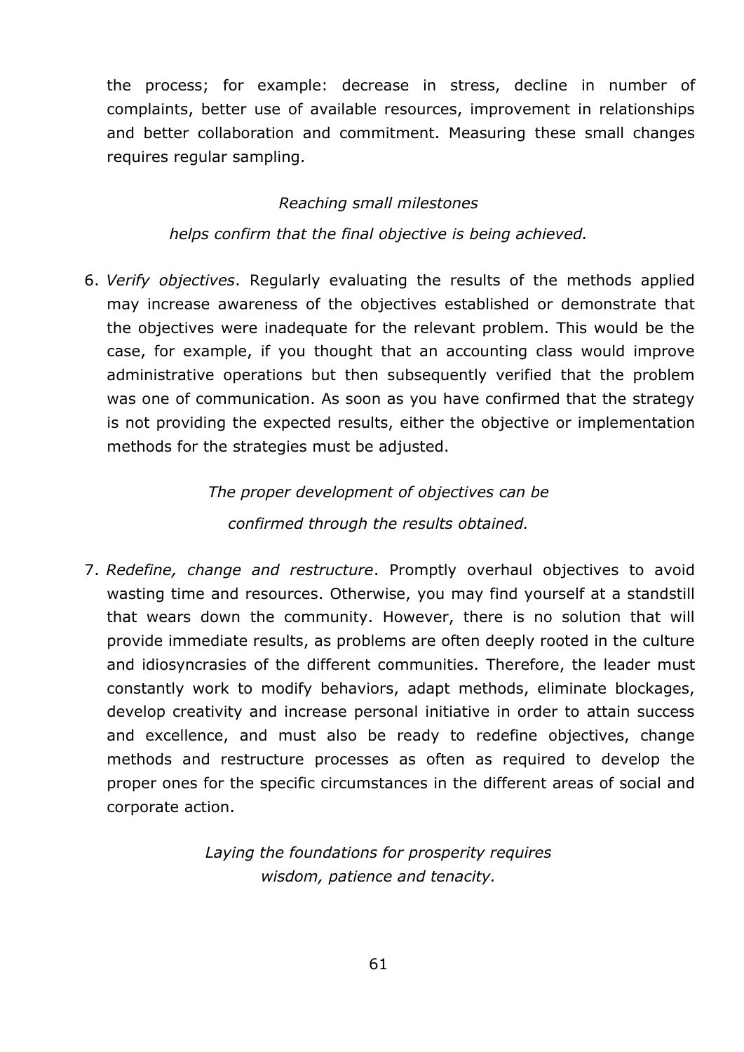the process; for example: decrease in stress, decline in number of complaints, better use of available resources, improvement in relationships and better collaboration and commitment. Measuring these small changes requires regular sampling.

*Reaching small milestones*
*helps confirm that the final objective is being achieved.*

6. *Verify objectives*. Regularly evaluating the results of the methods applied may increase awareness of the objectives established or demonstrate that the objectives were inadequate for the relevant problem. This would be the case, for example, if you thought that an accounting class would improve administrative operations but then subsequently verified that the problem was one of communication. As soon as you have confirmed that the strategy is not providing the expected results, either the objective or implementation methods for the strategies must be adjusted.

*The proper development of objectives can be*
*confirmed through the results obtained.*

7. *Redefine, change and restructure*. Promptly overhaul objectives to avoid wasting time and resources. Otherwise, you may find yourself at a standstill that wears down the community. However, there is no solution that will provide immediate results, as problems are often deeply rooted in the culture and idiosyncrasies of the different communities. Therefore, the leader must constantly work to modify behaviors, adapt methods, eliminate blockages, develop creativity and increase personal initiative in order to attain success and excellence, and must also be ready to redefine objectives, change methods and restructure processes as often as required to develop the proper ones for the specific circumstances in the different areas of social and corporate action.

*Laying the foundations for prosperity requires*
*wisdom, patience and tenacity.*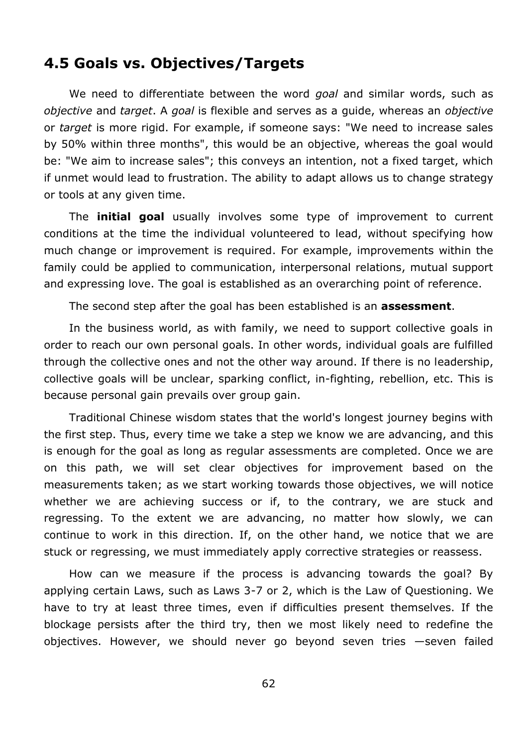## 4.5 Goals vs. Objectives/Targets

We need to differentiate between the word *goal* and similar words, such as *objective* and *target*. A *goal* is flexible and serves as a guide, whereas an *objective* or *target* is more rigid. For example, if someone says: "We need to increase sales by 50% within three months", this would be an objective, whereas the goal would be: "We aim to increase sales"; this conveys an intention, not a fixed target, which if unmet would lead to frustration. The ability to adapt allows us to change strategy or tools at any given time.

The **initial goal** usually involves some type of improvement to current conditions at the time the individual volunteered to lead, without specifying how much change or improvement is required. For example, improvements within the family could be applied to communication, interpersonal relations, mutual support and expressing love. The goal is established as an overarching point of reference.

The second step after the goal has been established is an **assessment**.

In the business world, as with family, we need to support collective goals in order to reach our own personal goals. In other words, individual goals are fulfilled through the collective ones and not the other way around. If there is no leadership, collective goals will be unclear, sparking conflict, in-fighting, rebellion, etc. This is because personal gain prevails over group gain.

Traditional Chinese wisdom states that the world's longest journey begins with the first step. Thus, every time we take a step we know we are advancing, and this is enough for the goal as long as regular assessments are completed. Once we are on this path, we will set clear objectives for improvement based on the measurements taken; as we start working towards those objectives, we will notice whether we are achieving success or if, to the contrary, we are stuck and regressing. To the extent we are advancing, no matter how slowly, we can continue to work in this direction. If, on the other hand, we notice that we are stuck or regressing, we must immediately apply corrective strategies or reassess.

How can we measure if the process is advancing towards the goal? By applying certain Laws, such as Laws 3-7 or 2, which is the Law of Questioning. We have to try at least three times, even if difficulties present themselves. If the blockage persists after the third try, then we most likely need to redefine the objectives. However, we should never go beyond seven tries —seven failed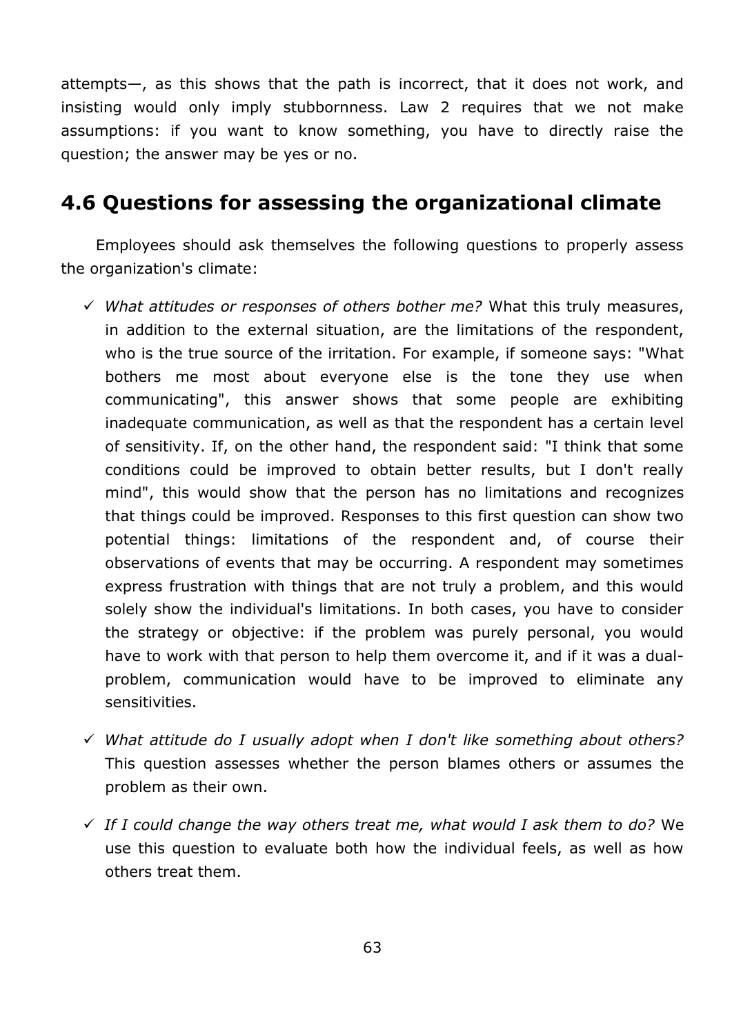attempts—, as this shows that the path is incorrect, that it does not work, and insisting would only imply stubbornness. Law 2 requires that we not make assumptions: if you want to know something, you have to directly raise the question; the answer may be yes or no.

## 4.6 Questions for assessing the organizational climate

Employees should ask themselves the following questions to properly assess the organization's climate:

- ✓ *What attitudes or responses of others bother me?* What this truly measures, in addition to the external situation, are the limitations of the respondent, who is the true source of the irritation. For example, if someone says: "What bothers me most about everyone else is the tone they use when communicating", this answer shows that some people are exhibiting inadequate communication, as well as that the respondent has a certain level of sensitivity. If, on the other hand, the respondent said: "I think that some conditions could be improved to obtain better results, but I don't really mind", this would show that the person has no limitations and recognizes that things could be improved. Responses to this first question can show two potential things: limitations of the respondent and, of course their observations of events that may be occurring. A respondent may sometimes express frustration with things that are not truly a problem, and this would solely show the individual's limitations. In both cases, you have to consider the strategy or objective: if the problem was purely personal, you would have to work with that person to help them overcome it, and if it was a dual-problem, communication would have to be improved to eliminate any sensitivities.

- ✓ *What attitude do I usually adopt when I don't like something about others?* This question assesses whether the person blames others or assumes the problem as their own.

- ✓ *If I could change the way others treat me, what would I ask them to do?* We use this question to evaluate both how the individual feels, as well as how others treat them.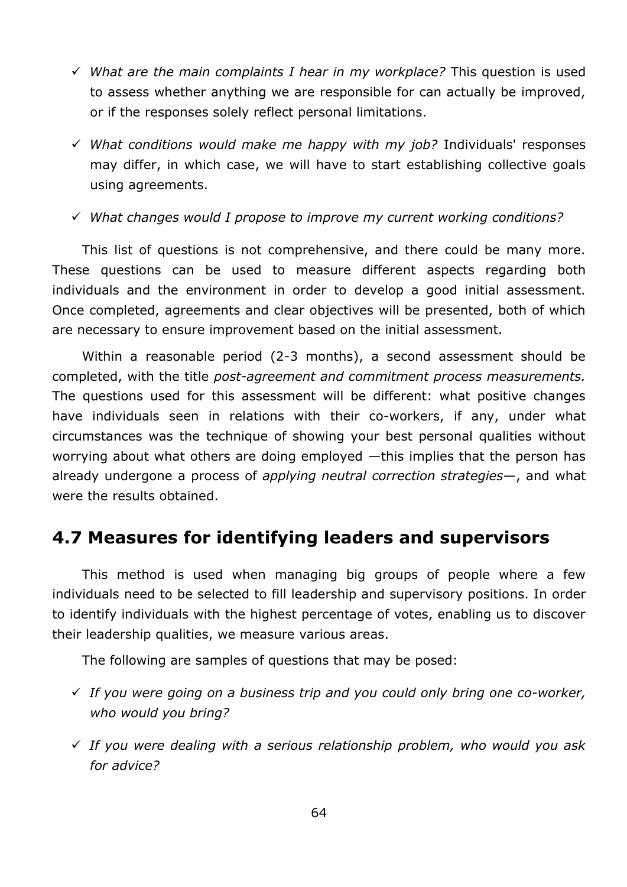- *What are the main complaints I hear in my workplace?* This question is used to assess whether anything we are responsible for can actually be improved, or if the responses solely reflect personal limitations.
- *What conditions would make me happy with my job?* Individuals' responses may differ, in which case, we will have to start establishing collective goals using agreements.
- *What changes would I propose to improve my current working conditions?*

This list of questions is not comprehensive, and there could be many more. These questions can be used to measure different aspects regarding both individuals and the environment in order to develop a good initial assessment. Once completed, agreements and clear objectives will be presented, both of which are necessary to ensure improvement based on the initial assessment.

Within a reasonable period (2-3 months), a second assessment should be completed, with the title *post-agreement and commitment process measurements.* The questions used for this assessment will be different: what positive changes have individuals seen in relations with their co-workers, if any, under what circumstances was the technique of showing your best personal qualities without worrying about what others are doing employed —this implies that the person has already undergone a process of *applying neutral correction strategies*—, and what were the results obtained.

## 4.7 Measures for identifying leaders and supervisors

This method is used when managing big groups of people where a few individuals need to be selected to fill leadership and supervisory positions. In order to identify individuals with the highest percentage of votes, enabling us to discover their leadership qualities, we measure various areas.

The following are samples of questions that may be posed:

- *If you were going on a business trip and you could only bring one co-worker, who would you bring?*
- *If you were dealing with a serious relationship problem, who would you ask for advice?*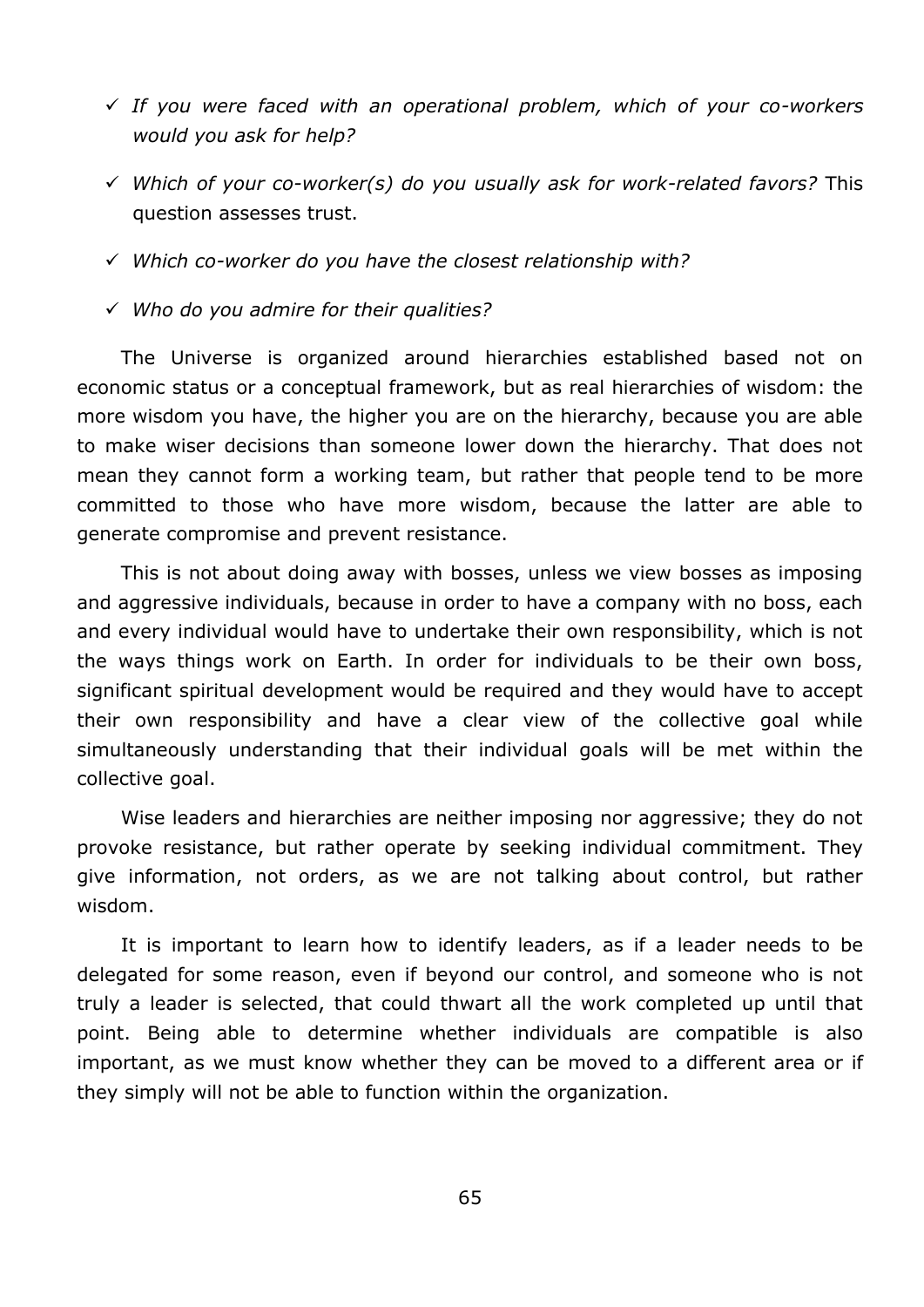- ✓ *If you were faced with an operational problem, which of your co-workers would you ask for help?*
- ✓ *Which of your co-worker(s) do you usually ask for work-related favors?* This question assesses trust.
- ✓ *Which co-worker do you have the closest relationship with?*
- ✓ *Who do you admire for their qualities?*

The Universe is organized around hierarchies established based not on economic status or a conceptual framework, but as real hierarchies of wisdom: the more wisdom you have, the higher you are on the hierarchy, because you are able to make wiser decisions than someone lower down the hierarchy. That does not mean they cannot form a working team, but rather that people tend to be more committed to those who have more wisdom, because the latter are able to generate compromise and prevent resistance.

This is not about doing away with bosses, unless we view bosses as imposing and aggressive individuals, because in order to have a company with no boss, each and every individual would have to undertake their own responsibility, which is not the ways things work on Earth. In order for individuals to be their own boss, significant spiritual development would be required and they would have to accept their own responsibility and have a clear view of the collective goal while simultaneously understanding that their individual goals will be met within the collective goal.

Wise leaders and hierarchies are neither imposing nor aggressive; they do not provoke resistance, but rather operate by seeking individual commitment. They give information, not orders, as we are not talking about control, but rather wisdom.

It is important to learn how to identify leaders, as if a leader needs to be delegated for some reason, even if beyond our control, and someone who is not truly a leader is selected, that could thwart all the work completed up until that point. Being able to determine whether individuals are compatible is also important, as we must know whether they can be moved to a different area or if they simply will not be able to function within the organization.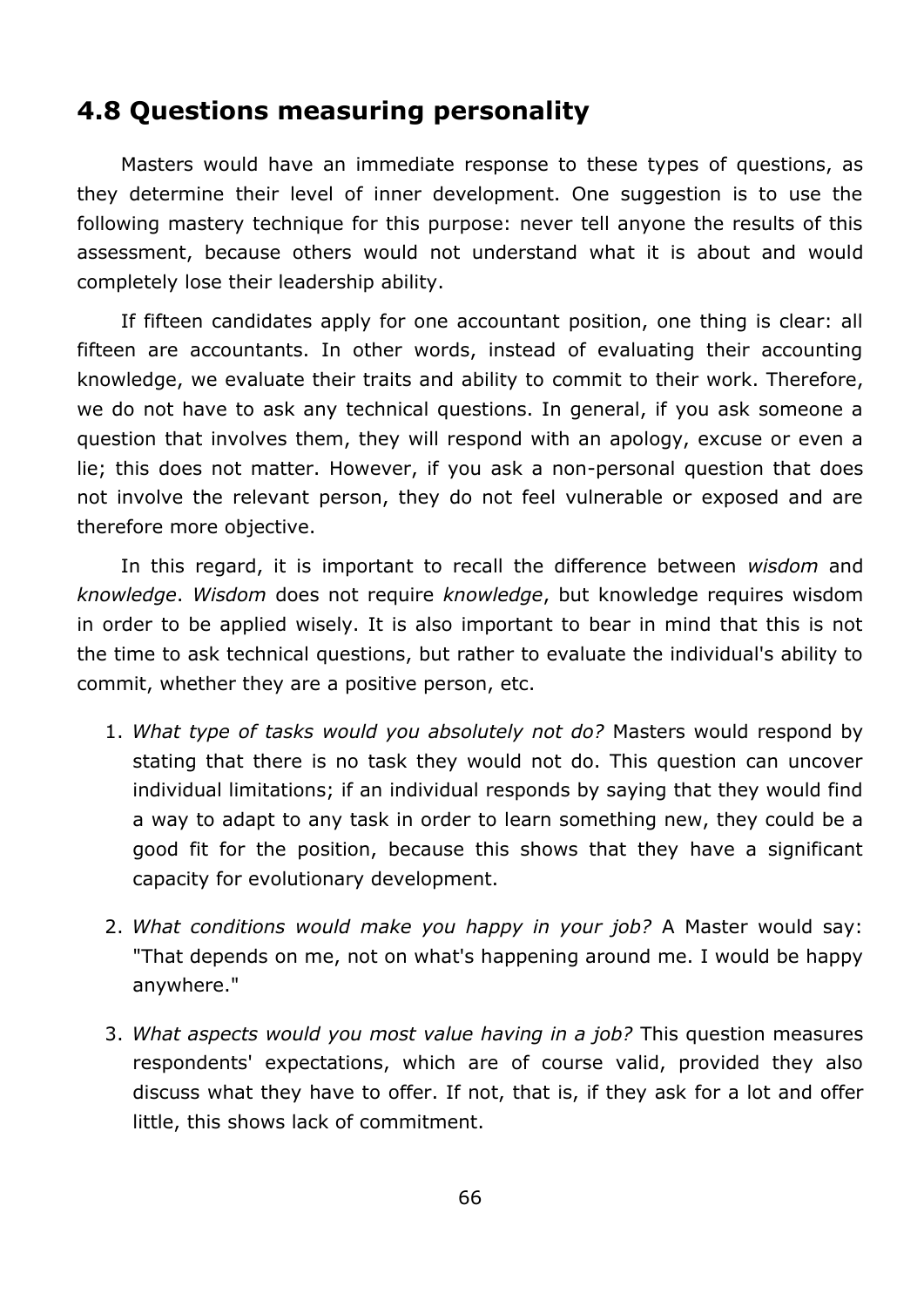## 4.8 Questions measuring personality

Masters would have an immediate response to these types of questions, as they determine their level of inner development. One suggestion is to use the following mastery technique for this purpose: never tell anyone the results of this assessment, because others would not understand what it is about and would completely lose their leadership ability.

If fifteen candidates apply for one accountant position, one thing is clear: all fifteen are accountants. In other words, instead of evaluating their accounting knowledge, we evaluate their traits and ability to commit to their work. Therefore, we do not have to ask any technical questions. In general, if you ask someone a question that involves them, they will respond with an apology, excuse or even a lie; this does not matter. However, if you ask a non-personal question that does not involve the relevant person, they do not feel vulnerable or exposed and are therefore more objective.

In this regard, it is important to recall the difference between *wisdom* and *knowledge*. *Wisdom* does not require *knowledge*, but knowledge requires wisdom in order to be applied wisely. It is also important to bear in mind that this is not the time to ask technical questions, but rather to evaluate the individual's ability to commit, whether they are a positive person, etc.

1. *What type of tasks would you absolutely not do?* Masters would respond by stating that there is no task they would not do. This question can uncover individual limitations; if an individual responds by saying that they would find a way to adapt to any task in order to learn something new, they could be a good fit for the position, because this shows that they have a significant capacity for evolutionary development.

2. *What conditions would make you happy in your job?* A Master would say: "That depends on me, not on what's happening around me. I would be happy anywhere."

3. *What aspects would you most value having in a job?* This question measures respondents' expectations, which are of course valid, provided they also discuss what they have to offer. If not, that is, if they ask for a lot and offer little, this shows lack of commitment.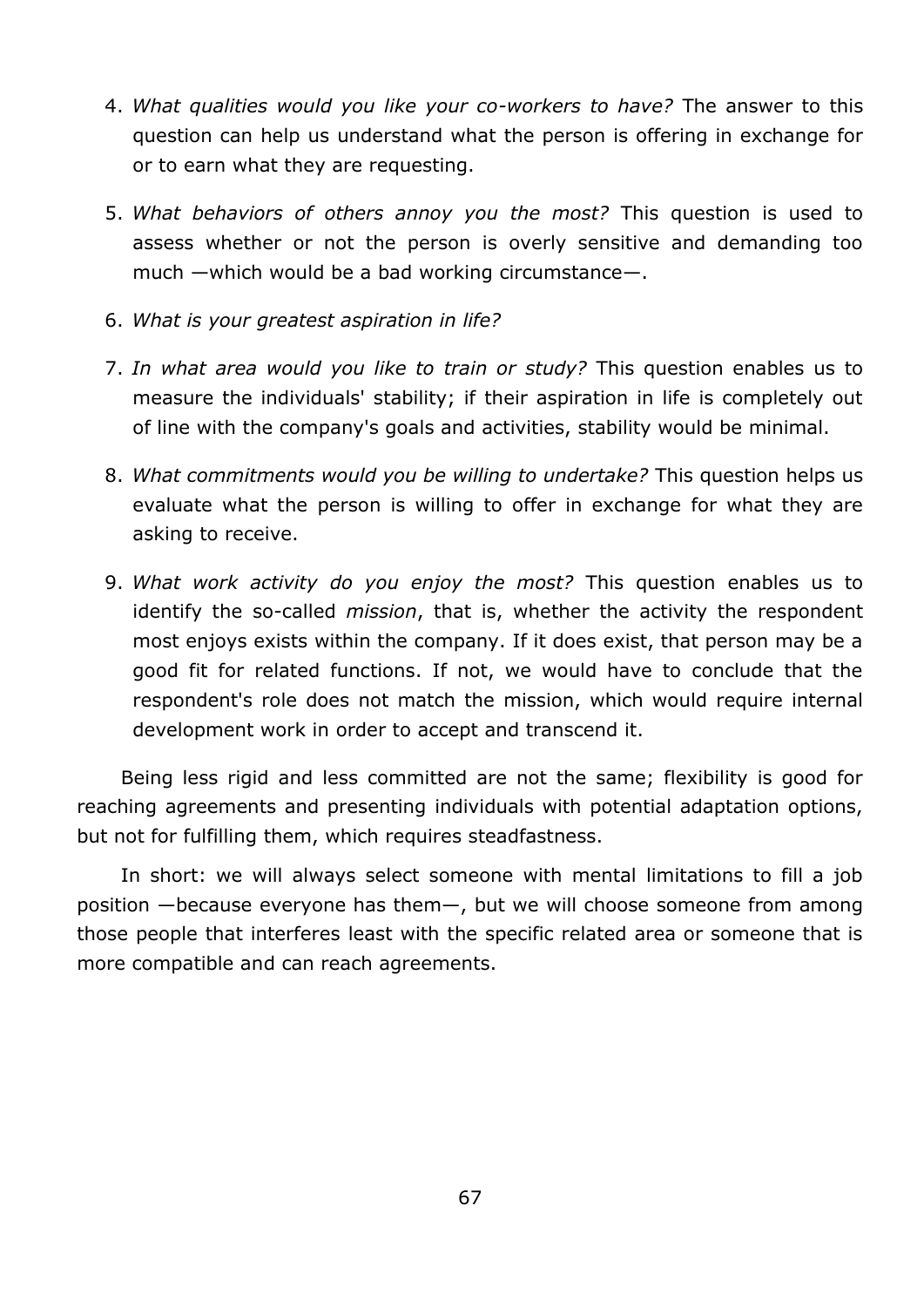4. *What qualities would you like your co-workers to have?* The answer to this question can help us understand what the person is offering in exchange for or to earn what they are requesting.

5. *What behaviors of others annoy you the most?* This question is used to assess whether or not the person is overly sensitive and demanding too much —which would be a bad working circumstance—.

6. *What is your greatest aspiration in life?*

7. *In what area would you like to train or study?* This question enables us to measure the individuals' stability; if their aspiration in life is completely out of line with the company's goals and activities, stability would be minimal.

8. *What commitments would you be willing to undertake?* This question helps us evaluate what the person is willing to offer in exchange for what they are asking to receive.

9. *What work activity do you enjoy the most?* This question enables us to identify the so-called *mission*, that is, whether the activity the respondent most enjoys exists within the company. If it does exist, that person may be a good fit for related functions. If not, we would have to conclude that the respondent's role does not match the mission, which would require internal development work in order to accept and transcend it.

Being less rigid and less committed are not the same; flexibility is good for reaching agreements and presenting individuals with potential adaptation options, but not for fulfilling them, which requires steadfastness.

In short: we will always select someone with mental limitations to fill a job position —because everyone has them—, but we will choose someone from among those people that interferes least with the specific related area or someone that is more compatible and can reach agreements.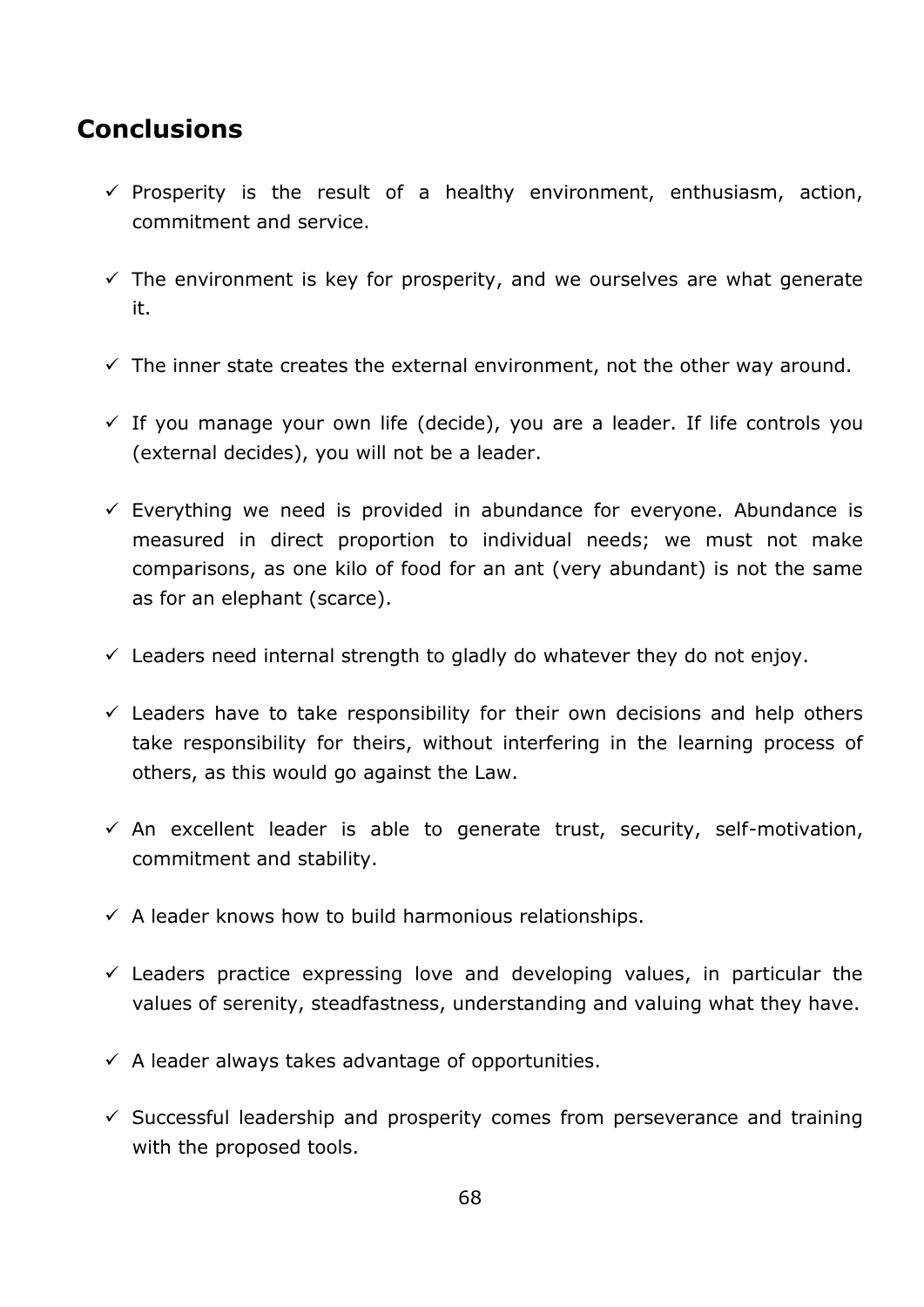## Conclusions

- ✓ Prosperity is the result of a healthy environment, enthusiasm, action, commitment and service.
- ✓ The environment is key for prosperity, and we ourselves are what generate it.
- ✓ The inner state creates the external environment, not the other way around.
- ✓ If you manage your own life (decide), you are a leader. If life controls you (external decides), you will not be a leader.
- ✓ Everything we need is provided in abundance for everyone. Abundance is measured in direct proportion to individual needs; we must not make comparisons, as one kilo of food for an ant (very abundant) is not the same as for an elephant (scarce).
- ✓ Leaders need internal strength to gladly do whatever they do not enjoy.
- ✓ Leaders have to take responsibility for their own decisions and help others take responsibility for theirs, without interfering in the learning process of others, as this would go against the Law.
- ✓ An excellent leader is able to generate trust, security, self-motivation, commitment and stability.
- ✓ A leader knows how to build harmonious relationships.
- ✓ Leaders practice expressing love and developing values, in particular the values of serenity, steadfastness, understanding and valuing what they have.
- ✓ A leader always takes advantage of opportunities.
- ✓ Successful leadership and prosperity comes from perseverance and training with the proposed tools.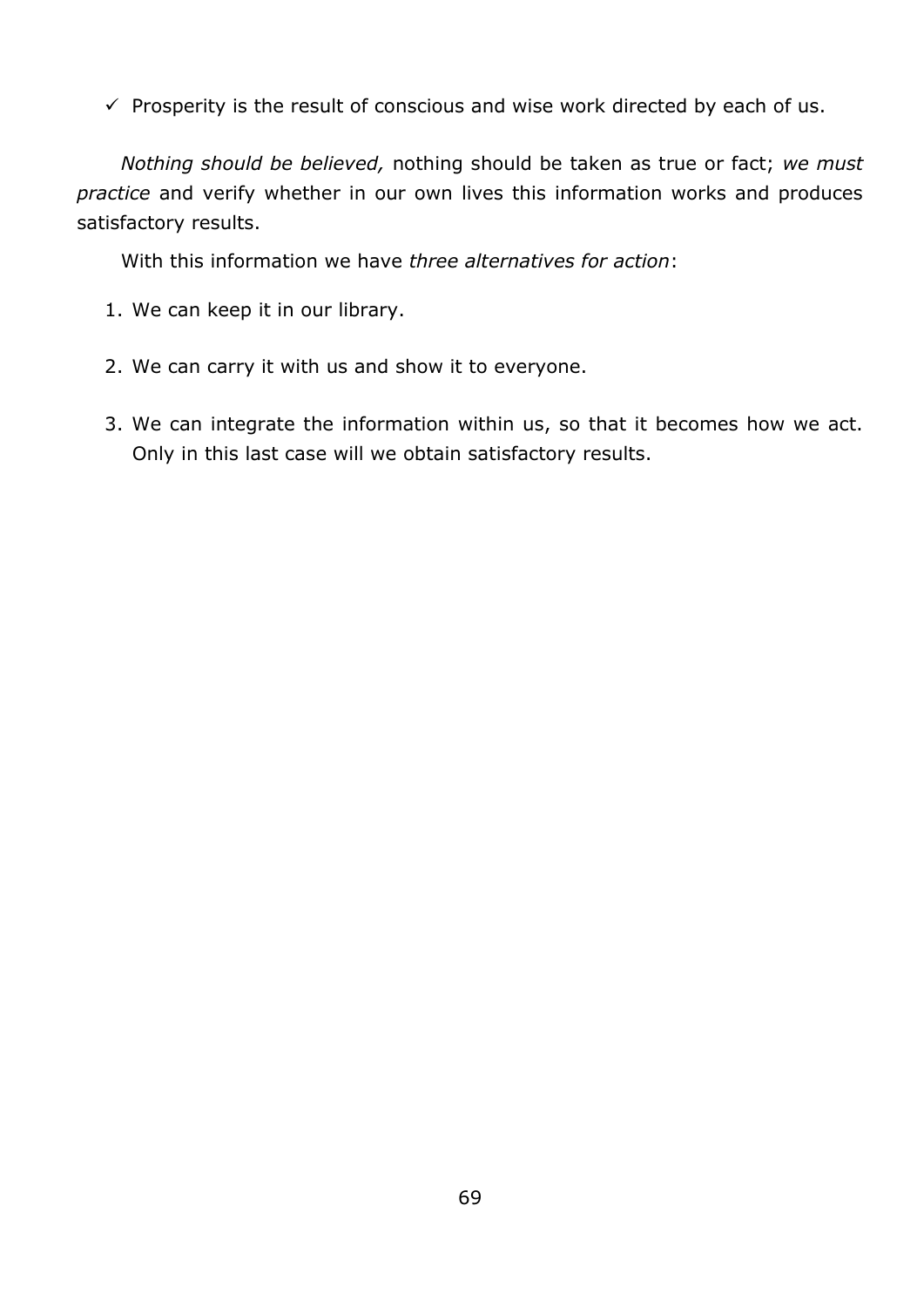- ✓ Prosperity is the result of conscious and wise work directed by each of us.

*Nothing should be believed,* nothing should be taken as true or fact; *we must practice* and verify whether in our own lives this information works and produces satisfactory results.

With this information we have *three alternatives for action*:

1. We can keep it in our library.
2. We can carry it with us and show it to everyone.
3. We can integrate the information within us, so that it becomes how we act. Only in this last case will we obtain satisfactory results.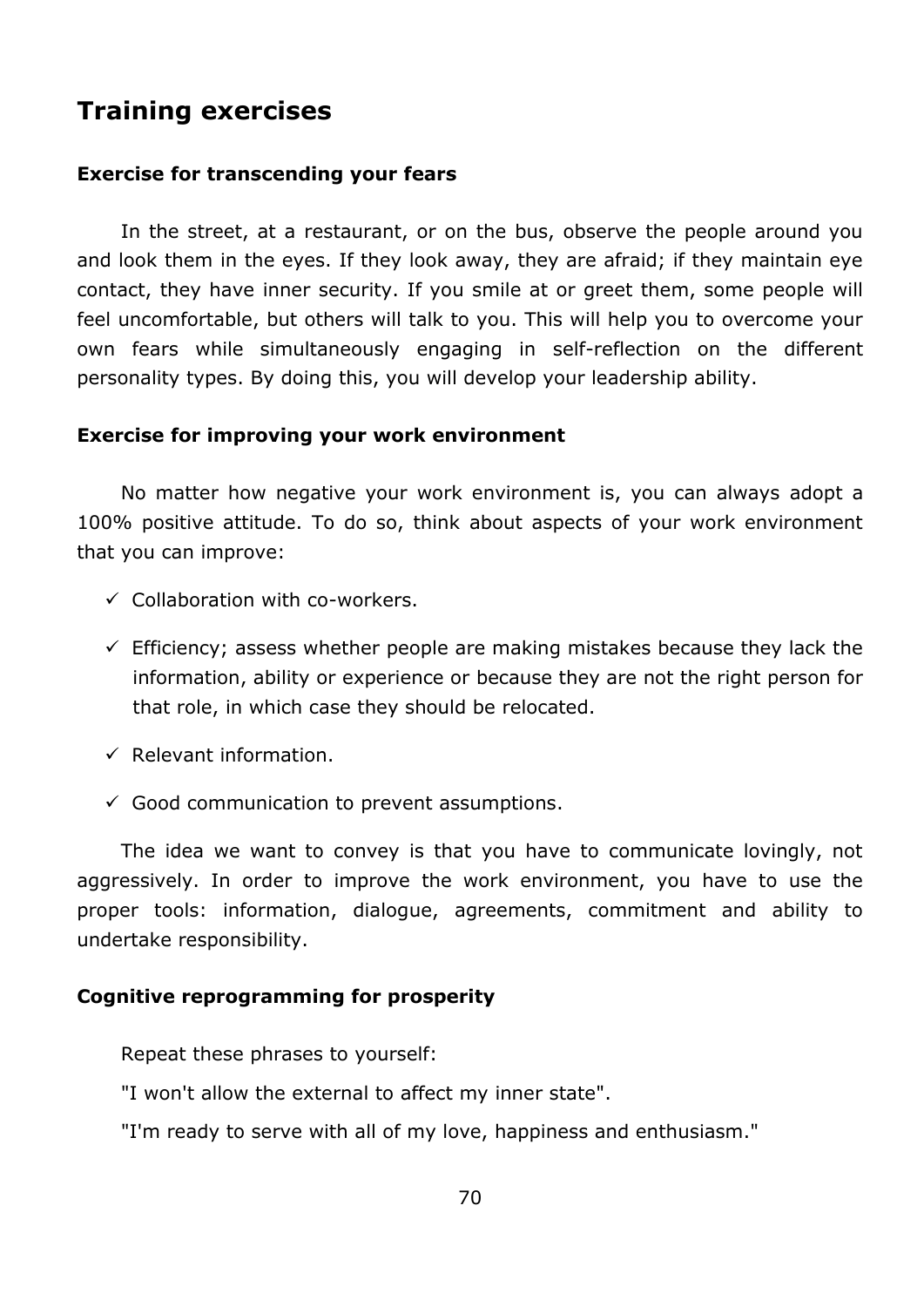## Training exercises

### Exercise for transcending your fears

In the street, at a restaurant, or on the bus, observe the people around you and look them in the eyes. If they look away, they are afraid; if they maintain eye contact, they have inner security. If you smile at or greet them, some people will feel uncomfortable, but others will talk to you. This will help you to overcome your own fears while simultaneously engaging in self-reflection on the different personality types. By doing this, you will develop your leadership ability.

### Exercise for improving your work environment

No matter how negative your work environment is, you can always adopt a 100% positive attitude. To do so, think about aspects of your work environment that you can improve:

- ✓ Collaboration with co-workers.
- ✓ Efficiency; assess whether people are making mistakes because they lack the information, ability or experience or because they are not the right person for that role, in which case they should be relocated.
- ✓ Relevant information.
- ✓ Good communication to prevent assumptions.

The idea we want to convey is that you have to communicate lovingly, not aggressively. In order to improve the work environment, you have to use the proper tools: information, dialogue, agreements, commitment and ability to undertake responsibility.

### Cognitive reprogramming for prosperity

Repeat these phrases to yourself:

"I won't allow the external to affect my inner state".

"I'm ready to serve with all of my love, happiness and enthusiasm."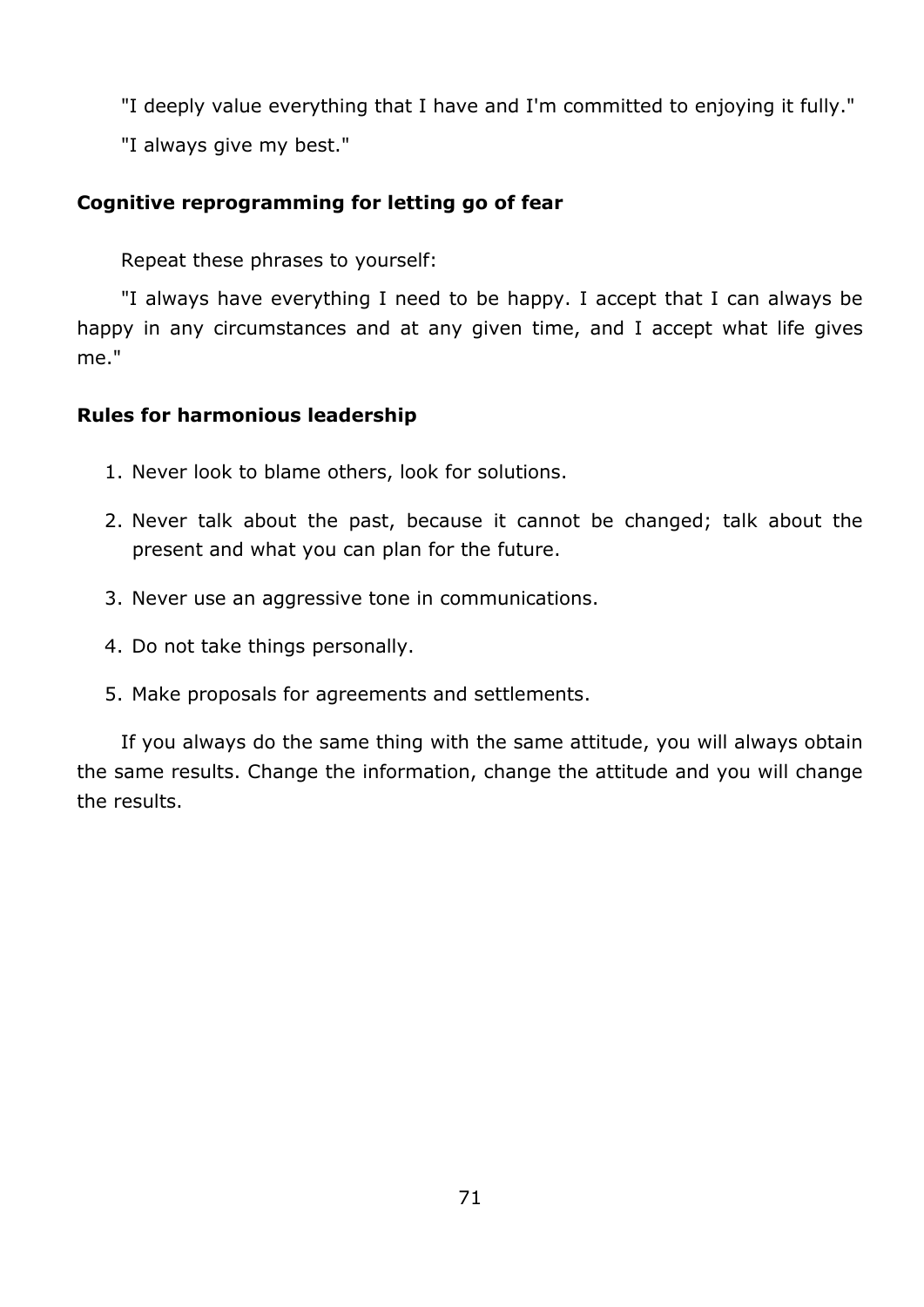"I deeply value everything that I have and I'm committed to enjoying it fully."

"I always give my best."

### Cognitive reprogramming for letting go of fear

Repeat these phrases to yourself:

"I always have everything I need to be happy. I accept that I can always be happy in any circumstances and at any given time, and I accept what life gives me."

### Rules for harmonious leadership

1. Never look to blame others, look for solutions.
2. Never talk about the past, because it cannot be changed; talk about the present and what you can plan for the future.
3. Never use an aggressive tone in communications.
4. Do not take things personally.
5. Make proposals for agreements and settlements.

If you always do the same thing with the same attitude, you will always obtain the same results. Change the information, change the attitude and you will change the results.